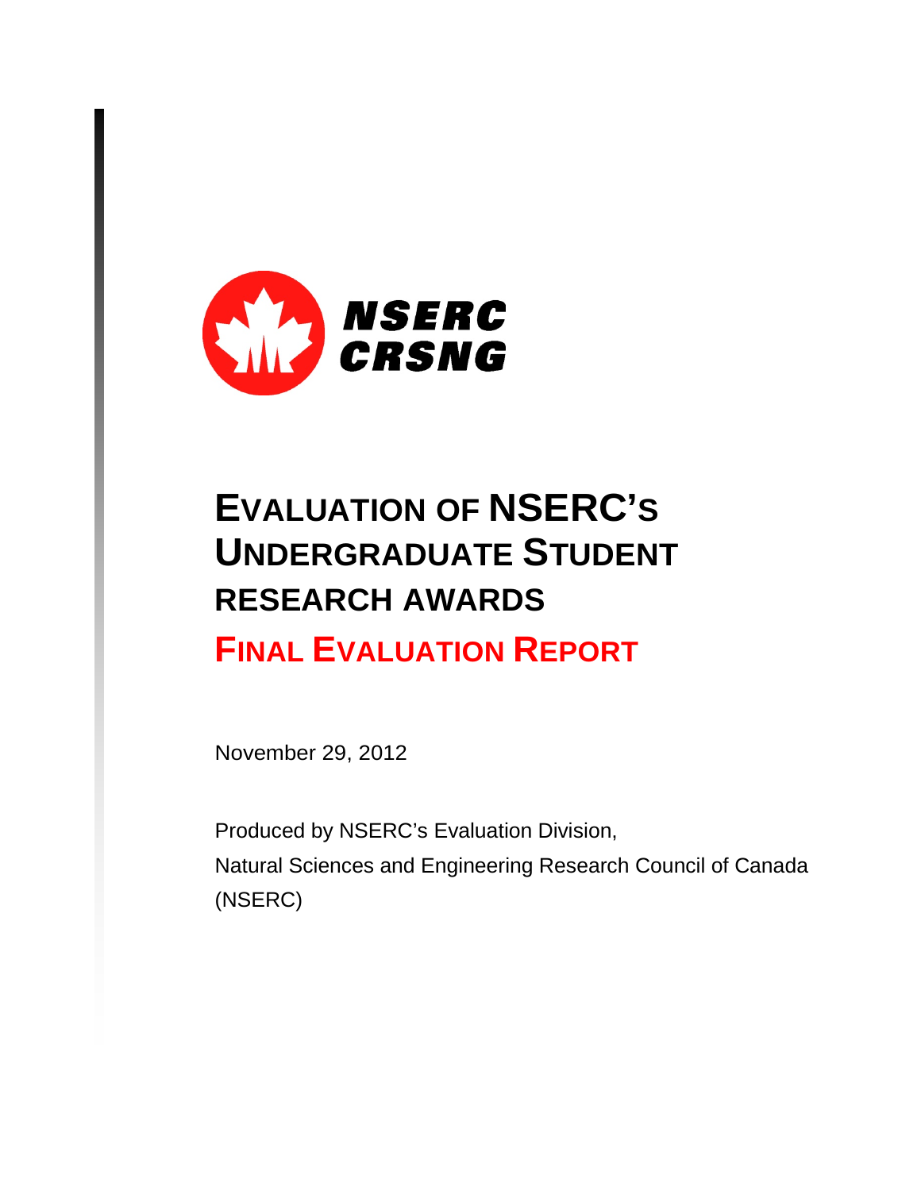NSERC
CRSNG

# EVALUATION OF NSERC'S UNDERGRADUATE STUDENT RESEARCH AWARDS

## FINAL EVALUATION REPORT

November 29, 2012

Produced by NSERC's Evaluation Division,
Natural Sciences and Engineering Research Council of Canada
(NSERC)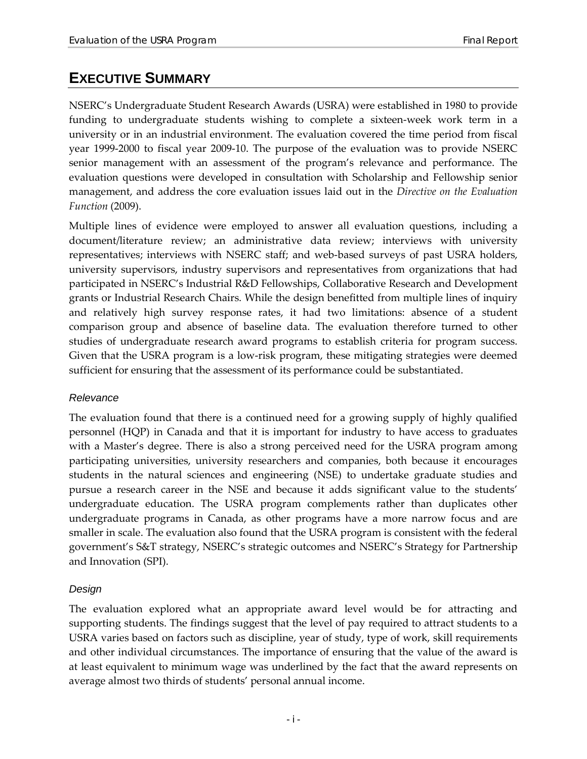# EXECUTIVE SUMMARY

NSERC's Undergraduate Student Research Awards (USRA) were established in 1980 to provide funding to undergraduate students wishing to complete a sixteen-week work term in a university or in an industrial environment. The evaluation covered the time period from fiscal year 1999-2000 to fiscal year 2009-10. The purpose of the evaluation was to provide NSERC senior management with an assessment of the program's relevance and performance. The evaluation questions were developed in consultation with Scholarship and Fellowship senior management, and address the core evaluation issues laid out in the *Directive on the Evaluation Function* (2009).

Multiple lines of evidence were employed to answer all evaluation questions, including a document/literature review; an administrative data review; interviews with university representatives; interviews with NSERC staff; and web-based surveys of past USRA holders, university supervisors, industry supervisors and representatives from organizations that had participated in NSERC's Industrial R&D Fellowships, Collaborative Research and Development grants or Industrial Research Chairs. While the design benefitted from multiple lines of inquiry and relatively high survey response rates, it had two limitations: absence of a student comparison group and absence of baseline data. The evaluation therefore turned to other studies of undergraduate research award programs to establish criteria for program success. Given that the USRA program is a low-risk program, these mitigating strategies were deemed sufficient for ensuring that the assessment of its performance could be substantiated.

### *Relevance*

The evaluation found that there is a continued need for a growing supply of highly qualified personnel (HQP) in Canada and that it is important for industry to have access to graduates with a Master's degree. There is also a strong perceived need for the USRA program among participating universities, university researchers and companies, both because it encourages students in the natural sciences and engineering (NSE) to undertake graduate studies and pursue a research career in the NSE and because it adds significant value to the students' undergraduate education. The USRA program complements rather than duplicates other undergraduate programs in Canada, as other programs have a more narrow focus and are smaller in scale. The evaluation also found that the USRA program is consistent with the federal government's S&T strategy, NSERC's strategic outcomes and NSERC's Strategy for Partnership and Innovation (SPI).

### *Design*

The evaluation explored what an appropriate award level would be for attracting and supporting students. The findings suggest that the level of pay required to attract students to a USRA varies based on factors such as discipline, year of study, type of work, skill requirements and other individual circumstances. The importance of ensuring that the value of the award is at least equivalent to minimum wage was underlined by the fact that the award represents on average almost two thirds of students' personal annual income.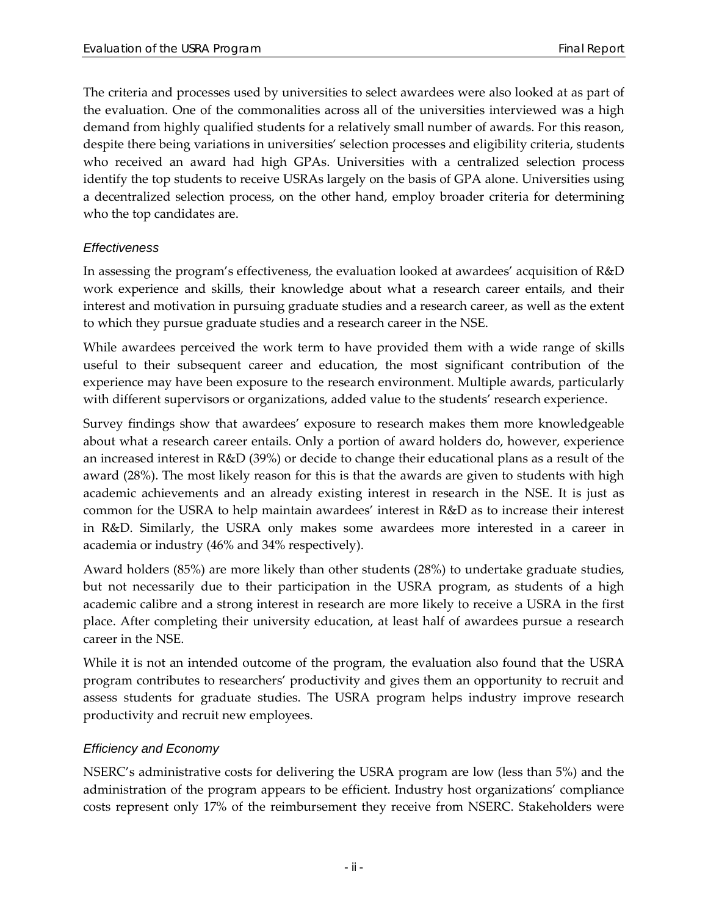The criteria and processes used by universities to select awardees were also looked at as part of the evaluation. One of the commonalities across all of the universities interviewed was a high demand from highly qualified students for a relatively small number of awards. For this reason, despite there being variations in universities' selection processes and eligibility criteria, students who received an award had high GPAs. Universities with a centralized selection process identify the top students to receive USRAs largely on the basis of GPA alone. Universities using a decentralized selection process, on the other hand, employ broader criteria for determining who the top candidates are.

### *Effectiveness*

In assessing the program's effectiveness, the evaluation looked at awardees' acquisition of R&D work experience and skills, their knowledge about what a research career entails, and their interest and motivation in pursuing graduate studies and a research career, as well as the extent to which they pursue graduate studies and a research career in the NSE.

While awardees perceived the work term to have provided them with a wide range of skills useful to their subsequent career and education, the most significant contribution of the experience may have been exposure to the research environment. Multiple awards, particularly with different supervisors or organizations, added value to the students' research experience.

Survey findings show that awardees' exposure to research makes them more knowledgeable about what a research career entails. Only a portion of award holders do, however, experience an increased interest in R&D (39%) or decide to change their educational plans as a result of the award (28%). The most likely reason for this is that the awards are given to students with high academic achievements and an already existing interest in research in the NSE. It is just as common for the USRA to help maintain awardees' interest in R&D as to increase their interest in R&D. Similarly, the USRA only makes some awardees more interested in a career in academia or industry (46% and 34% respectively).

Award holders (85%) are more likely than other students (28%) to undertake graduate studies, but not necessarily due to their participation in the USRA program, as students of a high academic calibre and a strong interest in research are more likely to receive a USRA in the first place. After completing their university education, at least half of awardees pursue a research career in the NSE.

While it is not an intended outcome of the program, the evaluation also found that the USRA program contributes to researchers' productivity and gives them an opportunity to recruit and assess students for graduate studies. The USRA program helps industry improve research productivity and recruit new employees.

### *Efficiency and Economy*

NSERC's administrative costs for delivering the USRA program are low (less than 5%) and the administration of the program appears to be efficient. Industry host organizations' compliance costs represent only 17% of the reimbursement they receive from NSERC. Stakeholders were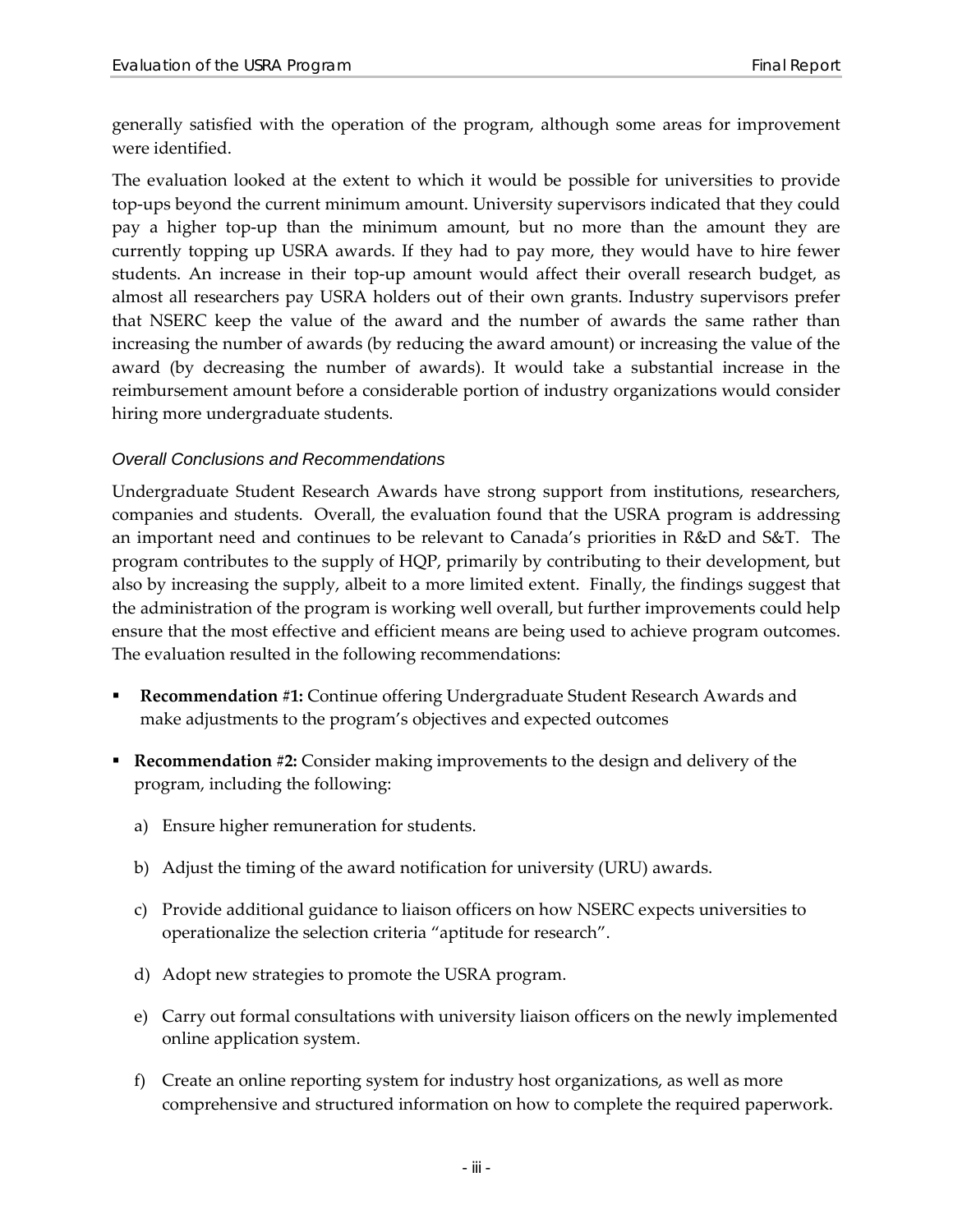generally satisfied with the operation of the program, although some areas for improvement were identified.

The evaluation looked at the extent to which it would be possible for universities to provide top-ups beyond the current minimum amount. University supervisors indicated that they could pay a higher top-up than the minimum amount, but no more than the amount they are currently topping up USRA awards. If they had to pay more, they would have to hire fewer students. An increase in their top-up amount would affect their overall research budget, as almost all researchers pay USRA holders out of their own grants. Industry supervisors prefer that NSERC keep the value of the award and the number of awards the same rather than increasing the number of awards (by reducing the award amount) or increasing the value of the award (by decreasing the number of awards). It would take a substantial increase in the reimbursement amount before a considerable portion of industry organizations would consider hiring more undergraduate students.

### *Overall Conclusions and Recommendations*

Undergraduate Student Research Awards have strong support from institutions, researchers, companies and students. Overall, the evaluation found that the USRA program is addressing an important need and continues to be relevant to Canada's priorities in R&D and S&T. The program contributes to the supply of HQP, primarily by contributing to their development, but also by increasing the supply, albeit to a more limited extent. Finally, the findings suggest that the administration of the program is working well overall, but further improvements could help ensure that the most effective and efficient means are being used to achieve program outcomes. The evaluation resulted in the following recommendations:

- **Recommendation #1:** Continue offering Undergraduate Student Research Awards and make adjustments to the program's objectives and expected outcomes
- **Recommendation #2:** Consider making improvements to the design and delivery of the program, including the following:
  a) Ensure higher remuneration for students.
  b) Adjust the timing of the award notification for university (URU) awards.
  c) Provide additional guidance to liaison officers on how NSERC expects universities to operationalize the selection criteria "aptitude for research".
  d) Adopt new strategies to promote the USRA program.
  e) Carry out formal consultations with university liaison officers on the newly implemented online application system.
  f) Create an online reporting system for industry host organizations, as well as more comprehensive and structured information on how to complete the required paperwork.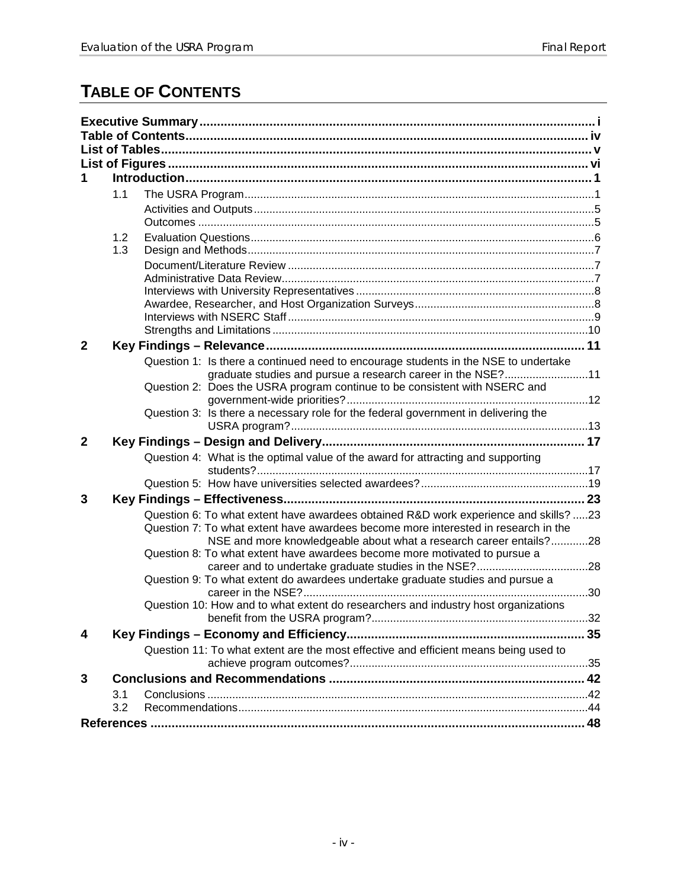# TABLE OF CONTENTS

**Executive Summary** ..... i
**Table of Contents** ..... iv
**List of Tables** ..... v
**List of Figures** ..... vi

**1 Introduction** ..... 1

- 1.1 The USRA Program ..... 1
  - Activities and Outputs ..... 5
  - Outcomes ..... 5
- 1.2 Evaluation Questions ..... 6
- 1.3 Design and Methods ..... 7
  - Document/Literature Review ..... 7
  - Administrative Data Review ..... 7
  - Interviews with University Representatives ..... 8
  - Awardee, Researcher, and Host Organization Surveys ..... 8
  - Interviews with NSERC Staff ..... 9
  - Strengths and Limitations ..... 10

**2 Key Findings – Relevance** ..... 11

- Question 1: Is there a continued need to encourage students in the NSE to undertake graduate studies and pursue a research career in the NSE? ..... 11
- Question 2: Does the USRA program continue to be consistent with NSERC and government-wide priorities? ..... 12
- Question 3: Is there a necessary role for the federal government in delivering the USRA program? ..... 13

**2 Key Findings – Design and Delivery** ..... 17

- Question 4: What is the optimal value of the award for attracting and supporting students? ..... 17
- Question 5: How have universities selected awardees? ..... 19

**3 Key Findings – Effectiveness** ..... 23

- Question 6: To what extent have awardees obtained R&D work experience and skills? ..... 23
- Question 7: To what extent have awardees become more interested in research in the NSE and more knowledgeable about what a research career entails? ..... 28
- Question 8: To what extent have awardees become more motivated to pursue a career and to undertake graduate studies in the NSE? ..... 28
- Question 9: To what extent do awardees undertake graduate studies and pursue a career in the NSE? ..... 30
- Question 10: How and to what extent do researchers and industry host organizations benefit from the USRA program? ..... 32

**4 Key Findings – Economy and Efficiency** ..... 35

- Question 11: To what extent are the most effective and efficient means being used to achieve program outcomes? ..... 35

**3 Conclusions and Recommendations** ..... 42

- 3.1 Conclusions ..... 42
- 3.2 Recommendations ..... 44

**References** ..... 48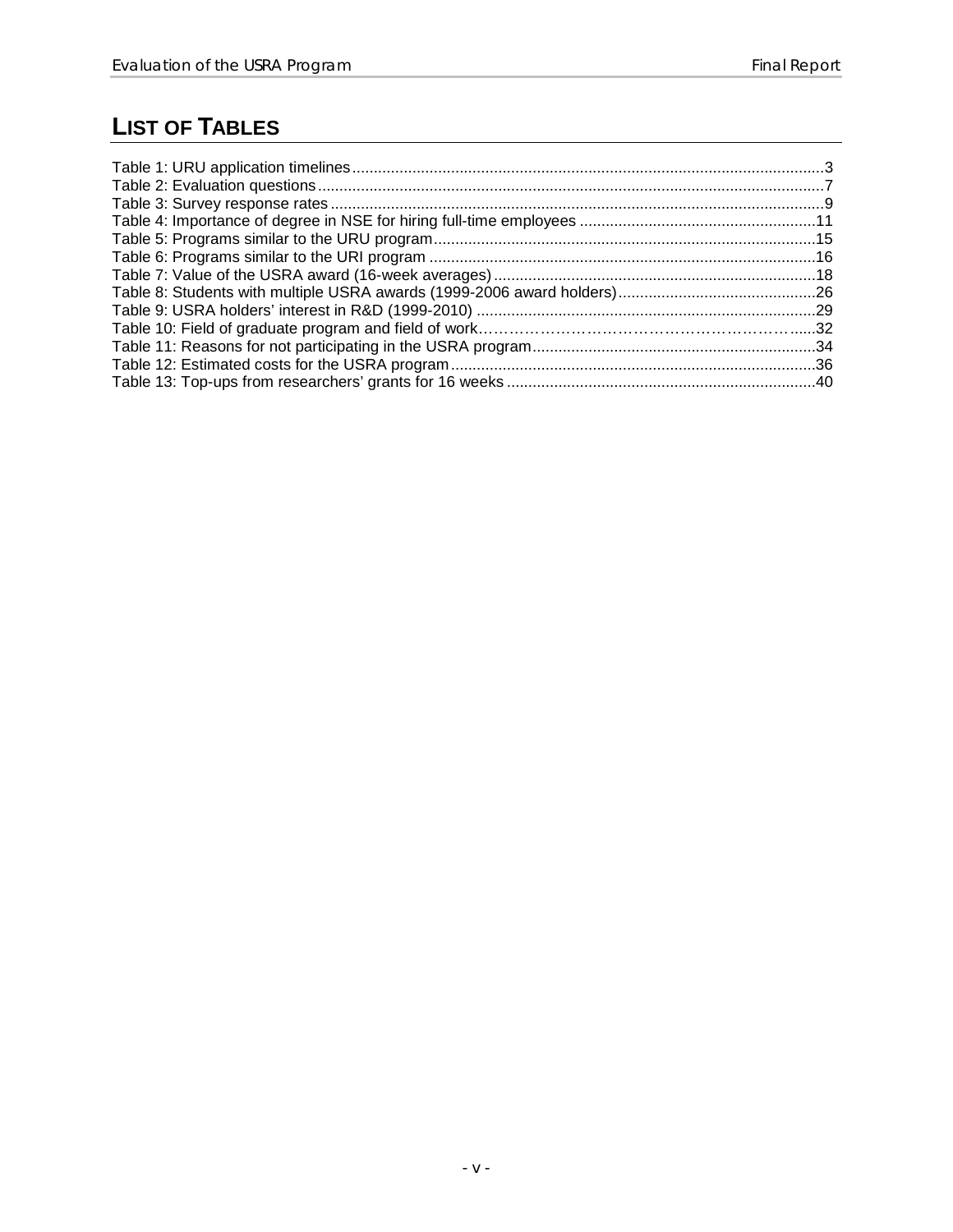# LIST OF TABLES

Table 1: URU application timelines ............................................................................................................3
Table 2: Evaluation questions .....................................................................................................................7
Table 3: Survey response rates ..................................................................................................................9
Table 4: Importance of degree in NSE for hiring full-time employees .......................................................11
Table 5: Programs similar to the URU program ........................................................................................15
Table 6: Programs similar to the URI program .........................................................................................16
Table 7: Value of the USRA award (16-week averages) ...........................................................................18
Table 8: Students with multiple USRA awards (1999-2006 award holders) ..............................................26
Table 9: USRA holders' interest in R&D (1999-2010) ...............................................................................29
Table 10: Field of graduate program and field of work……………………………………………………......32
Table 11: Reasons for not participating in the USRA program ..................................................................34
Table 12: Estimated costs for the USRA program .....................................................................................36
Table 13: Top-ups from researchers' grants for 16 weeks ........................................................................40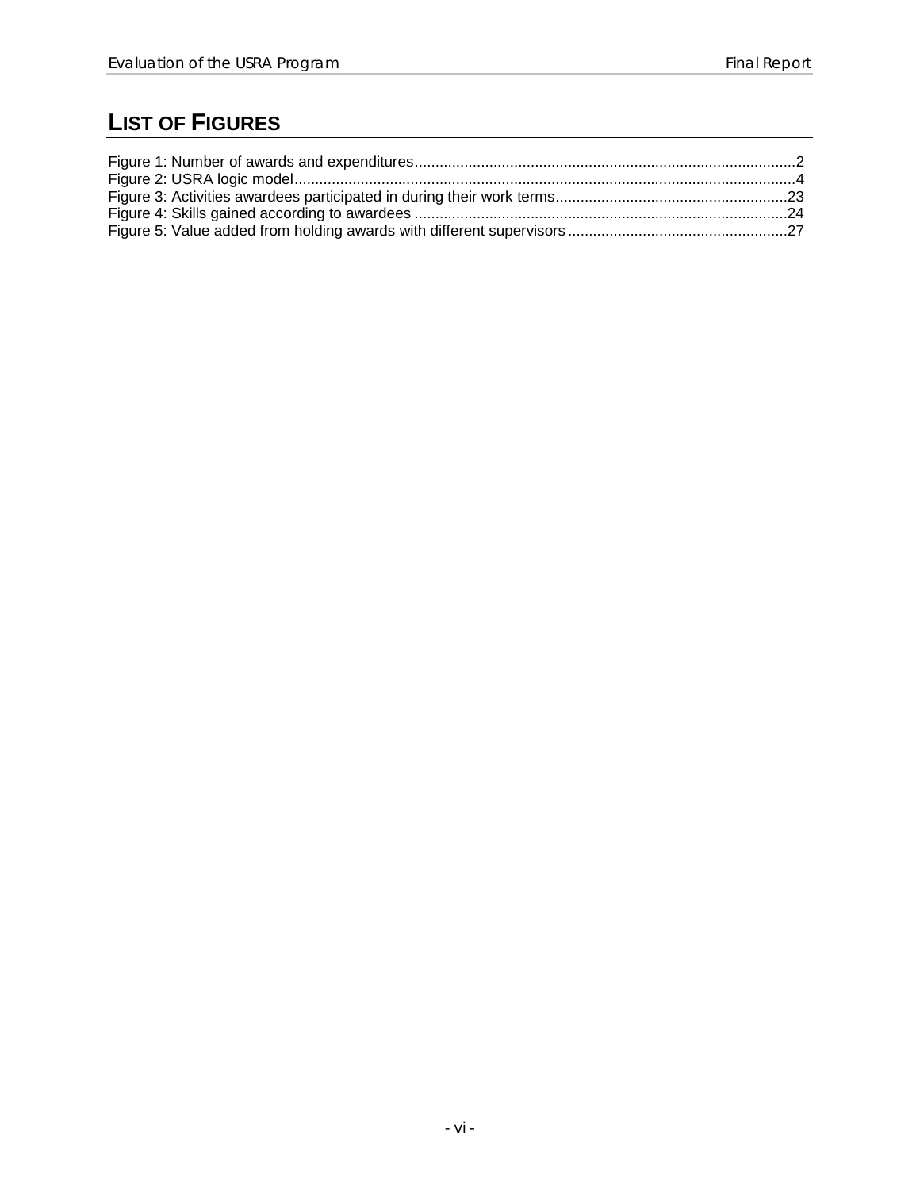# LIST OF FIGURES

Figure 1: Number of awards and expenditures............................................................................................2
Figure 2: USRA logic model..........................................................................................................................4
Figure 3: Activities awardees participated in during their work terms........................................................23
Figure 4: Skills gained according to awardees ..........................................................................................24
Figure 5: Value added from holding awards with different supervisors .....................................................27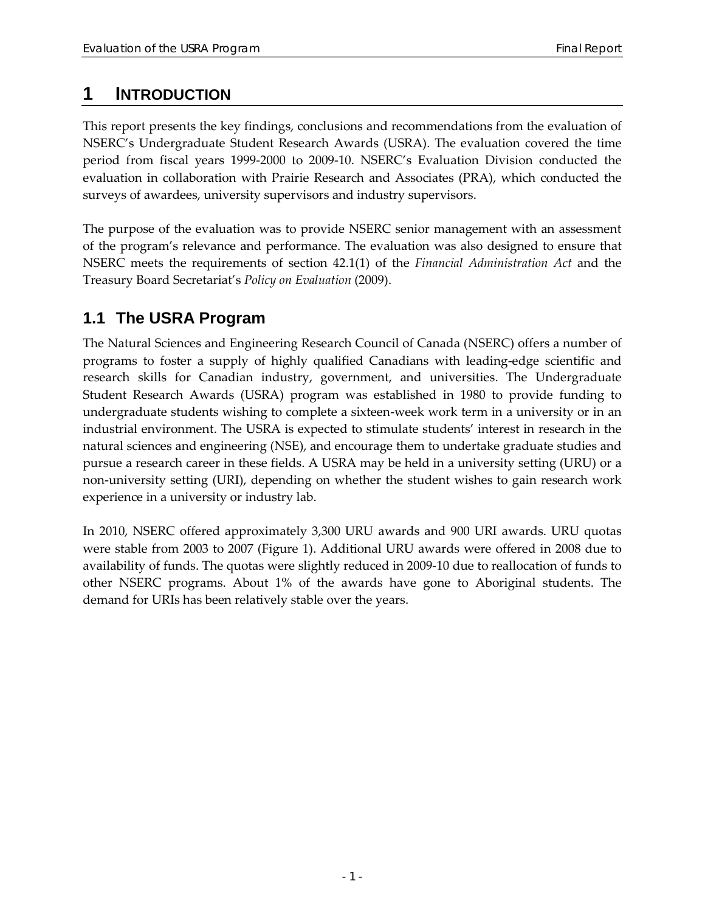# 1 INTRODUCTION

This report presents the key findings, conclusions and recommendations from the evaluation of NSERC's Undergraduate Student Research Awards (USRA). The evaluation covered the time period from fiscal years 1999-2000 to 2009-10. NSERC's Evaluation Division conducted the evaluation in collaboration with Prairie Research and Associates (PRA), which conducted the surveys of awardees, university supervisors and industry supervisors.

The purpose of the evaluation was to provide NSERC senior management with an assessment of the program's relevance and performance. The evaluation was also designed to ensure that NSERC meets the requirements of section 42.1(1) of the *Financial Administration Act* and the Treasury Board Secretariat's *Policy on Evaluation* (2009).

## 1.1 The USRA Program

The Natural Sciences and Engineering Research Council of Canada (NSERC) offers a number of programs to foster a supply of highly qualified Canadians with leading-edge scientific and research skills for Canadian industry, government, and universities. The Undergraduate Student Research Awards (USRA) program was established in 1980 to provide funding to undergraduate students wishing to complete a sixteen-week work term in a university or in an industrial environment. The USRA is expected to stimulate students' interest in research in the natural sciences and engineering (NSE), and encourage them to undertake graduate studies and pursue a research career in these fields. A USRA may be held in a university setting (URU) or a non-university setting (URI), depending on whether the student wishes to gain research work experience in a university or industry lab.

In 2010, NSERC offered approximately 3,300 URU awards and 900 URI awards. URU quotas were stable from 2003 to 2007 (Figure 1). Additional URU awards were offered in 2008 due to availability of funds. The quotas were slightly reduced in 2009-10 due to reallocation of funds to other NSERC programs. About 1% of the awards have gone to Aboriginal students. The demand for URIs has been relatively stable over the years.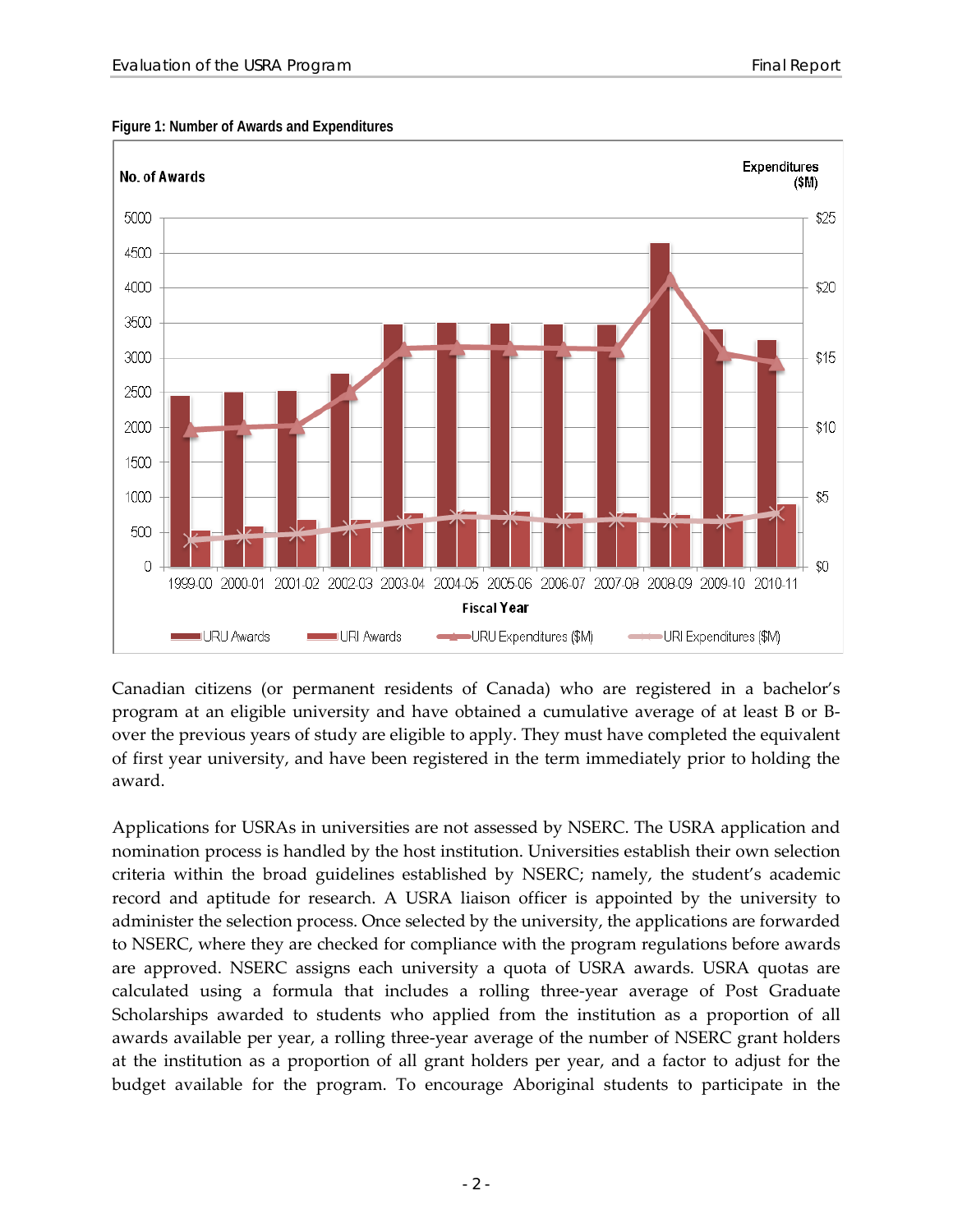**Figure 1: Number of Awards and Expenditures**

Canadian citizens (or permanent residents of Canada) who are registered in a bachelor's program at an eligible university and have obtained a cumulative average of at least B or B- over the previous years of study are eligible to apply. They must have completed the equivalent of first year university, and have been registered in the term immediately prior to holding the award.

Applications for USRAs in universities are not assessed by NSERC. The USRA application and nomination process is handled by the host institution. Universities establish their own selection criteria within the broad guidelines established by NSERC; namely, the student's academic record and aptitude for research. A USRA liaison officer is appointed by the university to administer the selection process. Once selected by the university, the applications are forwarded to NSERC, where they are checked for compliance with the program regulations before awards are approved. NSERC assigns each university a quota of USRA awards. USRA quotas are calculated using a formula that includes a rolling three-year average of Post Graduate Scholarships awarded to students who applied from the institution as a proportion of all awards available per year, a rolling three-year average of the number of NSERC grant holders at the institution as a proportion of all grant holders per year, and a factor to adjust for the budget available for the program. To encourage Aboriginal students to participate in the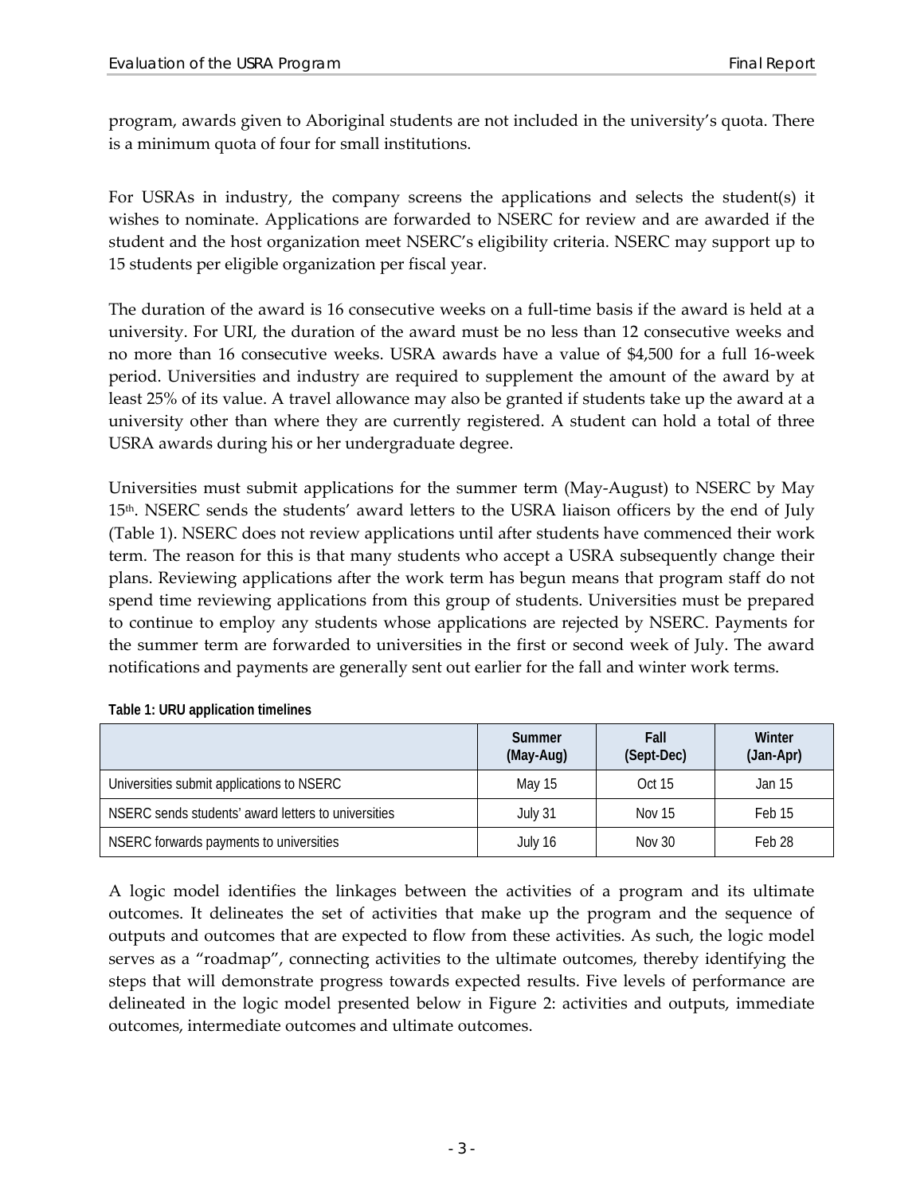program, awards given to Aboriginal students are not included in the university's quota. There is a minimum quota of four for small institutions.

For USRAs in industry, the company screens the applications and selects the student(s) it wishes to nominate. Applications are forwarded to NSERC for review and are awarded if the student and the host organization meet NSERC's eligibility criteria. NSERC may support up to 15 students per eligible organization per fiscal year.

The duration of the award is 16 consecutive weeks on a full-time basis if the award is held at a university. For URI, the duration of the award must be no less than 12 consecutive weeks and no more than 16 consecutive weeks. USRA awards have a value of $4,500 for a full 16-week period. Universities and industry are required to supplement the amount of the award by at least 25% of its value. A travel allowance may also be granted if students take up the award at a university other than where they are currently registered. A student can hold a total of three USRA awards during his or her undergraduate degree.

Universities must submit applications for the summer term (May-August) to NSERC by May 15th. NSERC sends the students' award letters to the USRA liaison officers by the end of July (Table 1). NSERC does not review applications until after students have commenced their work term. The reason for this is that many students who accept a USRA subsequently change their plans. Reviewing applications after the work term has begun means that program staff do not spend time reviewing applications from this group of students. Universities must be prepared to continue to employ any students whose applications are rejected by NSERC. Payments for the summer term are forwarded to universities in the first or second week of July. The award notifications and payments are generally sent out earlier for the fall and winter work terms.

**Table 1: URU application timelines**

| | Summer (May-Aug) | Fall (Sept-Dec) | Winter (Jan-Apr) |
|---|---|---|---|
| Universities submit applications to NSERC | May 15 | Oct 15 | Jan 15 |
| NSERC sends students' award letters to universities | July 31 | Nov 15 | Feb 15 |
| NSERC forwards payments to universities | July 16 | Nov 30 | Feb 28 |

A logic model identifies the linkages between the activities of a program and its ultimate outcomes. It delineates the set of activities that make up the program and the sequence of outputs and outcomes that are expected to flow from these activities. As such, the logic model serves as a "roadmap", connecting activities to the ultimate outcomes, thereby identifying the steps that will demonstrate progress towards expected results. Five levels of performance are delineated in the logic model presented below in Figure 2: activities and outputs, immediate outcomes, intermediate outcomes and ultimate outcomes.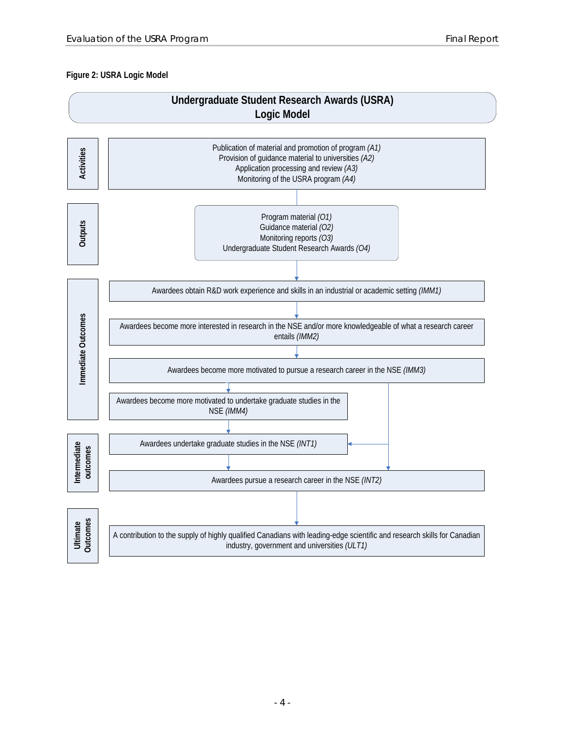**Figure 2: USRA Logic Model**

## Undergraduate Student Research Awards (USRA) Logic Model

**Activities**

Publication of material and promotion of program *(A1)*
Provision of guidance material to universities *(A2)*
Application processing and review *(A3)*
Monitoring of the USRA program *(A4)*

**Outputs**

Program material *(O1)*
Guidance material *(O2)*
Monitoring reports *(O3)*
Undergraduate Student Research Awards *(O4)*

**Immediate Outcomes**

Awardees obtain R&D work experience and skills in an industrial or academic setting *(IMM1)*

Awardees become more interested in research in the NSE and/or more knowledgeable of what a research career entails *(IMM2)*

Awardees become more motivated to pursue a research career in the NSE *(IMM3)*

Awardees become more motivated to undertake graduate studies in the NSE *(IMM4)*

**Intermediate outcomes**

Awardees undertake graduate studies in the NSE *(INT1)*

Awardees pursue a research career in the NSE *(INT2)*

**Ultimate Outcomes**

A contribution to the supply of highly qualified Canadians with leading-edge scientific and research skills for Canadian industry, government and universities *(ULT1)*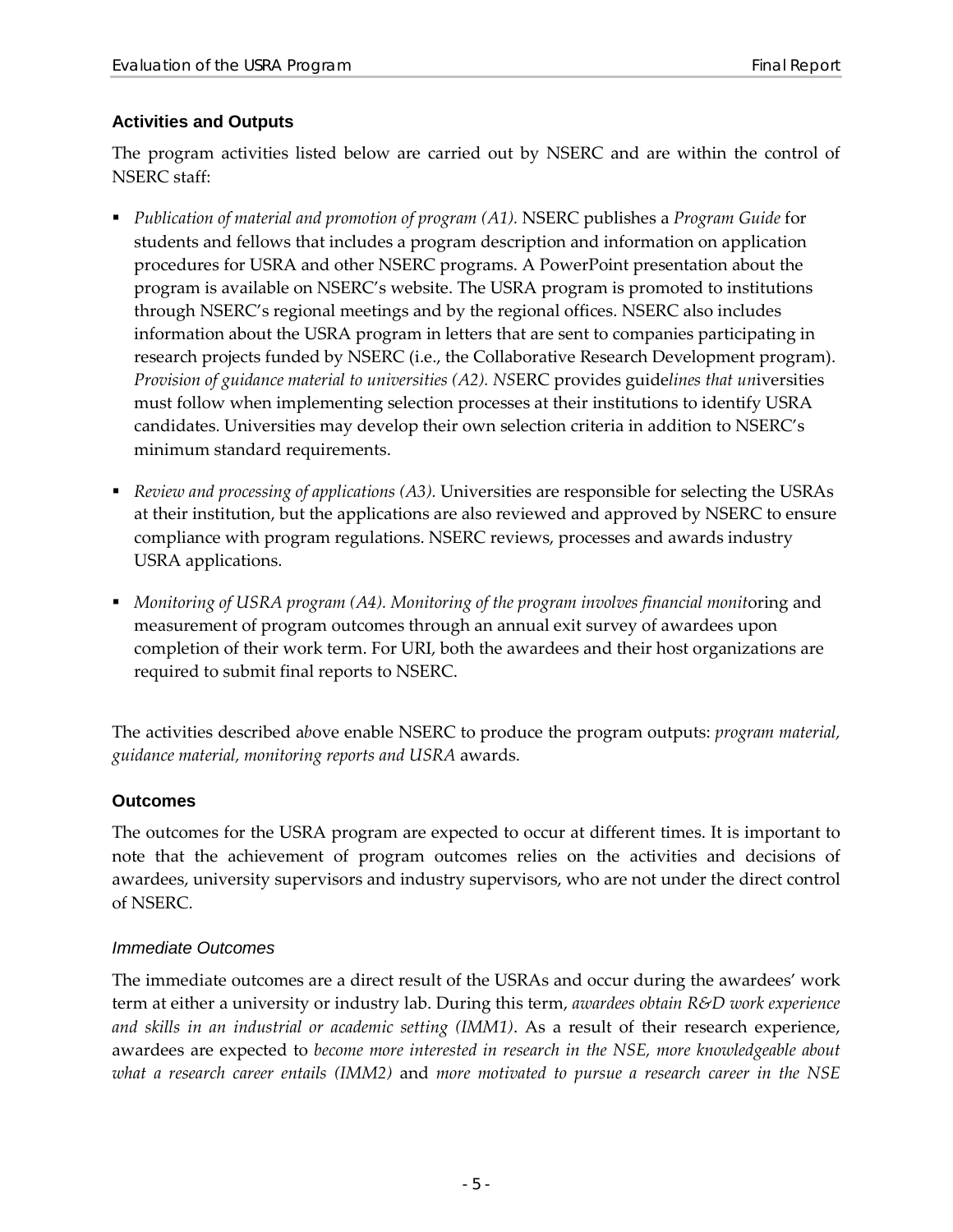### Activities and Outputs

The program activities listed below are carried out by NSERC and are within the control of NSERC staff:

- *Publication of material and promotion of program (A1).* NSERC publishes a *Program Guide* for students and fellows that includes a program description and information on application procedures for USRA and other NSERC programs. A PowerPoint presentation about the program is available on NSERC's website. The USRA program is promoted to institutions through NSERC's regional meetings and by the regional offices. NSERC also includes information about the USRA program in letters that are sent to companies participating in research projects funded by NSERC (i.e., the Collaborative Research Development program). *Provision of guidance material to universities (A2).* NSERC provides guidelines that universities must follow when implementing selection processes at their institutions to identify USRA candidates. Universities may develop their own selection criteria in addition to NSERC's minimum standard requirements.
- *Review and processing of applications (A3).* Universities are responsible for selecting the USRAs at their institution, but the applications are also reviewed and approved by NSERC to ensure compliance with program regulations. NSERC reviews, processes and awards industry USRA applications.
- *Monitoring of USRA program (A4). Monitoring of the program involves financial monit*oring and measurement of program outcomes through an annual exit survey of awardees upon completion of their work term. For URI, both the awardees and their host organizations are required to submit final reports to NSERC.

The activities described above enable NSERC to produce the program outputs: *program material, guidance material, monitoring reports and USRA* awards.

### Outcomes

The outcomes for the USRA program are expected to occur at different times. It is important to note that the achievement of program outcomes relies on the activities and decisions of awardees, university supervisors and industry supervisors, who are not under the direct control of NSERC.

#### *Immediate Outcomes*

The immediate outcomes are a direct result of the USRAs and occur during the awardees' work term at either a university or industry lab. During this term, *awardees obtain R&D work experience and skills in an industrial or academic setting (IMM1)*. As a result of their research experience, awardees are expected to *become more interested in research in the NSE, more knowledgeable about what a research career entails (IMM2)* and *more motivated to pursue a research career in the NSE*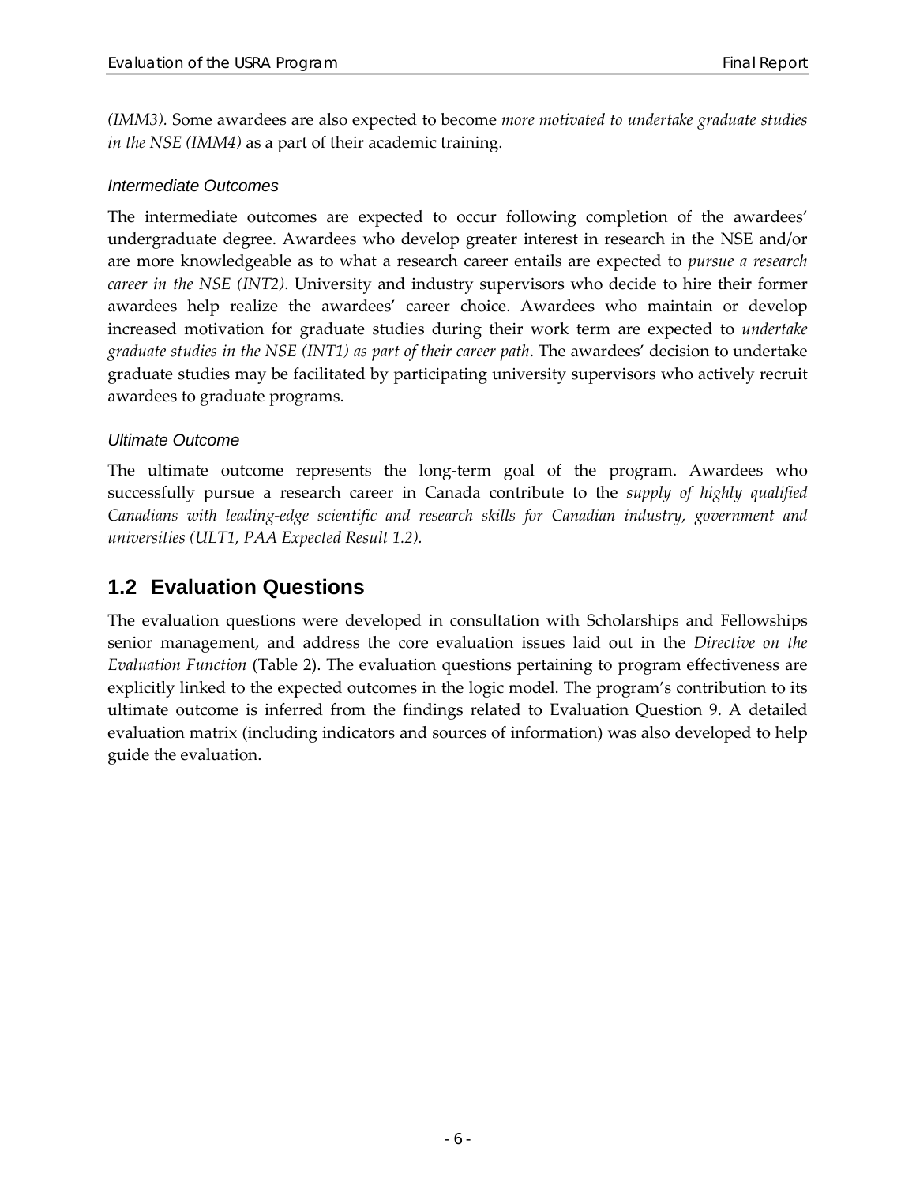*(IMM3)*. Some awardees are also expected to become *more motivated to undertake graduate studies in the NSE (IMM4)* as a part of their academic training.

### *Intermediate Outcomes*

The intermediate outcomes are expected to occur following completion of the awardees' undergraduate degree. Awardees who develop greater interest in research in the NSE and/or are more knowledgeable as to what a research career entails are expected to *pursue a research career in the NSE (INT2)*. University and industry supervisors who decide to hire their former awardees help realize the awardees' career choice. Awardees who maintain or develop increased motivation for graduate studies during their work term are expected to *undertake graduate studies in the NSE (INT1) as part of their career path*. The awardees' decision to undertake graduate studies may be facilitated by participating university supervisors who actively recruit awardees to graduate programs.

### *Ultimate Outcome*

The ultimate outcome represents the long-term goal of the program. Awardees who successfully pursue a research career in Canada contribute to the *supply of highly qualified Canadians with leading-edge scientific and research skills for Canadian industry, government and universities (ULT1, PAA Expected Result 1.2).*

## 1.2 Evaluation Questions

The evaluation questions were developed in consultation with Scholarships and Fellowships senior management, and address the core evaluation issues laid out in the *Directive on the Evaluation Function* (Table 2). The evaluation questions pertaining to program effectiveness are explicitly linked to the expected outcomes in the logic model. The program's contribution to its ultimate outcome is inferred from the findings related to Evaluation Question 9. A detailed evaluation matrix (including indicators and sources of information) was also developed to help guide the evaluation.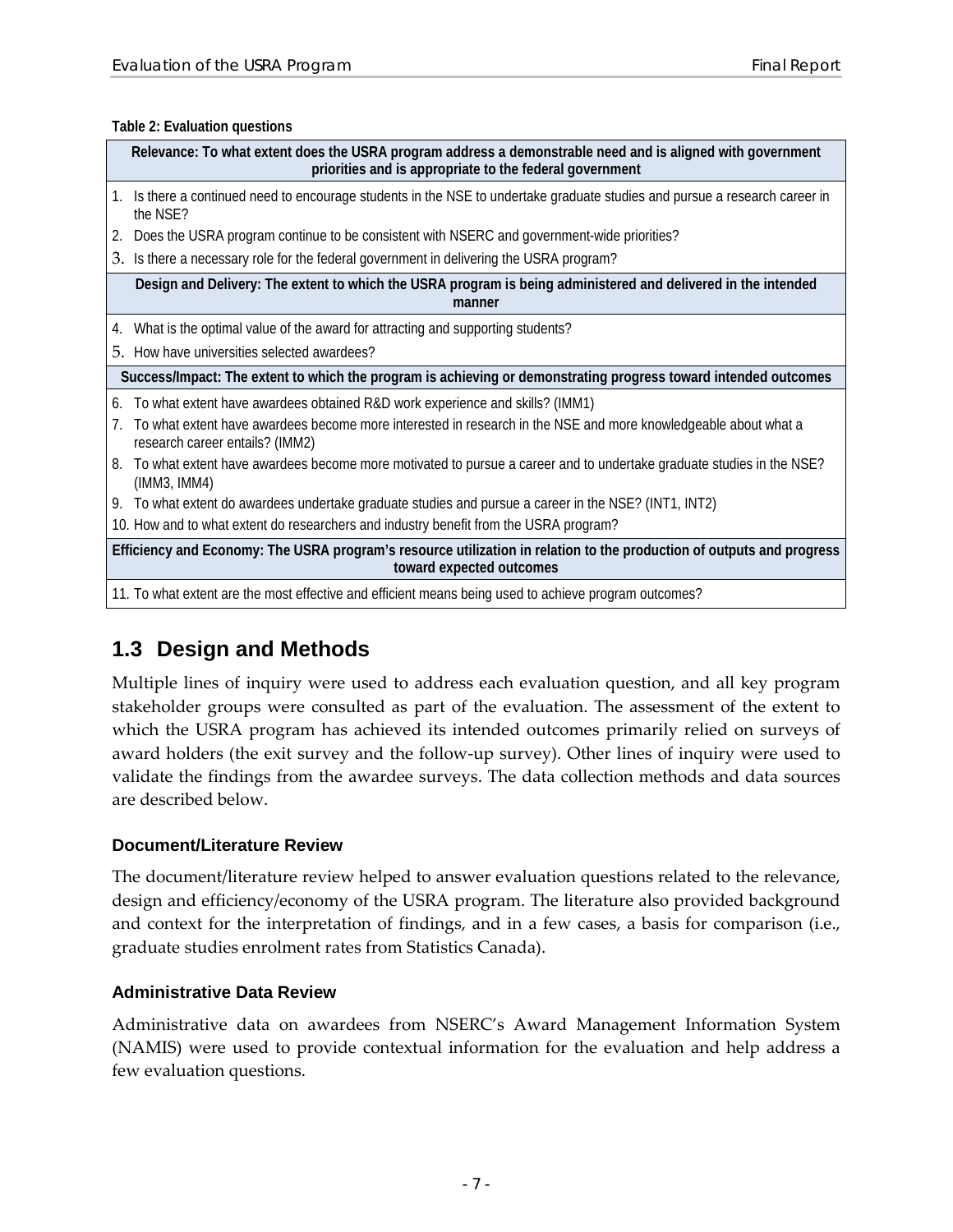**Table 2: Evaluation questions**

| Relevance: To what extent does the USRA program address a demonstrable need and is aligned with government priorities and is appropriate to the federal government |
| --- |
| 1. Is there a continued need to encourage students in the NSE to undertake graduate studies and pursue a research career in the NSE? |
| 2. Does the USRA program continue to be consistent with NSERC and government-wide priorities? |
| 3. Is there a necessary role for the federal government in delivering the USRA program? |
| **Design and Delivery: The extent to which the USRA program is being administered and delivered in the intended manner** |
| 4. What is the optimal value of the award for attracting and supporting students? |
| 5. How have universities selected awardees? |
| **Success/Impact: The extent to which the program is achieving or demonstrating progress toward intended outcomes** |
| 6. To what extent have awardees obtained R&D work experience and skills? (IMM1) |
| 7. To what extent have awardees become more interested in research in the NSE and more knowledgeable about what a research career entails? (IMM2) |
| 8. To what extent have awardees become more motivated to pursue a career and to undertake graduate studies in the NSE? (IMM3, IMM4) |
| 9. To what extent do awardees undertake graduate studies and pursue a career in the NSE? (INT1, INT2) |
| 10. How and to what extent do researchers and industry benefit from the USRA program? |
| **Efficiency and Economy: The USRA program's resource utilization in relation to the production of outputs and progress toward expected outcomes** |
| 11. To what extent are the most effective and efficient means being used to achieve program outcomes? |

## 1.3 Design and Methods

Multiple lines of inquiry were used to address each evaluation question, and all key program stakeholder groups were consulted as part of the evaluation. The assessment of the extent to which the USRA program has achieved its intended outcomes primarily relied on surveys of award holders (the exit survey and the follow-up survey). Other lines of inquiry were used to validate the findings from the awardee surveys. The data collection methods and data sources are described below.

### Document/Literature Review

The document/literature review helped to answer evaluation questions related to the relevance, design and efficiency/economy of the USRA program. The literature also provided background and context for the interpretation of findings, and in a few cases, a basis for comparison (i.e., graduate studies enrolment rates from Statistics Canada).

### Administrative Data Review

Administrative data on awardees from NSERC's Award Management Information System (NAMIS) were used to provide contextual information for the evaluation and help address a few evaluation questions.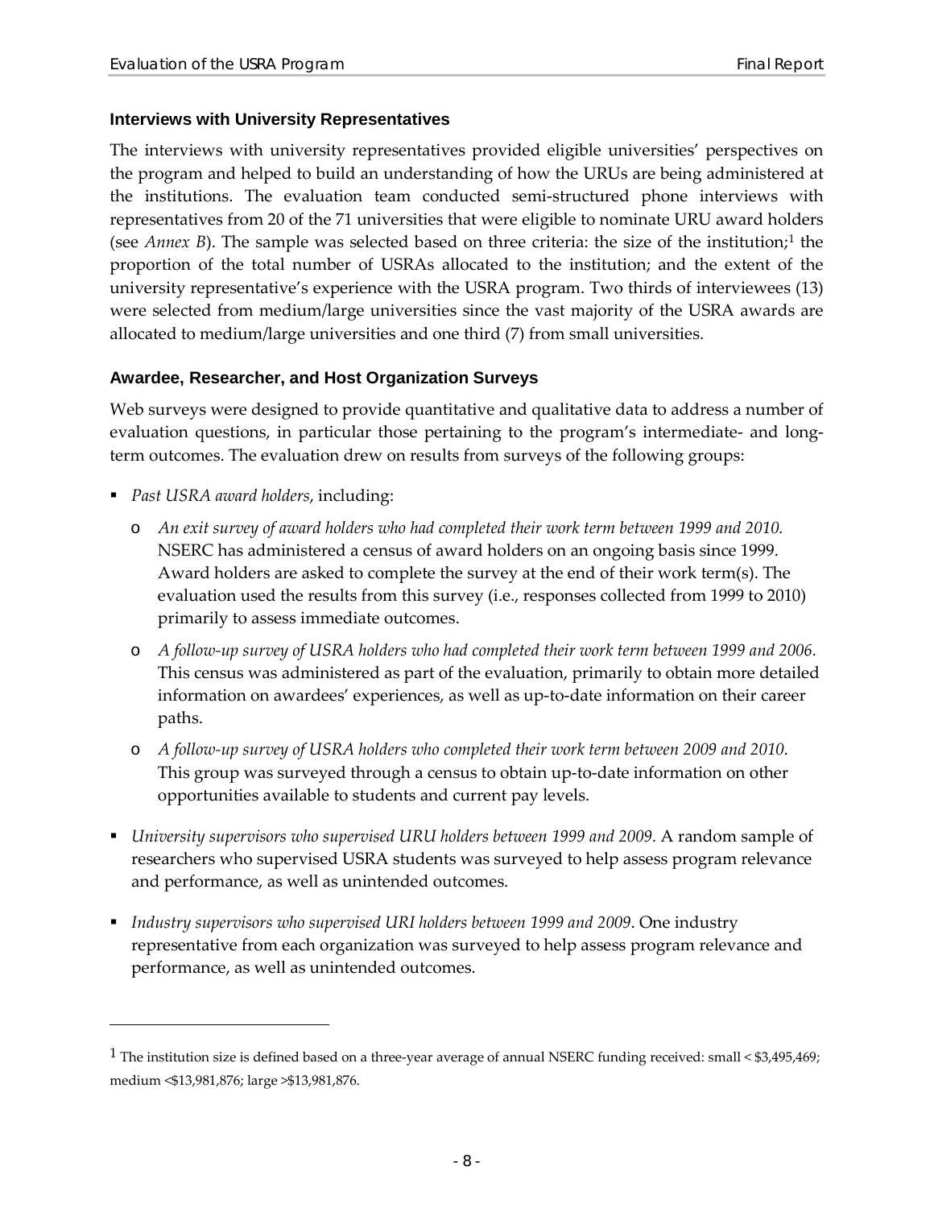### Interviews with University Representatives

The interviews with university representatives provided eligible universities' perspectives on the program and helped to build an understanding of how the URUs are being administered at the institutions. The evaluation team conducted semi-structured phone interviews with representatives from 20 of the 71 universities that were eligible to nominate URU award holders (see *Annex B*). The sample was selected based on three criteria: the size of the institution;[1] the proportion of the total number of USRAs allocated to the institution; and the extent of the university representative's experience with the USRA program. Two thirds of interviewees (13) were selected from medium/large universities since the vast majority of the USRA awards are allocated to medium/large universities and one third (7) from small universities.

### Awardee, Researcher, and Host Organization Surveys

Web surveys were designed to provide quantitative and qualitative data to address a number of evaluation questions, in particular those pertaining to the program's intermediate- and long-term outcomes. The evaluation drew on results from surveys of the following groups:

- *Past USRA award holders*, including:
  - *An exit survey of award holders who had completed their work term between 1999 and 2010.* NSERC has administered a census of award holders on an ongoing basis since 1999. Award holders are asked to complete the survey at the end of their work term(s). The evaluation used the results from this survey (i.e., responses collected from 1999 to 2010) primarily to assess immediate outcomes.
  - *A follow-up survey of USRA holders who had completed their work term between 1999 and 2006.* This census was administered as part of the evaluation, primarily to obtain more detailed information on awardees' experiences, as well as up-to-date information on their career paths.
  - *A follow-up survey of USRA holders who completed their work term between 2009 and 2010.* This group was surveyed through a census to obtain up-to-date information on other opportunities available to students and current pay levels.
- *University supervisors who supervised URU holders between 1999 and 2009.* A random sample of researchers who supervised USRA students was surveyed to help assess program relevance and performance, as well as unintended outcomes.
- *Industry supervisors who supervised URI holders between 1999 and 2009*. One industry representative from each organization was surveyed to help assess program relevance and performance, as well as unintended outcomes.

---

[1] The institution size is defined based on a three-year average of annual NSERC funding received: small < $3,495,469; medium <$13,981,876; large >$13,981,876.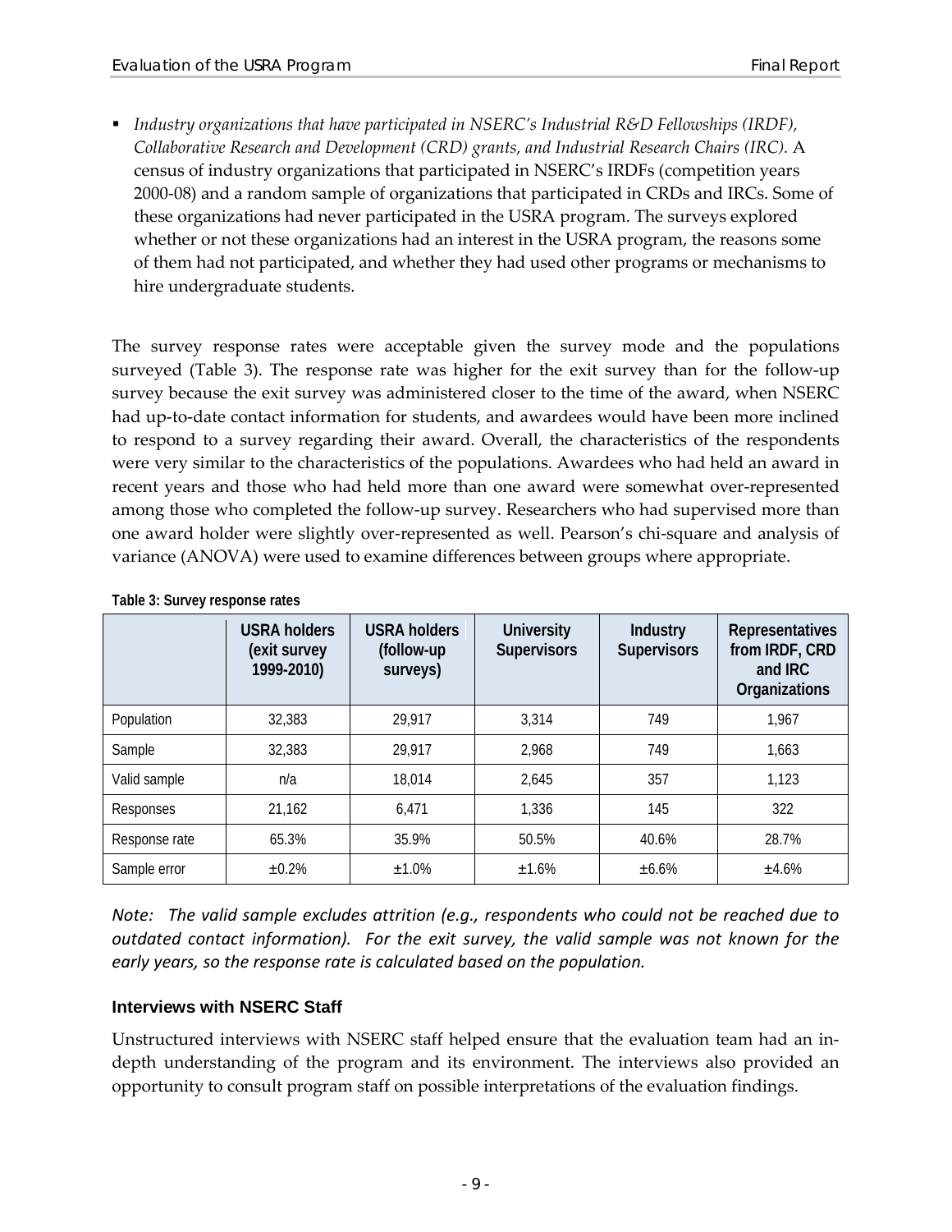- *Industry organizations that have participated in NSERC's Industrial R&D Fellowships (IRDF), Collaborative Research and Development (CRD) grants, and Industrial Research Chairs (IRC).* A census of industry organizations that participated in NSERC's IRDFs (competition years 2000-08) and a random sample of organizations that participated in CRDs and IRCs. Some of these organizations had never participated in the USRA program. The surveys explored whether or not these organizations had an interest in the USRA program, the reasons some of them had not participated, and whether they had used other programs or mechanisms to hire undergraduate students.

The survey response rates were acceptable given the survey mode and the populations surveyed (Table 3). The response rate was higher for the exit survey than for the follow-up survey because the exit survey was administered closer to the time of the award, when NSERC had up-to-date contact information for students, and awardees would have been more inclined to respond to a survey regarding their award. Overall, the characteristics of the respondents were very similar to the characteristics of the populations. Awardees who had held an award in recent years and those who had held more than one award were somewhat over-represented among those who completed the follow-up survey. Researchers who had supervised more than one award holder were slightly over-represented as well. Pearson's chi-square and analysis of variance (ANOVA) were used to examine differences between groups where appropriate.

**Table 3: Survey response rates**

| | USRA holders (exit survey 1999-2010) | USRA holders (follow-up surveys) | University Supervisors | Industry Supervisors | Representatives from IRDF, CRD and IRC Organizations |
|---|---|---|---|---|---|
| Population | 32,383 | 29,917 | 3,314 | 749 | 1,967 |
| Sample | 32,383 | 29,917 | 2,968 | 749 | 1,663 |
| Valid sample | n/a | 18,014 | 2,645 | 357 | 1,123 |
| Responses | 21,162 | 6,471 | 1,336 | 145 | 322 |
| Response rate | 65.3% | 35.9% | 50.5% | 40.6% | 28.7% |
| Sample error | ±0.2% | ±1.0% | ±1.6% | ±6.6% | ±4.6% |

*Note: The valid sample excludes attrition (e.g., respondents who could not be reached due to outdated contact information). For the exit survey, the valid sample was not known for the early years, so the response rate is calculated based on the population.*

### Interviews with NSERC Staff

Unstructured interviews with NSERC staff helped ensure that the evaluation team had an in-depth understanding of the program and its environment. The interviews also provided an opportunity to consult program staff on possible interpretations of the evaluation findings.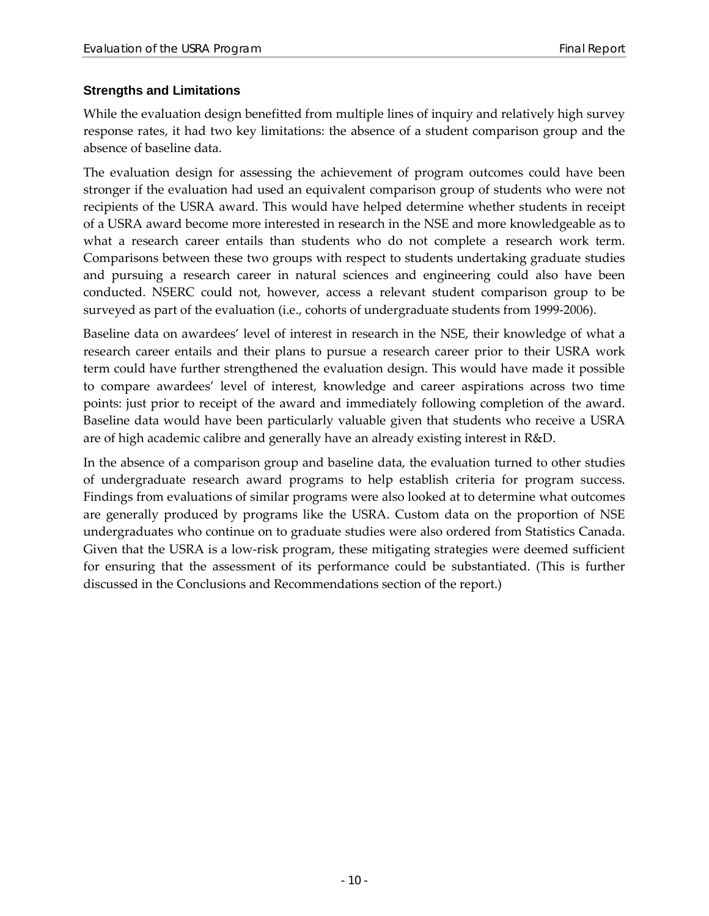### Strengths and Limitations

While the evaluation design benefitted from multiple lines of inquiry and relatively high survey response rates, it had two key limitations: the absence of a student comparison group and the absence of baseline data.

The evaluation design for assessing the achievement of program outcomes could have been stronger if the evaluation had used an equivalent comparison group of students who were not recipients of the USRA award. This would have helped determine whether students in receipt of a USRA award become more interested in research in the NSE and more knowledgeable as to what a research career entails than students who do not complete a research work term. Comparisons between these two groups with respect to students undertaking graduate studies and pursuing a research career in natural sciences and engineering could also have been conducted. NSERC could not, however, access a relevant student comparison group to be surveyed as part of the evaluation (i.e., cohorts of undergraduate students from 1999-2006).

Baseline data on awardees' level of interest in research in the NSE, their knowledge of what a research career entails and their plans to pursue a research career prior to their USRA work term could have further strengthened the evaluation design. This would have made it possible to compare awardees' level of interest, knowledge and career aspirations across two time points: just prior to receipt of the award and immediately following completion of the award. Baseline data would have been particularly valuable given that students who receive a USRA are of high academic calibre and generally have an already existing interest in R&D.

In the absence of a comparison group and baseline data, the evaluation turned to other studies of undergraduate research award programs to help establish criteria for program success. Findings from evaluations of similar programs were also looked at to determine what outcomes are generally produced by programs like the USRA. Custom data on the proportion of NSE undergraduates who continue on to graduate studies were also ordered from Statistics Canada. Given that the USRA is a low-risk program, these mitigating strategies were deemed sufficient for ensuring that the assessment of its performance could be substantiated. (This is further discussed in the Conclusions and Recommendations section of the report.)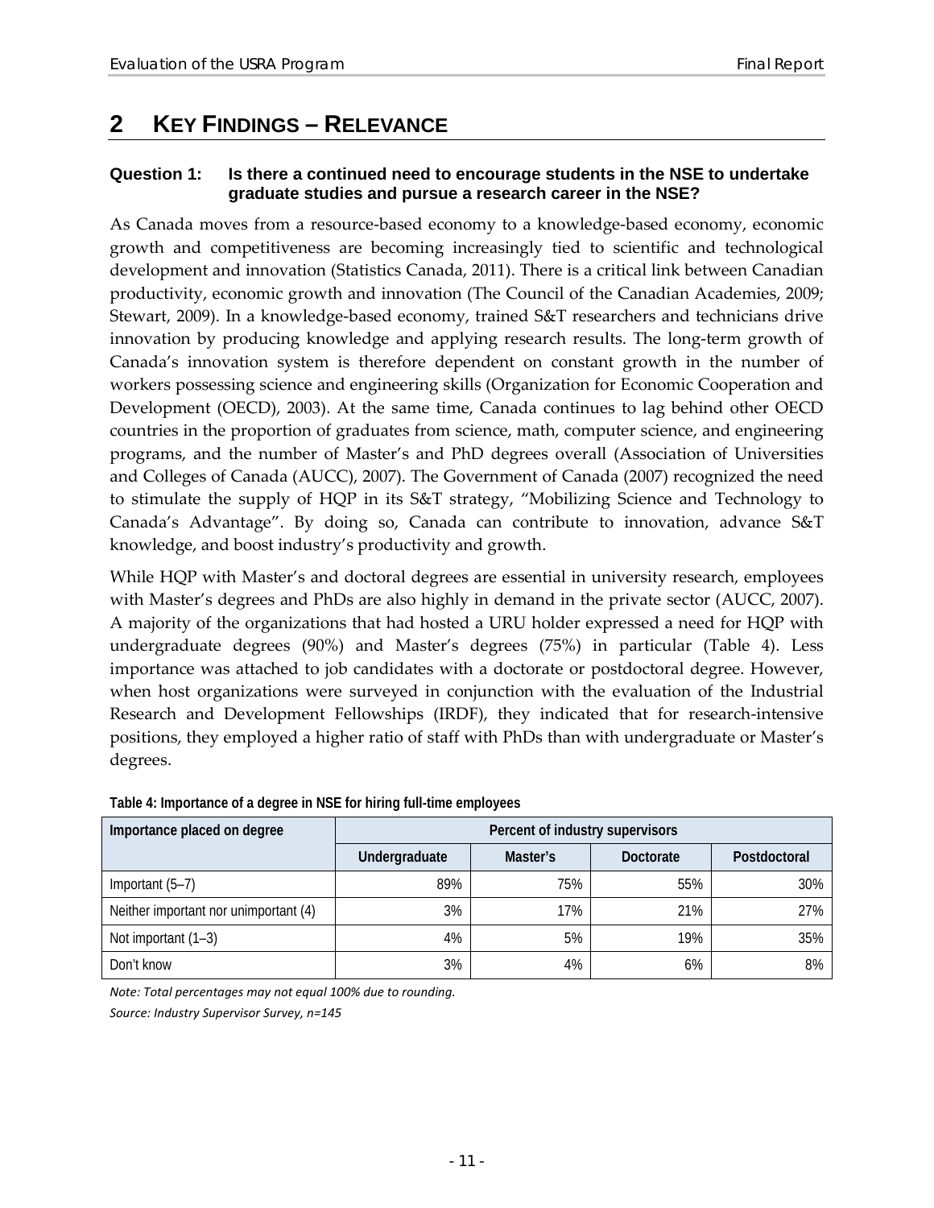# 2 KEY FINDINGS – RELEVANCE

**Question 1: Is there a continued need to encourage students in the NSE to undertake graduate studies and pursue a research career in the NSE?**

As Canada moves from a resource-based economy to a knowledge-based economy, economic growth and competitiveness are becoming increasingly tied to scientific and technological development and innovation (Statistics Canada, 2011). There is a critical link between Canadian productivity, economic growth and innovation (The Council of the Canadian Academies, 2009; Stewart, 2009). In a knowledge-based economy, trained S&T researchers and technicians drive innovation by producing knowledge and applying research results. The long-term growth of Canada's innovation system is therefore dependent on constant growth in the number of workers possessing science and engineering skills (Organization for Economic Cooperation and Development (OECD), 2003). At the same time, Canada continues to lag behind other OECD countries in the proportion of graduates from science, math, computer science, and engineering programs, and the number of Master's and PhD degrees overall (Association of Universities and Colleges of Canada (AUCC), 2007). The Government of Canada (2007) recognized the need to stimulate the supply of HQP in its S&T strategy, "Mobilizing Science and Technology to Canada's Advantage". By doing so, Canada can contribute to innovation, advance S&T knowledge, and boost industry's productivity and growth.

While HQP with Master's and doctoral degrees are essential in university research, employees with Master's degrees and PhDs are also highly in demand in the private sector (AUCC, 2007). A majority of the organizations that had hosted a URU holder expressed a need for HQP with undergraduate degrees (90%) and Master's degrees (75%) in particular (Table 4). Less importance was attached to job candidates with a doctorate or postdoctoral degree. However, when host organizations were surveyed in conjunction with the evaluation of the Industrial Research and Development Fellowships (IRDF), they indicated that for research-intensive positions, they employed a higher ratio of staff with PhDs than with undergraduate or Master's degrees.

**Table 4: Importance of a degree in NSE for hiring full-time employees**

| Importance placed on degree | Percent of industry supervisors | | | |
|---|---|---|---|---|
| | Undergraduate | Master's | Doctorate | Postdoctoral |
| Important (5–7) | 89% | 75% | 55% | 30% |
| Neither important nor unimportant (4) | 3% | 17% | 21% | 27% |
| Not important (1–3) | 4% | 5% | 19% | 35% |
| Don't know | 3% | 4% | 6% | 8% |

*Note: Total percentages may not equal 100% due to rounding.*

*Source: Industry Supervisor Survey, n=145*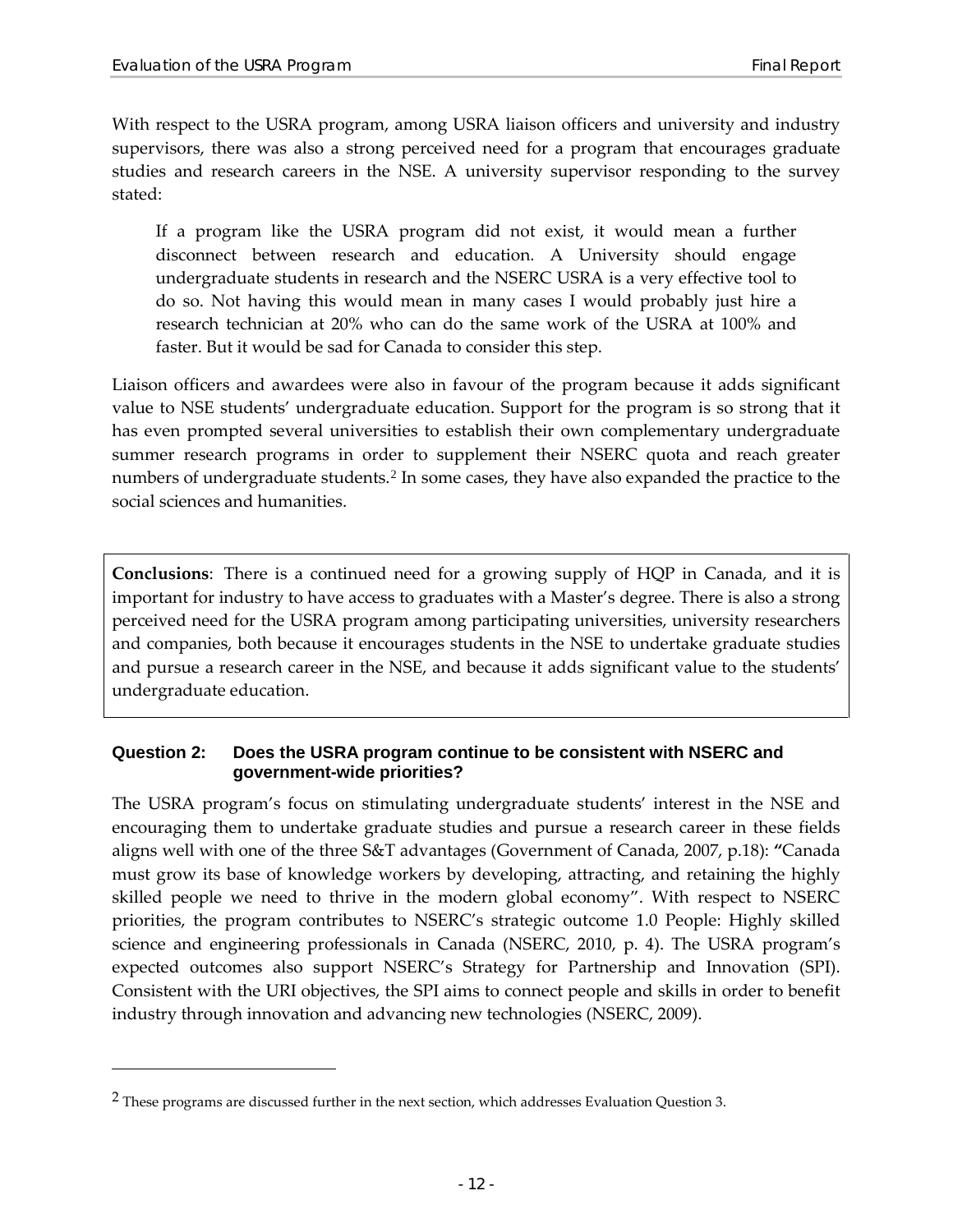With respect to the USRA program, among USRA liaison officers and university and industry supervisors, there was also a strong perceived need for a program that encourages graduate studies and research careers in the NSE. A university supervisor responding to the survey stated:

> If a program like the USRA program did not exist, it would mean a further disconnect between research and education. A University should engage undergraduate students in research and the NSERC USRA is a very effective tool to do so. Not having this would mean in many cases I would probably just hire a research technician at 20% who can do the same work of the USRA at 100% and faster. But it would be sad for Canada to consider this step.

Liaison officers and awardees were also in favour of the program because it adds significant value to NSE students' undergraduate education. Support for the program is so strong that it has even prompted several universities to establish their own complementary undergraduate summer research programs in order to supplement their NSERC quota and reach greater numbers of undergraduate students.[2] In some cases, they have also expanded the practice to the social sciences and humanities.

**Conclusions**: There is a continued need for a growing supply of HQP in Canada, and it is important for industry to have access to graduates with a Master's degree. There is also a strong perceived need for the USRA program among participating universities, university researchers and companies, both because it encourages students in the NSE to undertake graduate studies and pursue a research career in the NSE, and because it adds significant value to the students' undergraduate education.

### Question 2: Does the USRA program continue to be consistent with NSERC and government-wide priorities?

The USRA program's focus on stimulating undergraduate students' interest in the NSE and encouraging them to undertake graduate studies and pursue a research career in these fields aligns well with one of the three S&T advantages (Government of Canada, 2007, p.18): "Canada must grow its base of knowledge workers by developing, attracting, and retaining the highly skilled people we need to thrive in the modern global economy". With respect to NSERC priorities, the program contributes to NSERC's strategic outcome 1.0 People: Highly skilled science and engineering professionals in Canada (NSERC, 2010, p. 4). The USRA program's expected outcomes also support NSERC's Strategy for Partnership and Innovation (SPI). Consistent with the URI objectives, the SPI aims to connect people and skills in order to benefit industry through innovation and advancing new technologies (NSERC, 2009).

---

[2] These programs are discussed further in the next section, which addresses Evaluation Question 3.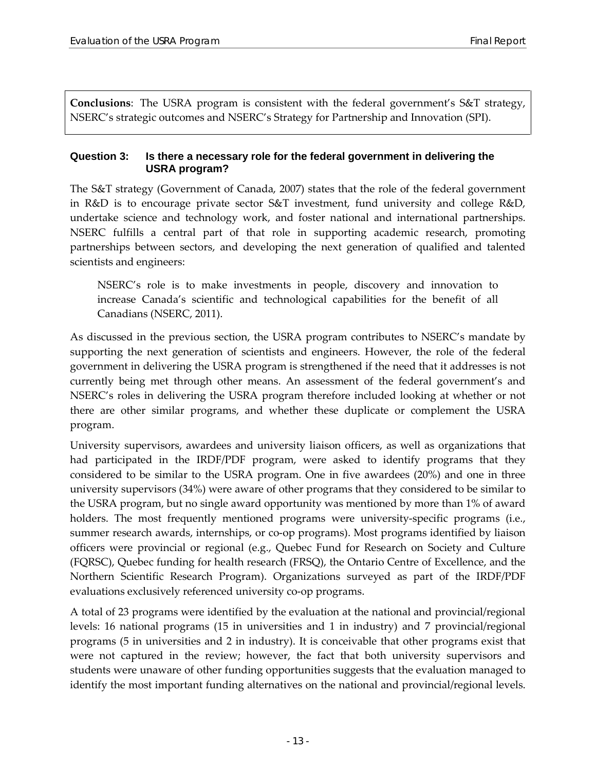**Conclusions**: The USRA program is consistent with the federal government's S&T strategy, NSERC's strategic outcomes and NSERC's Strategy for Partnership and Innovation (SPI).

#### Question 3: Is there a necessary role for the federal government in delivering the USRA program?

The S&T strategy (Government of Canada, 2007) states that the role of the federal government in R&D is to encourage private sector S&T investment, fund university and college R&D, undertake science and technology work, and foster national and international partnerships. NSERC fulfills a central part of that role in supporting academic research, promoting partnerships between sectors, and developing the next generation of qualified and talented scientists and engineers:

> NSERC's role is to make investments in people, discovery and innovation to increase Canada's scientific and technological capabilities for the benefit of all Canadians (NSERC, 2011).

As discussed in the previous section, the USRA program contributes to NSERC's mandate by supporting the next generation of scientists and engineers. However, the role of the federal government in delivering the USRA program is strengthened if the need that it addresses is not currently being met through other means. An assessment of the federal government's and NSERC's roles in delivering the USRA program therefore included looking at whether or not there are other similar programs, and whether these duplicate or complement the USRA program.

University supervisors, awardees and university liaison officers, as well as organizations that had participated in the IRDF/PDF program, were asked to identify programs that they considered to be similar to the USRA program. One in five awardees (20%) and one in three university supervisors (34%) were aware of other programs that they considered to be similar to the USRA program, but no single award opportunity was mentioned by more than 1% of award holders. The most frequently mentioned programs were university-specific programs (i.e., summer research awards, internships, or co-op programs). Most programs identified by liaison officers were provincial or regional (e.g., Quebec Fund for Research on Society and Culture (FQRSC), Quebec funding for health research (FRSQ), the Ontario Centre of Excellence, and the Northern Scientific Research Program). Organizations surveyed as part of the IRDF/PDF evaluations exclusively referenced university co-op programs.

A total of 23 programs were identified by the evaluation at the national and provincial/regional levels: 16 national programs (15 in universities and 1 in industry) and 7 provincial/regional programs (5 in universities and 2 in industry). It is conceivable that other programs exist that were not captured in the review; however, the fact that both university supervisors and students were unaware of other funding opportunities suggests that the evaluation managed to identify the most important funding alternatives on the national and provincial/regional levels.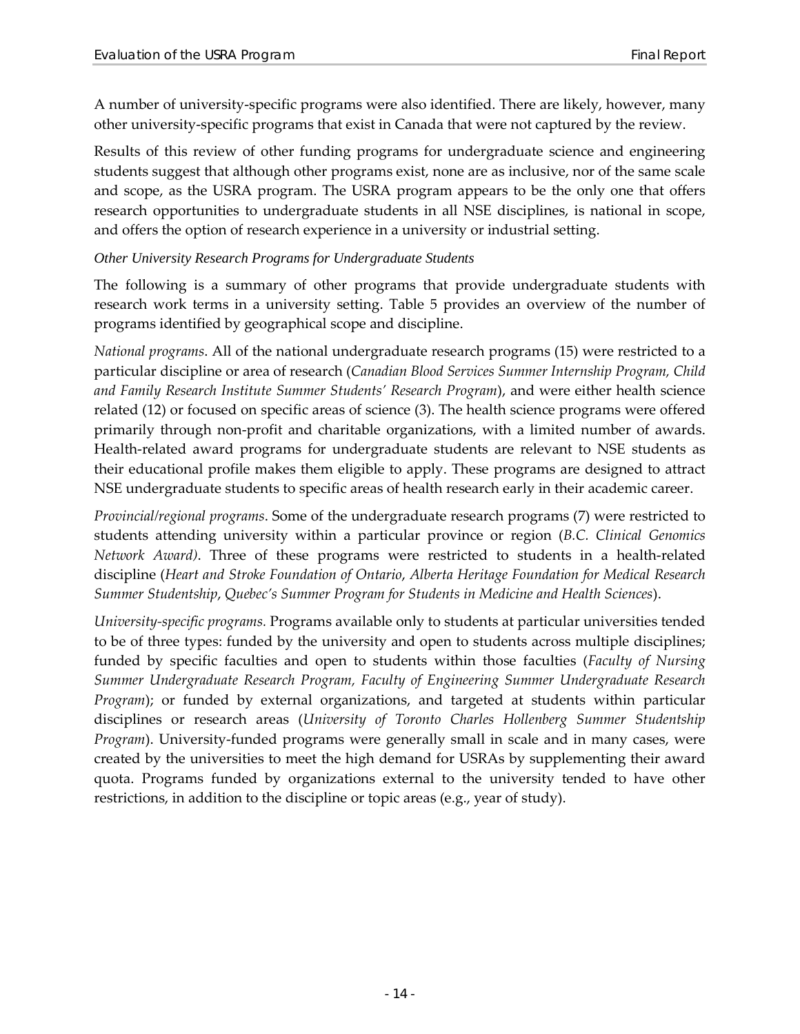A number of university-specific programs were also identified. There are likely, however, many other university-specific programs that exist in Canada that were not captured by the review.

Results of this review of other funding programs for undergraduate science and engineering students suggest that although other programs exist, none are as inclusive, nor of the same scale and scope, as the USRA program. The USRA program appears to be the only one that offers research opportunities to undergraduate students in all NSE disciplines, is national in scope, and offers the option of research experience in a university or industrial setting.

*Other University Research Programs for Undergraduate Students*

The following is a summary of other programs that provide undergraduate students with research work terms in a university setting. Table 5 provides an overview of the number of programs identified by geographical scope and discipline.

*National programs*. All of the national undergraduate research programs (15) were restricted to a particular discipline or area of research (*Canadian Blood Services Summer Internship Program, Child and Family Research Institute Summer Students' Research Program*), and were either health science related (12) or focused on specific areas of science (3). The health science programs were offered primarily through non-profit and charitable organizations, with a limited number of awards. Health-related award programs for undergraduate students are relevant to NSE students as their educational profile makes them eligible to apply. These programs are designed to attract NSE undergraduate students to specific areas of health research early in their academic career.

*Provincial/regional programs*. Some of the undergraduate research programs (7) were restricted to students attending university within a particular province or region (*B.C. Clinical Genomics Network Award)*. Three of these programs were restricted to students in a health-related discipline (*Heart and Stroke Foundation of Ontario*, *Alberta Heritage Foundation for Medical Research Summer Studentship*, *Quebec's Summer Program for Students in Medicine and Health Sciences*).

*University-specific programs.* Programs available only to students at particular universities tended to be of three types: funded by the university and open to students across multiple disciplines; funded by specific faculties and open to students within those faculties (*Faculty of Nursing Summer Undergraduate Research Program, Faculty of Engineering Summer Undergraduate Research Program*); or funded by external organizations, and targeted at students within particular disciplines or research areas (*University of Toronto Charles Hollenberg Summer Studentship Program*). University-funded programs were generally small in scale and in many cases, were created by the universities to meet the high demand for USRAs by supplementing their award quota. Programs funded by organizations external to the university tended to have other restrictions, in addition to the discipline or topic areas (e.g., year of study).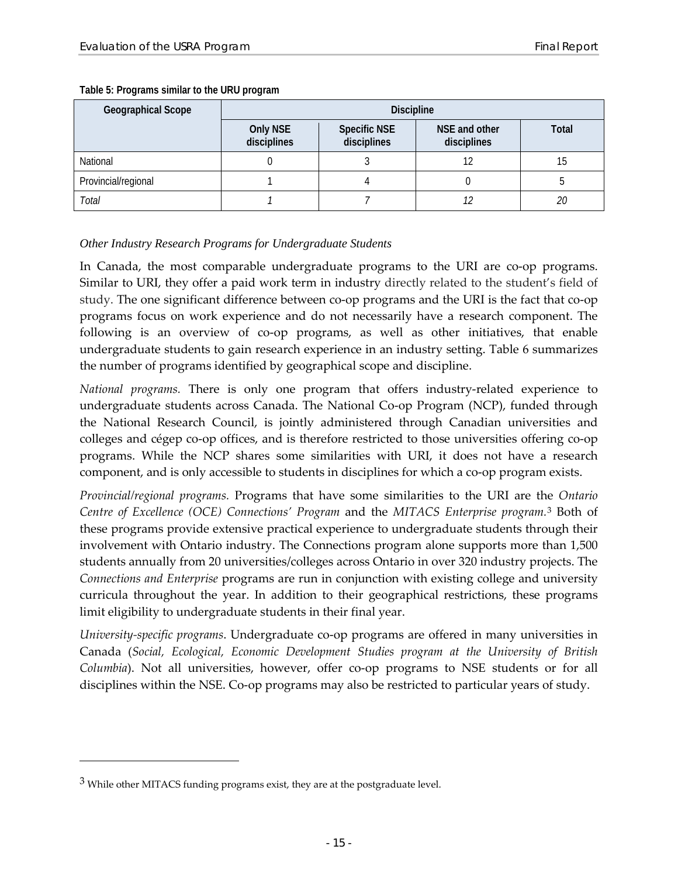**Table 5: Programs similar to the URU program**

| Geographical Scope | Discipline | | | |
|---|---|---|---|---|
| | Only NSE disciplines | Specific NSE disciplines | NSE and other disciplines | Total |
| National | 0 | 3 | 12 | 15 |
| Provincial/regional | 1 | 4 | 0 | 5 |
| *Total* | *1* | *7* | *12* | *20* |

*Other Industry Research Programs for Undergraduate Students*

In Canada, the most comparable undergraduate programs to the URI are co-op programs. Similar to URI, they offer a paid work term in industry directly related to the student's field of study. The one significant difference between co-op programs and the URI is the fact that co-op programs focus on work experience and do not necessarily have a research component. The following is an overview of co-op programs, as well as other initiatives, that enable undergraduate students to gain research experience in an industry setting. Table 6 summarizes the number of programs identified by geographical scope and discipline.

*National programs.* There is only one program that offers industry-related experience to undergraduate students across Canada. The National Co-op Program (NCP), funded through the National Research Council, is jointly administered through Canadian universities and colleges and cégep co-op offices, and is therefore restricted to those universities offering co-op programs. While the NCP shares some similarities with URI, it does not have a research component, and is only accessible to students in disciplines for which a co-op program exists.

*Provincial/regional programs.* Programs that have some similarities to the URI are the *Ontario Centre of Excellence (OCE) Connections' Program* and the *MITACS Enterprise program.*[3] Both of these programs provide extensive practical experience to undergraduate students through their involvement with Ontario industry. The Connections program alone supports more than 1,500 students annually from 20 universities/colleges across Ontario in over 320 industry projects. The *Connections and Enterprise* programs are run in conjunction with existing college and university curricula throughout the year. In addition to their geographical restrictions, these programs limit eligibility to undergraduate students in their final year.

*University-specific programs*. Undergraduate co-op programs are offered in many universities in Canada (*Social, Ecological, Economic Development Studies program at the University of British Columbia*). Not all universities, however, offer co-op programs to NSE students or for all disciplines within the NSE. Co-op programs may also be restricted to particular years of study.

[3] While other MITACS funding programs exist, they are at the postgraduate level.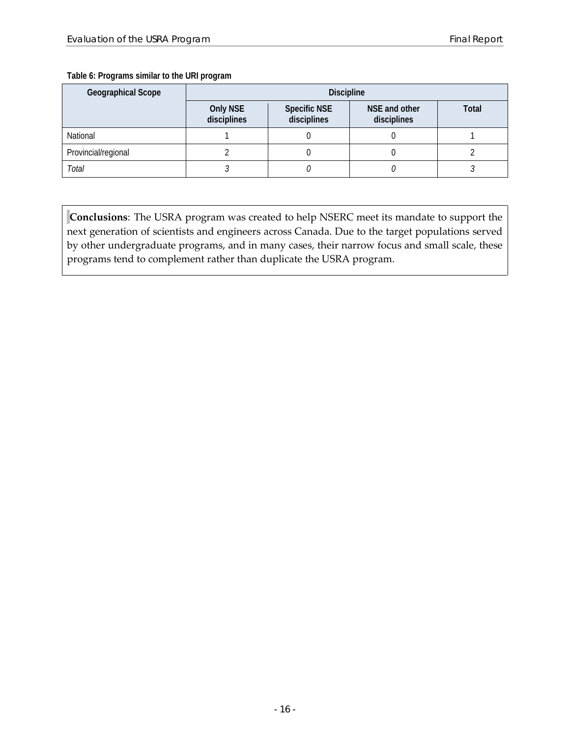**Table 6: Programs similar to the URI program**

| Geographical Scope | Discipline | | | |
|---|---|---|---|---|
| | Only NSE disciplines | Specific NSE disciplines | NSE and other disciplines | Total |
| National | 1 | 0 | 0 | 1 |
| Provincial/regional | 2 | 0 | 0 | 2 |
| *Total* | *3* | *0* | *0* | *3* |

**Conclusions**: The USRA program was created to help NSERC meet its mandate to support the next generation of scientists and engineers across Canada. Due to the target populations served by other undergraduate programs, and in many cases, their narrow focus and small scale, these programs tend to complement rather than duplicate the USRA program.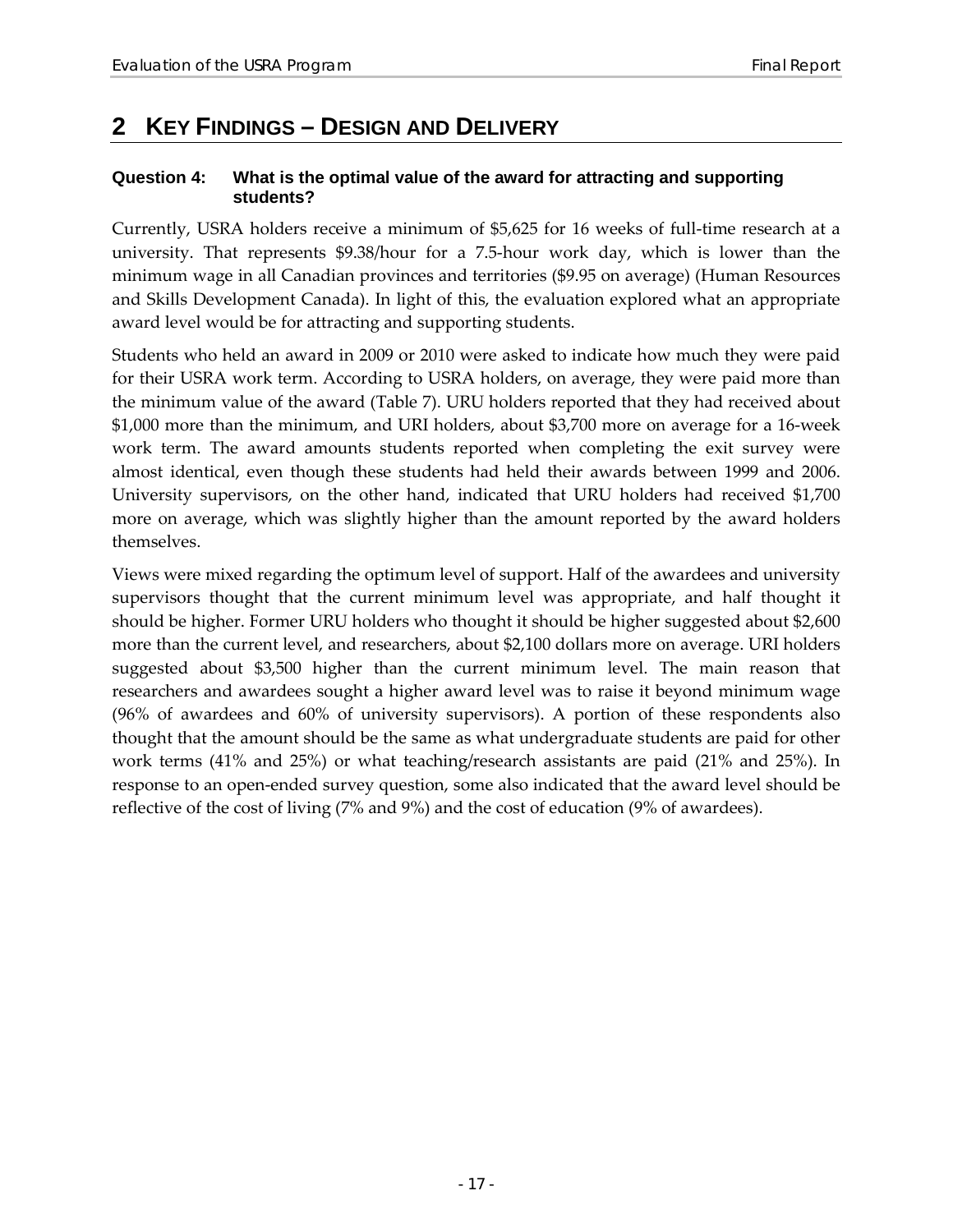# 2 Key Findings – Design and Delivery

**Question 4: What is the optimal value of the award for attracting and supporting students?**

Currently, USRA holders receive a minimum of $5,625 for 16 weeks of full-time research at a university. That represents $9.38/hour for a 7.5-hour work day, which is lower than the minimum wage in all Canadian provinces and territories ($9.95 on average) (Human Resources and Skills Development Canada). In light of this, the evaluation explored what an appropriate award level would be for attracting and supporting students.

Students who held an award in 2009 or 2010 were asked to indicate how much they were paid for their USRA work term. According to USRA holders, on average, they were paid more than the minimum value of the award (Table 7). URU holders reported that they had received about $1,000 more than the minimum, and URI holders, about $3,700 more on average for a 16-week work term. The award amounts students reported when completing the exit survey were almost identical, even though these students had held their awards between 1999 and 2006. University supervisors, on the other hand, indicated that URU holders had received $1,700 more on average, which was slightly higher than the amount reported by the award holders themselves.

Views were mixed regarding the optimum level of support. Half of the awardees and university supervisors thought that the current minimum level was appropriate, and half thought it should be higher. Former URU holders who thought it should be higher suggested about $2,600 more than the current level, and researchers, about $2,100 dollars more on average. URI holders suggested about $3,500 higher than the current minimum level. The main reason that researchers and awardees sought a higher award level was to raise it beyond minimum wage (96% of awardees and 60% of university supervisors). A portion of these respondents also thought that the amount should be the same as what undergraduate students are paid for other work terms (41% and 25%) or what teaching/research assistants are paid (21% and 25%). In response to an open-ended survey question, some also indicated that the award level should be reflective of the cost of living (7% and 9%) and the cost of education (9% of awardees).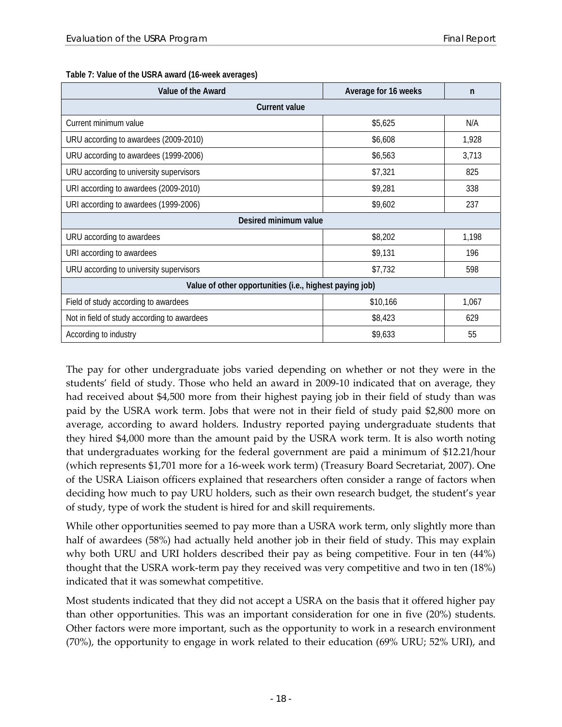**Table 7: Value of the USRA award (16-week averages)**

| Value of the Award | Average for 16 weeks | n |
|---|---|---|
| **Current value** | | |
| Current minimum value | $5,625 | N/A |
| URU according to awardees (2009-2010) | $6,608 | 1,928 |
| URU according to awardees (1999-2006) | $6,563 | 3,713 |
| URU according to university supervisors | $7,321 | 825 |
| URI according to awardees (2009-2010) | $9,281 | 338 |
| URI according to awardees (1999-2006) | $9,602 | 237 |
| **Desired minimum value** | | |
| URU according to awardees | $8,202 | 1,198 |
| URI according to awardees | $9,131 | 196 |
| URU according to university supervisors | $7,732 | 598 |
| **Value of other opportunities (i.e., highest paying job)** | | |
| Field of study according to awardees | $10,166 | 1,067 |
| Not in field of study according to awardees | $8,423 | 629 |
| According to industry | $9,633 | 55 |

The pay for other undergraduate jobs varied depending on whether or not they were in the students' field of study. Those who held an award in 2009-10 indicated that on average, they had received about $4,500 more from their highest paying job in their field of study than was paid by the USRA work term. Jobs that were not in their field of study paid $2,800 more on average, according to award holders. Industry reported paying undergraduate students that they hired $4,000 more than the amount paid by the USRA work term. It is also worth noting that undergraduates working for the federal government are paid a minimum of $12.21/hour (which represents $1,701 more for a 16-week work term) (Treasury Board Secretariat, 2007). One of the USRA Liaison officers explained that researchers often consider a range of factors when deciding how much to pay URU holders, such as their own research budget, the student's year of study, type of work the student is hired for and skill requirements.

While other opportunities seemed to pay more than a USRA work term, only slightly more than half of awardees (58%) had actually held another job in their field of study. This may explain why both URU and URI holders described their pay as being competitive. Four in ten (44%) thought that the USRA work-term pay they received was very competitive and two in ten (18%) indicated that it was somewhat competitive.

Most students indicated that they did not accept a USRA on the basis that it offered higher pay than other opportunities. This was an important consideration for one in five (20%) students. Other factors were more important, such as the opportunity to work in a research environment (70%), the opportunity to engage in work related to their education (69% URU; 52% URI), and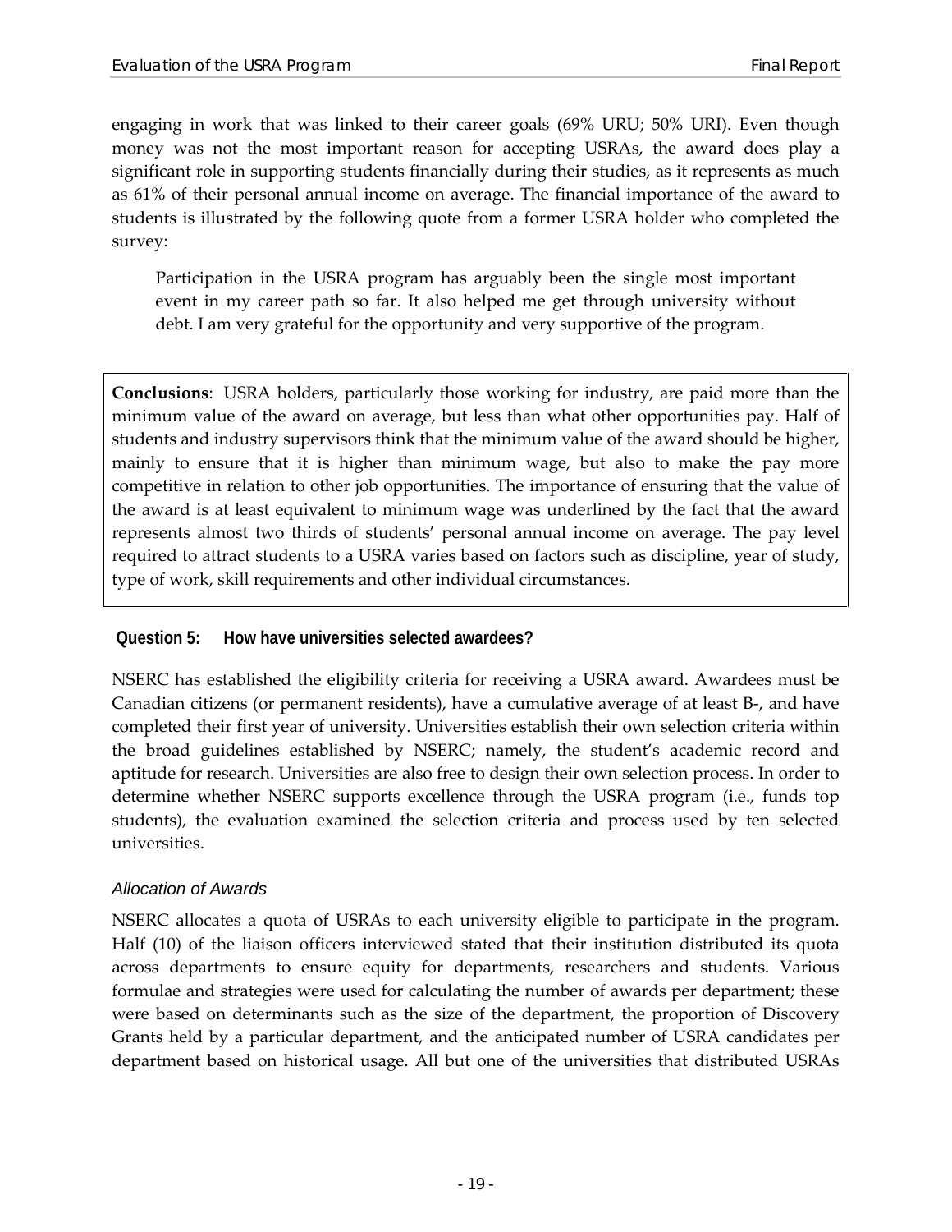engaging in work that was linked to their career goals (69% URU; 50% URI). Even though money was not the most important reason for accepting USRAs, the award does play a significant role in supporting students financially during their studies, as it represents as much as 61% of their personal annual income on average. The financial importance of the award to students is illustrated by the following quote from a former USRA holder who completed the survey:

> Participation in the USRA program has arguably been the single most important event in my career path so far. It also helped me get through university without debt. I am very grateful for the opportunity and very supportive of the program.

**Conclusions**: USRA holders, particularly those working for industry, are paid more than the minimum value of the award on average, but less than what other opportunities pay. Half of students and industry supervisors think that the minimum value of the award should be higher, mainly to ensure that it is higher than minimum wage, but also to make the pay more competitive in relation to other job opportunities. The importance of ensuring that the value of the award is at least equivalent to minimum wage was underlined by the fact that the award represents almost two thirds of students' personal annual income on average. The pay level required to attract students to a USRA varies based on factors such as discipline, year of study, type of work, skill requirements and other individual circumstances.

### Question 5: How have universities selected awardees?

NSERC has established the eligibility criteria for receiving a USRA award. Awardees must be Canadian citizens (or permanent residents), have a cumulative average of at least B-, and have completed their first year of university. Universities establish their own selection criteria within the broad guidelines established by NSERC; namely, the student's academic record and aptitude for research. Universities are also free to design their own selection process. In order to determine whether NSERC supports excellence through the USRA program (i.e., funds top students), the evaluation examined the selection criteria and process used by ten selected universities.

#### *Allocation of Awards*

NSERC allocates a quota of USRAs to each university eligible to participate in the program. Half (10) of the liaison officers interviewed stated that their institution distributed its quota across departments to ensure equity for departments, researchers and students. Various formulae and strategies were used for calculating the number of awards per department; these were based on determinants such as the size of the department, the proportion of Discovery Grants held by a particular department, and the anticipated number of USRA candidates per department based on historical usage. All but one of the universities that distributed USRAs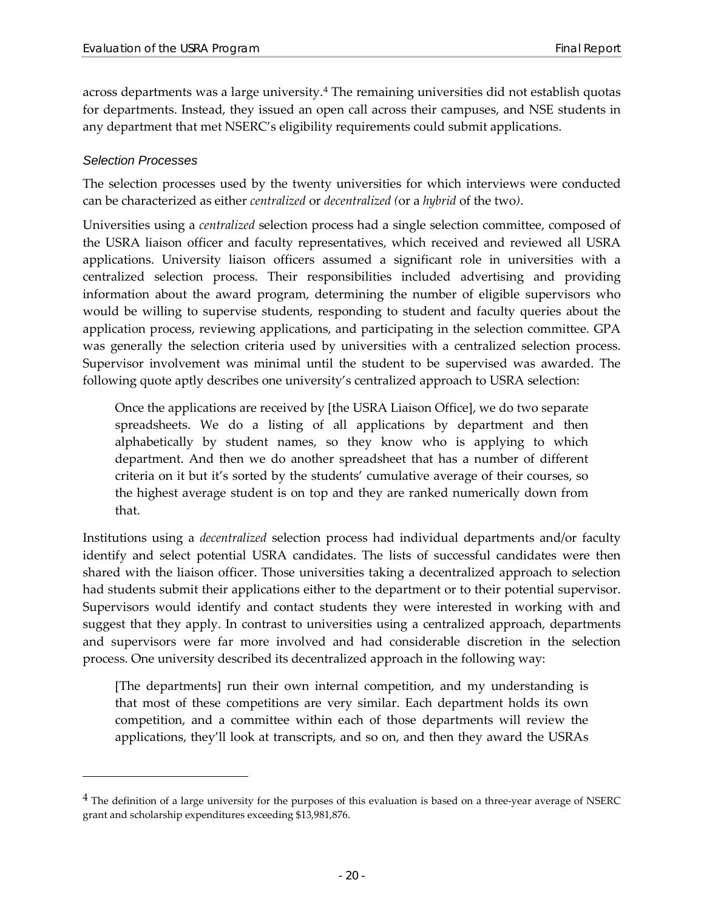across departments was a large university.[4] The remaining universities did not establish quotas for departments. Instead, they issued an open call across their campuses, and NSE students in any department that met NSERC's eligibility requirements could submit applications.

### *Selection Processes*

The selection processes used by the twenty universities for which interviews were conducted can be characterized as either *centralized* or *decentralized (*or a *hybrid* of the two*)*.

Universities using a *centralized* selection process had a single selection committee, composed of the USRA liaison officer and faculty representatives, which received and reviewed all USRA applications. University liaison officers assumed a significant role in universities with a centralized selection process. Their responsibilities included advertising and providing information about the award program, determining the number of eligible supervisors who would be willing to supervise students, responding to student and faculty queries about the application process, reviewing applications, and participating in the selection committee. GPA was generally the selection criteria used by universities with a centralized selection process. Supervisor involvement was minimal until the student to be supervised was awarded. The following quote aptly describes one university's centralized approach to USRA selection:

> Once the applications are received by [the USRA Liaison Office], we do two separate spreadsheets. We do a listing of all applications by department and then alphabetically by student names, so they know who is applying to which department. And then we do another spreadsheet that has a number of different criteria on it but it's sorted by the students' cumulative average of their courses, so the highest average student is on top and they are ranked numerically down from that.

Institutions using a *decentralized* selection process had individual departments and/or faculty identify and select potential USRA candidates. The lists of successful candidates were then shared with the liaison officer. Those universities taking a decentralized approach to selection had students submit their applications either to the department or to their potential supervisor. Supervisors would identify and contact students they were interested in working with and suggest that they apply. In contrast to universities using a centralized approach, departments and supervisors were far more involved and had considerable discretion in the selection process. One university described its decentralized approach in the following way:

> [The departments] run their own internal competition, and my understanding is that most of these competitions are very similar. Each department holds its own competition, and a committee within each of those departments will review the applications, they'll look at transcripts, and so on, and then they award the USRAs

---

[4] The definition of a large university for the purposes of this evaluation is based on a three-year average of NSERC grant and scholarship expenditures exceeding $13,981,876.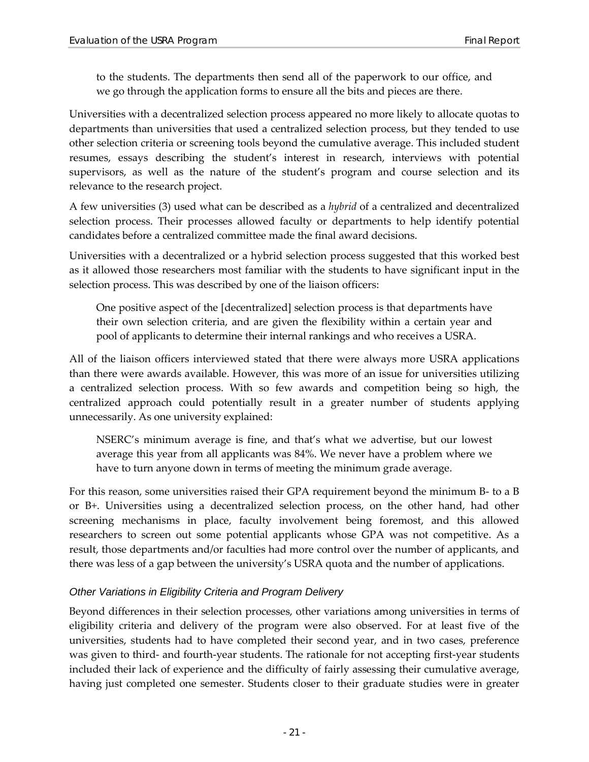> to the students. The departments then send all of the paperwork to our office, and we go through the application forms to ensure all the bits and pieces are there.

Universities with a decentralized selection process appeared no more likely to allocate quotas to departments than universities that used a centralized selection process, but they tended to use other selection criteria or screening tools beyond the cumulative average. This included student resumes, essays describing the student's interest in research, interviews with potential supervisors, as well as the nature of the student's program and course selection and its relevance to the research project.

A few universities (3) used what can be described as a *hybrid* of a centralized and decentralized selection process. Their processes allowed faculty or departments to help identify potential candidates before a centralized committee made the final award decisions.

Universities with a decentralized or a hybrid selection process suggested that this worked best as it allowed those researchers most familiar with the students to have significant input in the selection process. This was described by one of the liaison officers:

> One positive aspect of the [decentralized] selection process is that departments have their own selection criteria, and are given the flexibility within a certain year and pool of applicants to determine their internal rankings and who receives a USRA.

All of the liaison officers interviewed stated that there were always more USRA applications than there were awards available. However, this was more of an issue for universities utilizing a centralized selection process. With so few awards and competition being so high, the centralized approach could potentially result in a greater number of students applying unnecessarily. As one university explained:

> NSERC's minimum average is fine, and that's what we advertise, but our lowest average this year from all applicants was 84%. We never have a problem where we have to turn anyone down in terms of meeting the minimum grade average.

For this reason, some universities raised their GPA requirement beyond the minimum B- to a B or B+. Universities using a decentralized selection process, on the other hand, had other screening mechanisms in place, faculty involvement being foremost, and this allowed researchers to screen out some potential applicants whose GPA was not competitive. As a result, those departments and/or faculties had more control over the number of applicants, and there was less of a gap between the university's USRA quota and the number of applications.

### *Other Variations in Eligibility Criteria and Program Delivery*

Beyond differences in their selection processes, other variations among universities in terms of eligibility criteria and delivery of the program were also observed. For at least five of the universities, students had to have completed their second year, and in two cases, preference was given to third- and fourth-year students. The rationale for not accepting first-year students included their lack of experience and the difficulty of fairly assessing their cumulative average, having just completed one semester. Students closer to their graduate studies were in greater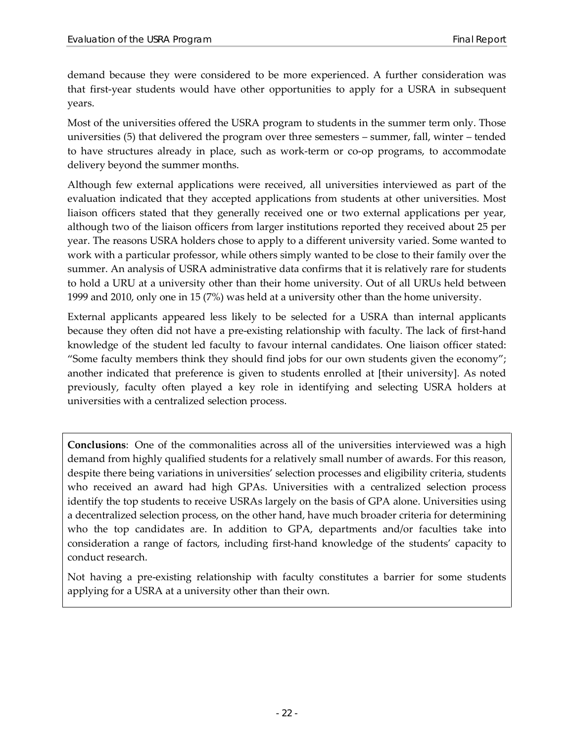demand because they were considered to be more experienced. A further consideration was that first-year students would have other opportunities to apply for a USRA in subsequent years.

Most of the universities offered the USRA program to students in the summer term only. Those universities (5) that delivered the program over three semesters – summer, fall, winter – tended to have structures already in place, such as work-term or co-op programs, to accommodate delivery beyond the summer months.

Although few external applications were received, all universities interviewed as part of the evaluation indicated that they accepted applications from students at other universities. Most liaison officers stated that they generally received one or two external applications per year, although two of the liaison officers from larger institutions reported they received about 25 per year. The reasons USRA holders chose to apply to a different university varied. Some wanted to work with a particular professor, while others simply wanted to be close to their family over the summer. An analysis of USRA administrative data confirms that it is relatively rare for students to hold a URU at a university other than their home university. Out of all URUs held between 1999 and 2010, only one in 15 (7%) was held at a university other than the home university.

External applicants appeared less likely to be selected for a USRA than internal applicants because they often did not have a pre-existing relationship with faculty. The lack of first-hand knowledge of the student led faculty to favour internal candidates. One liaison officer stated: "Some faculty members think they should find jobs for our own students given the economy"; another indicated that preference is given to students enrolled at [their university]. As noted previously, faculty often played a key role in identifying and selecting USRA holders at universities with a centralized selection process.

**Conclusions**: One of the commonalities across all of the universities interviewed was a high demand from highly qualified students for a relatively small number of awards. For this reason, despite there being variations in universities' selection processes and eligibility criteria, students who received an award had high GPAs. Universities with a centralized selection process identify the top students to receive USRAs largely on the basis of GPA alone. Universities using a decentralized selection process, on the other hand, have much broader criteria for determining who the top candidates are. In addition to GPA, departments and/or faculties take into consideration a range of factors, including first-hand knowledge of the students' capacity to conduct research.

Not having a pre-existing relationship with faculty constitutes a barrier for some students applying for a USRA at a university other than their own.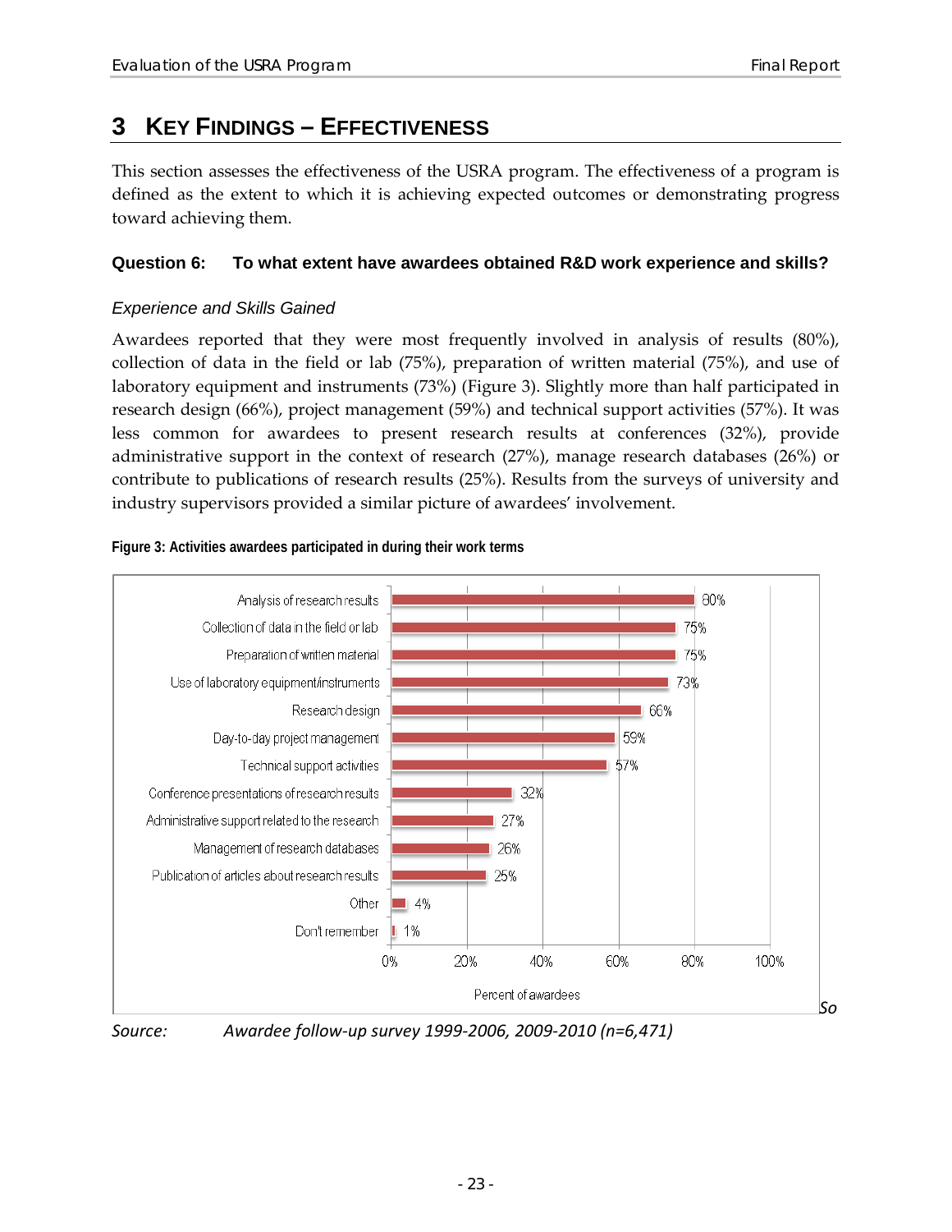# 3 KEY FINDINGS – EFFECTIVENESS

This section assesses the effectiveness of the USRA program. The effectiveness of a program is defined as the extent to which it is achieving expected outcomes or demonstrating progress toward achieving them.

### Question 6: To what extent have awardees obtained R&D work experience and skills?

*Experience and Skills Gained*

Awardees reported that they were most frequently involved in analysis of results (80%), collection of data in the field or lab (75%), preparation of written material (75%), and use of laboratory equipment and instruments (73%) (Figure 3). Slightly more than half participated in research design (66%), project management (59%) and technical support activities (57%). It was less common for awardees to present research results at conferences (32%), provide administrative support in the context of research (27%), manage research databases (26%) or contribute to publications of research results (25%). Results from the surveys of university and industry supervisors provided a similar picture of awardees' involvement.

**Figure 3: Activities awardees participated in during their work terms**

| Activity | Percent of awardees |
|---|---|
| Analysis of research results | 80% |
| Collection of data in the field or lab | 75% |
| Preparation of written material | 75% |
| Use of laboratory equipment/instruments | 73% |
| Research design | 66% |
| Day-to-day project management | 59% |
| Technical support activities | 57% |
| Conference presentations of research results | 32% |
| Administrative support related to the research | 27% |
| Management of research databases | 26% |
| Publication of articles about research results | 25% |
| Other | 4% |
| Don't remember | 1% |

*Source: Awardee follow-up survey 1999-2006, 2009-2010 (n=6,471)*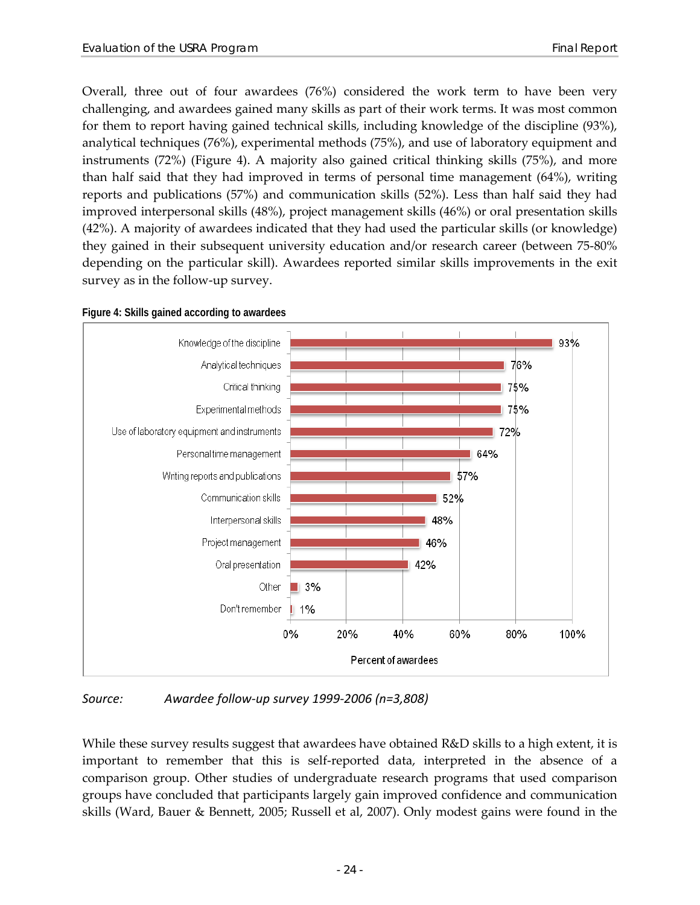Overall, three out of four awardees (76%) considered the work term to have been very challenging, and awardees gained many skills as part of their work terms. It was most common for them to report having gained technical skills, including knowledge of the discipline (93%), analytical techniques (76%), experimental methods (75%), and use of laboratory equipment and instruments (72%) (Figure 4). A majority also gained critical thinking skills (75%), and more than half said that they had improved in terms of personal time management (64%), writing reports and publications (57%) and communication skills (52%). Less than half said they had improved interpersonal skills (48%), project management skills (46%) or oral presentation skills (42%). A majority of awardees indicated that they had used the particular skills (or knowledge) they gained in their subsequent university education and/or research career (between 75-80% depending on the particular skill). Awardees reported similar skills improvements in the exit survey as in the follow-up survey.

**Figure 4: Skills gained according to awardees**

| Skill | Percent of awardees |
| --- | --- |
| Knowledge of the discipline | 93% |
| Analytical techniques | 76% |
| Critical thinking | 75% |
| Experimental methods | 75% |
| Use of laboratory equipment and instruments | 72% |
| Personal time management | 64% |
| Writing reports and publications | 57% |
| Communication skills | 52% |
| Interpersonal skills | 48% |
| Project management | 46% |
| Oral presentation | 42% |
| Other | 3% |
| Don't remember | 1% |

*Source: Awardee follow-up survey 1999-2006 (n=3,808)*

While these survey results suggest that awardees have obtained R&D skills to a high extent, it is important to remember that this is self-reported data, interpreted in the absence of a comparison group. Other studies of undergraduate research programs that used comparison groups have concluded that participants largely gain improved confidence and communication skills (Ward, Bauer & Bennett, 2005; Russell et al, 2007). Only modest gains were found in the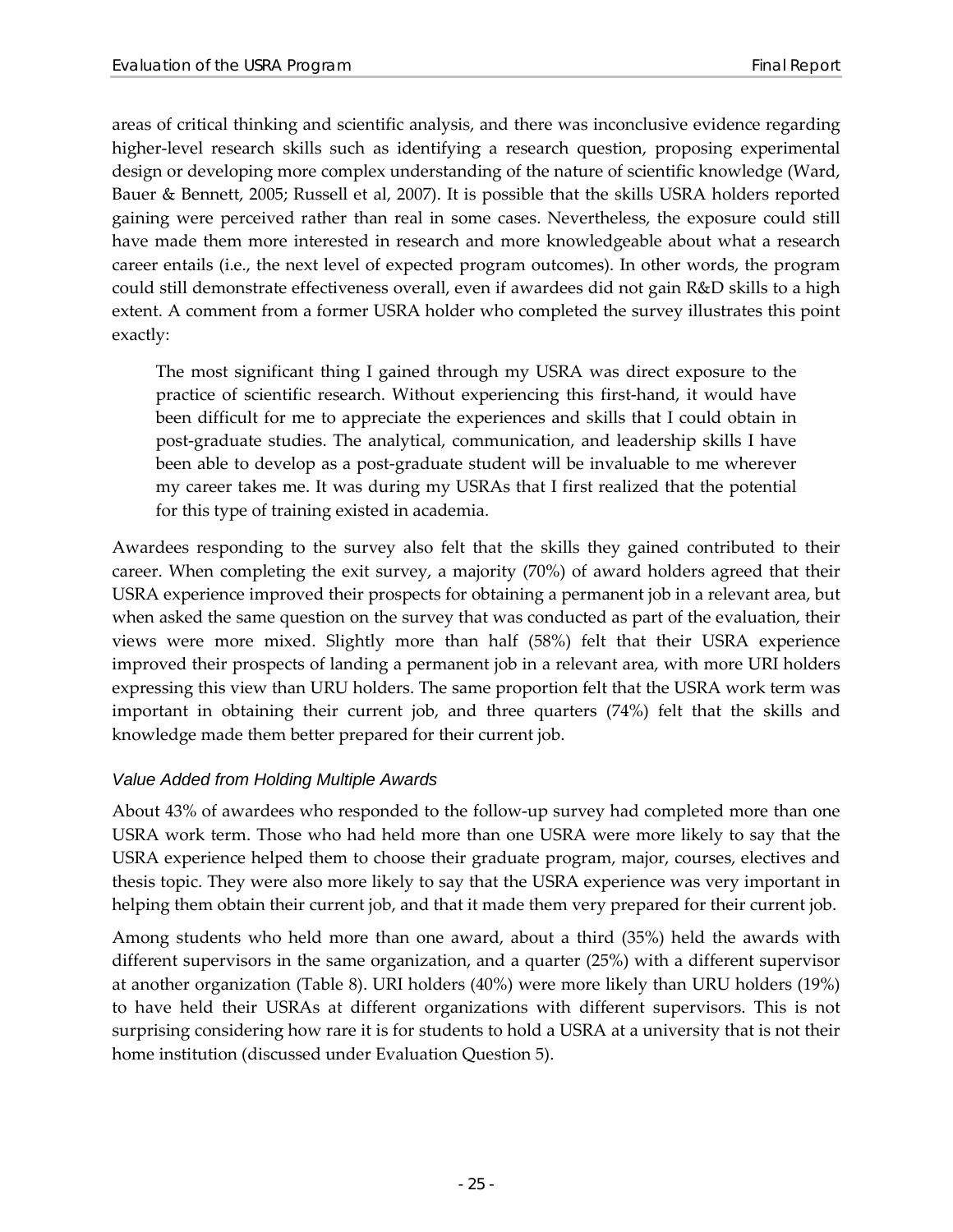areas of critical thinking and scientific analysis, and there was inconclusive evidence regarding higher-level research skills such as identifying a research question, proposing experimental design or developing more complex understanding of the nature of scientific knowledge (Ward, Bauer & Bennett, 2005; Russell et al, 2007). It is possible that the skills USRA holders reported gaining were perceived rather than real in some cases. Nevertheless, the exposure could still have made them more interested in research and more knowledgeable about what a research career entails (i.e., the next level of expected program outcomes). In other words, the program could still demonstrate effectiveness overall, even if awardees did not gain R&D skills to a high extent. A comment from a former USRA holder who completed the survey illustrates this point exactly:

> The most significant thing I gained through my USRA was direct exposure to the practice of scientific research. Without experiencing this first-hand, it would have been difficult for me to appreciate the experiences and skills that I could obtain in post-graduate studies. The analytical, communication, and leadership skills I have been able to develop as a post-graduate student will be invaluable to me wherever my career takes me. It was during my USRAs that I first realized that the potential for this type of training existed in academia.

Awardees responding to the survey also felt that the skills they gained contributed to their career. When completing the exit survey, a majority (70%) of award holders agreed that their USRA experience improved their prospects for obtaining a permanent job in a relevant area, but when asked the same question on the survey that was conducted as part of the evaluation, their views were more mixed. Slightly more than half (58%) felt that their USRA experience improved their prospects of landing a permanent job in a relevant area, with more URI holders expressing this view than URU holders. The same proportion felt that the USRA work term was important in obtaining their current job, and three quarters (74%) felt that the skills and knowledge made them better prepared for their current job.

### *Value Added from Holding Multiple Awards*

About 43% of awardees who responded to the follow-up survey had completed more than one USRA work term. Those who had held more than one USRA were more likely to say that the USRA experience helped them to choose their graduate program, major, courses, electives and thesis topic. They were also more likely to say that the USRA experience was very important in helping them obtain their current job, and that it made them very prepared for their current job.

Among students who held more than one award, about a third (35%) held the awards with different supervisors in the same organization, and a quarter (25%) with a different supervisor at another organization (Table 8). URI holders (40%) were more likely than URU holders (19%) to have held their USRAs at different organizations with different supervisors. This is not surprising considering how rare it is for students to hold a USRA at a university that is not their home institution (discussed under Evaluation Question 5).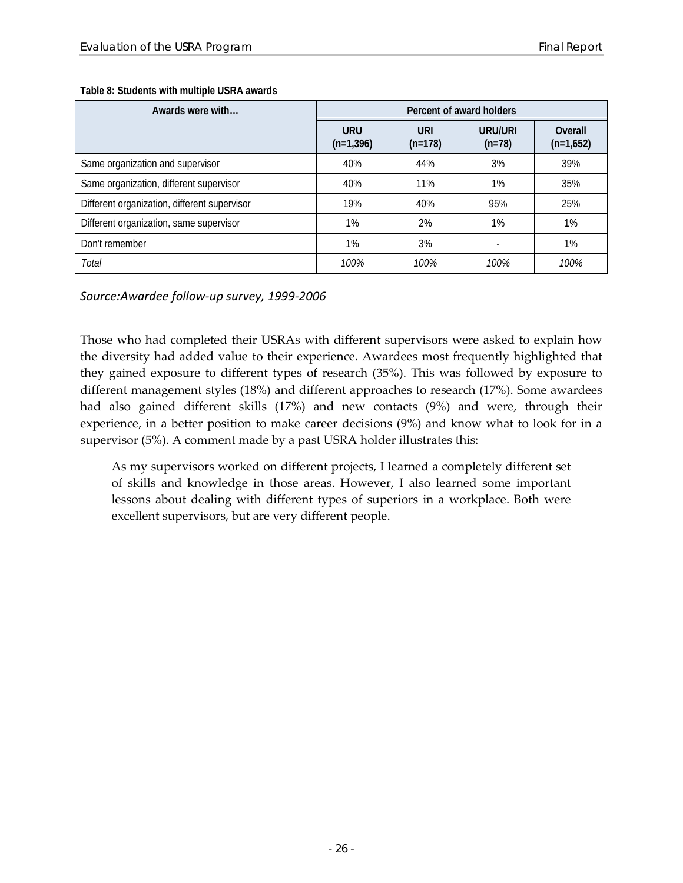**Table 8: Students with multiple USRA awards**

| Awards were with… | Percent of award holders | | | |
|---|---|---|---|---|
| | URU (n=1,396) | URI (n=178) | URU/URI (n=78) | Overall (n=1,652) |
| Same organization and supervisor | 40% | 44% | 3% | 39% |
| Same organization, different supervisor | 40% | 11% | 1% | 35% |
| Different organization, different supervisor | 19% | 40% | 95% | 25% |
| Different organization, same supervisor | 1% | 2% | 1% | 1% |
| Don't remember | 1% | 3% | - | 1% |
| *Total* | *100%* | *100%* | *100%* | *100%* |

*Source:Awardee follow-up survey, 1999-2006*

Those who had completed their USRAs with different supervisors were asked to explain how the diversity had added value to their experience. Awardees most frequently highlighted that they gained exposure to different types of research (35%). This was followed by exposure to different management styles (18%) and different approaches to research (17%). Some awardees had also gained different skills (17%) and new contacts (9%) and were, through their experience, in a better position to make career decisions (9%) and know what to look for in a supervisor (5%). A comment made by a past USRA holder illustrates this:

> As my supervisors worked on different projects, I learned a completely different set of skills and knowledge in those areas. However, I also learned some important lessons about dealing with different types of superiors in a workplace. Both were excellent supervisors, but are very different people.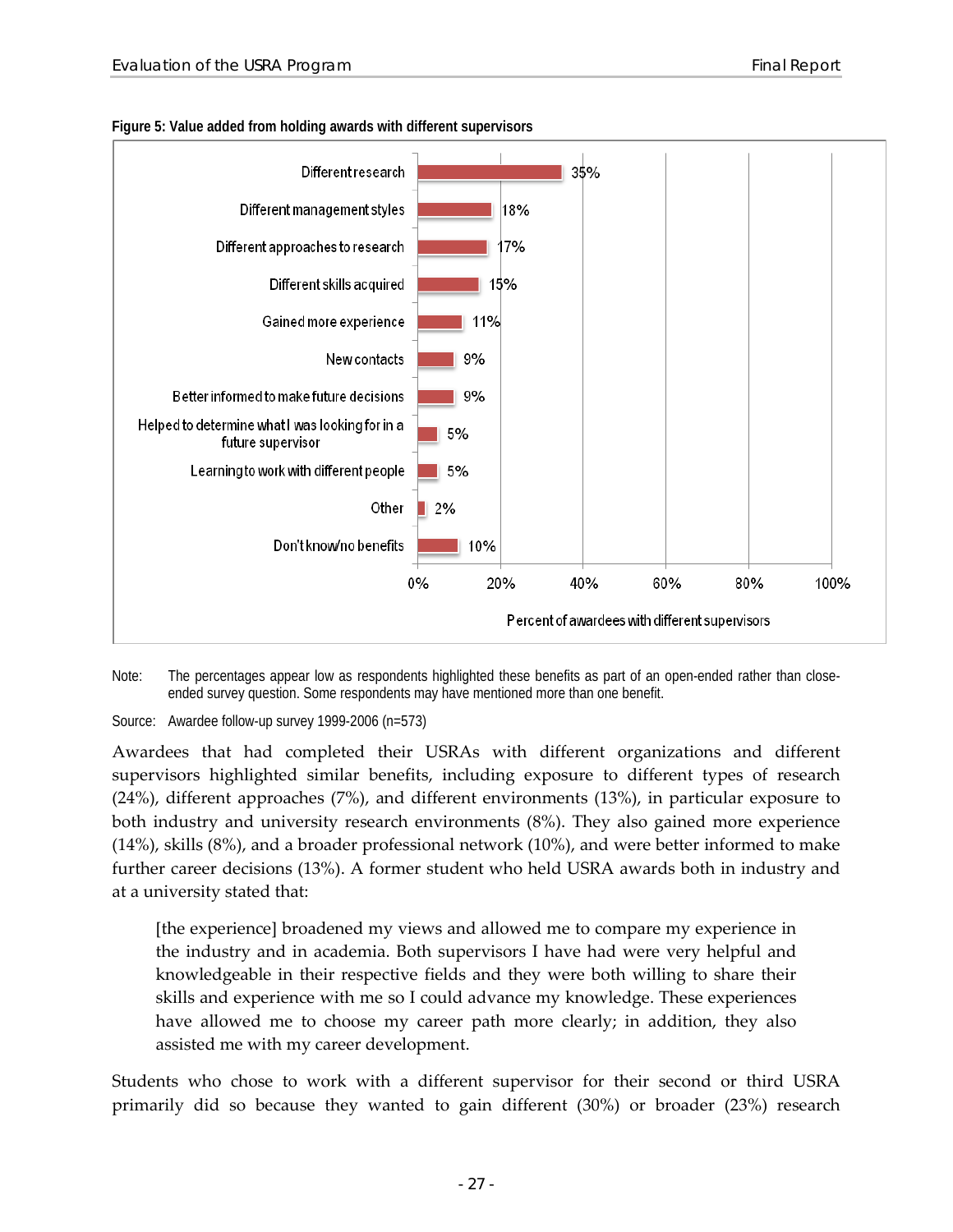**Figure 5: Value added from holding awards with different supervisors**

| Benefit | Percent of awardees with different supervisors |
|---|---|
| Different research | 35% |
| Different management styles | 18% |
| Different approaches to research | 17% |
| Different skills acquired | 15% |
| Gained more experience | 11% |
| New contacts | 9% |
| Better informed to make future decisions | 9% |
| Helped to determine what I was looking for in a future supervisor | 5% |
| Learning to work with different people | 5% |
| Other | 2% |
| Don't know/no benefits | 10% |

Note: The percentages appear low as respondents highlighted these benefits as part of an open-ended rather than close-ended survey question. Some respondents may have mentioned more than one benefit.

Source: Awardee follow-up survey 1999-2006 (n=573)

Awardees that had completed their USRAs with different organizations and different supervisors highlighted similar benefits, including exposure to different types of research (24%), different approaches (7%), and different environments (13%), in particular exposure to both industry and university research environments (8%). They also gained more experience (14%), skills (8%), and a broader professional network (10%), and were better informed to make further career decisions (13%). A former student who held USRA awards both in industry and at a university stated that:

> [the experience] broadened my views and allowed me to compare my experience in the industry and in academia. Both supervisors I have had were very helpful and knowledgeable in their respective fields and they were both willing to share their skills and experience with me so I could advance my knowledge. These experiences have allowed me to choose my career path more clearly; in addition, they also assisted me with my career development.

Students who chose to work with a different supervisor for their second or third USRA primarily did so because they wanted to gain different (30%) or broader (23%) research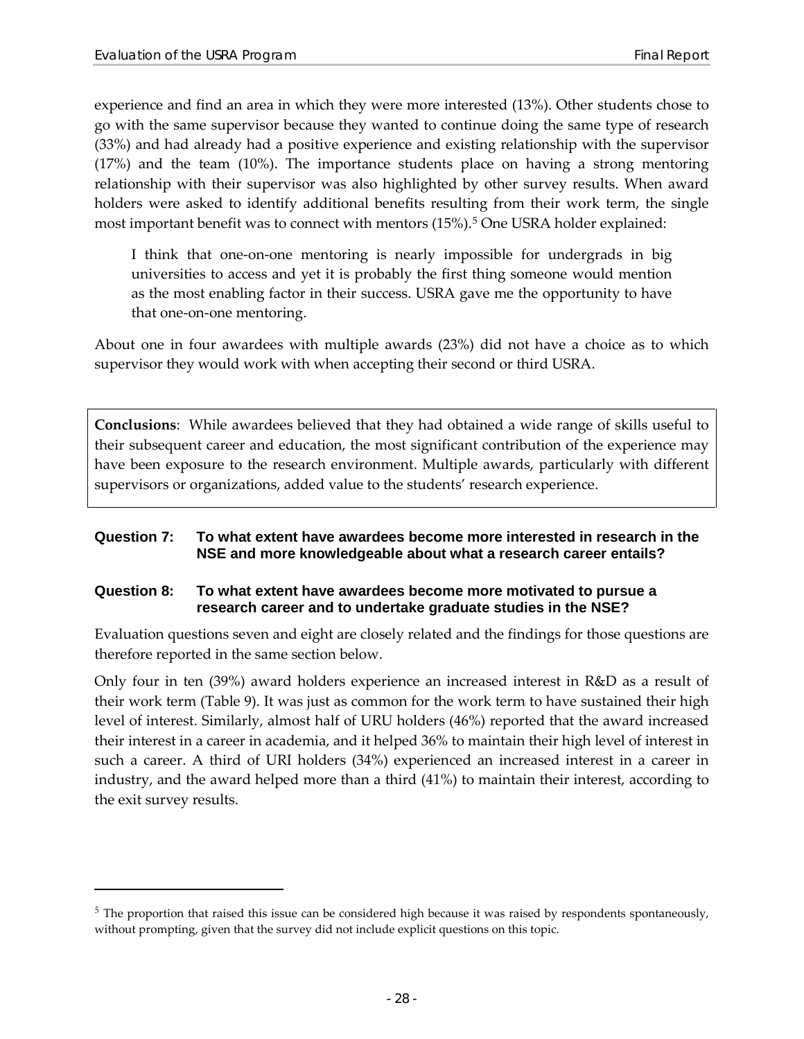experience and find an area in which they were more interested (13%). Other students chose to go with the same supervisor because they wanted to continue doing the same type of research (33%) and had already had a positive experience and existing relationship with the supervisor (17%) and the team (10%). The importance students place on having a strong mentoring relationship with their supervisor was also highlighted by other survey results. When award holders were asked to identify additional benefits resulting from their work term, the single most important benefit was to connect with mentors (15%).[5] One USRA holder explained:

> I think that one-on-one mentoring is nearly impossible for undergrads in big universities to access and yet it is probably the first thing someone would mention as the most enabling factor in their success. USRA gave me the opportunity to have that one-on-one mentoring.

About one in four awardees with multiple awards (23%) did not have a choice as to which supervisor they would work with when accepting their second or third USRA.

**Conclusions**: While awardees believed that they had obtained a wide range of skills useful to their subsequent career and education, the most significant contribution of the experience may have been exposure to the research environment. Multiple awards, particularly with different supervisors or organizations, added value to the students' research experience.

### Question 7: To what extent have awardees become more interested in research in the NSE and more knowledgeable about what a research career entails?

### Question 8: To what extent have awardees become more motivated to pursue a research career and to undertake graduate studies in the NSE?

Evaluation questions seven and eight are closely related and the findings for those questions are therefore reported in the same section below.

Only four in ten (39%) award holders experience an increased interest in R&D as a result of their work term (Table 9). It was just as common for the work term to have sustained their high level of interest. Similarly, almost half of URU holders (46%) reported that the award increased their interest in a career in academia, and it helped 36% to maintain their high level of interest in such a career. A third of URI holders (34%) experienced an increased interest in a career in industry, and the award helped more than a third (41%) to maintain their interest, according to the exit survey results.

---

[5] The proportion that raised this issue can be considered high because it was raised by respondents spontaneously, without prompting, given that the survey did not include explicit questions on this topic.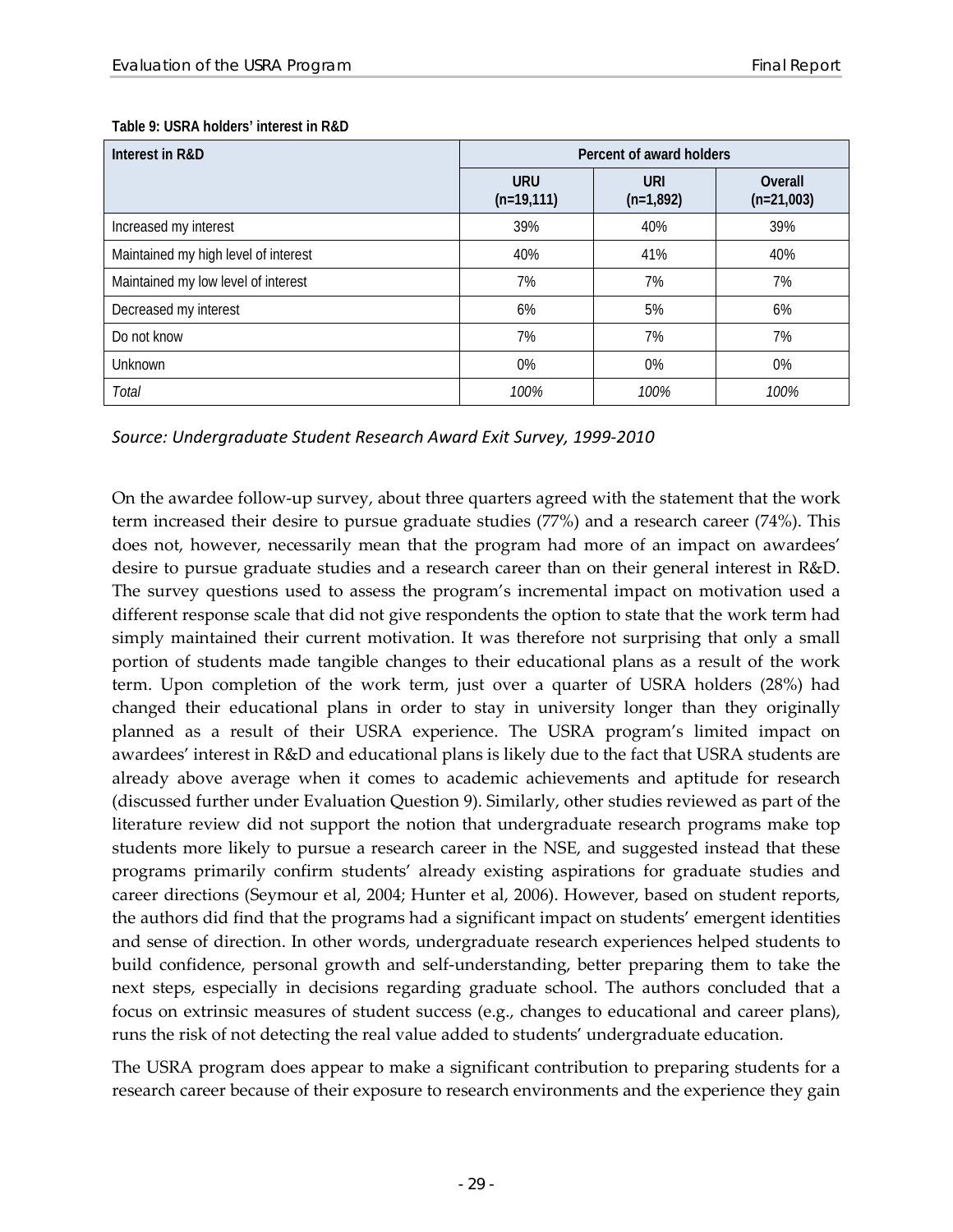**Table 9: USRA holders' interest in R&D**

| Interest in R&D | Percent of award holders | | |
|---|---|---|---|
| | URU (n=19,111) | URI (n=1,892) | Overall (n=21,003) |
| Increased my interest | 39% | 40% | 39% |
| Maintained my high level of interest | 40% | 41% | 40% |
| Maintained my low level of interest | 7% | 7% | 7% |
| Decreased my interest | 6% | 5% | 6% |
| Do not know | 7% | 7% | 7% |
| Unknown | 0% | 0% | 0% |
| *Total* | *100%* | *100%* | *100%* |

*Source: Undergraduate Student Research Award Exit Survey, 1999-2010*

On the awardee follow-up survey, about three quarters agreed with the statement that the work term increased their desire to pursue graduate studies (77%) and a research career (74%). This does not, however, necessarily mean that the program had more of an impact on awardees' desire to pursue graduate studies and a research career than on their general interest in R&D. The survey questions used to assess the program's incremental impact on motivation used a different response scale that did not give respondents the option to state that the work term had simply maintained their current motivation. It was therefore not surprising that only a small portion of students made tangible changes to their educational plans as a result of the work term. Upon completion of the work term, just over a quarter of USRA holders (28%) had changed their educational plans in order to stay in university longer than they originally planned as a result of their USRA experience. The USRA program's limited impact on awardees' interest in R&D and educational plans is likely due to the fact that USRA students are already above average when it comes to academic achievements and aptitude for research (discussed further under Evaluation Question 9). Similarly, other studies reviewed as part of the literature review did not support the notion that undergraduate research programs make top students more likely to pursue a research career in the NSE, and suggested instead that these programs primarily confirm students' already existing aspirations for graduate studies and career directions (Seymour et al, 2004; Hunter et al, 2006). However, based on student reports, the authors did find that the programs had a significant impact on students' emergent identities and sense of direction. In other words, undergraduate research experiences helped students to build confidence, personal growth and self-understanding, better preparing them to take the next steps, especially in decisions regarding graduate school. The authors concluded that a focus on extrinsic measures of student success (e.g., changes to educational and career plans), runs the risk of not detecting the real value added to students' undergraduate education.

The USRA program does appear to make a significant contribution to preparing students for a research career because of their exposure to research environments and the experience they gain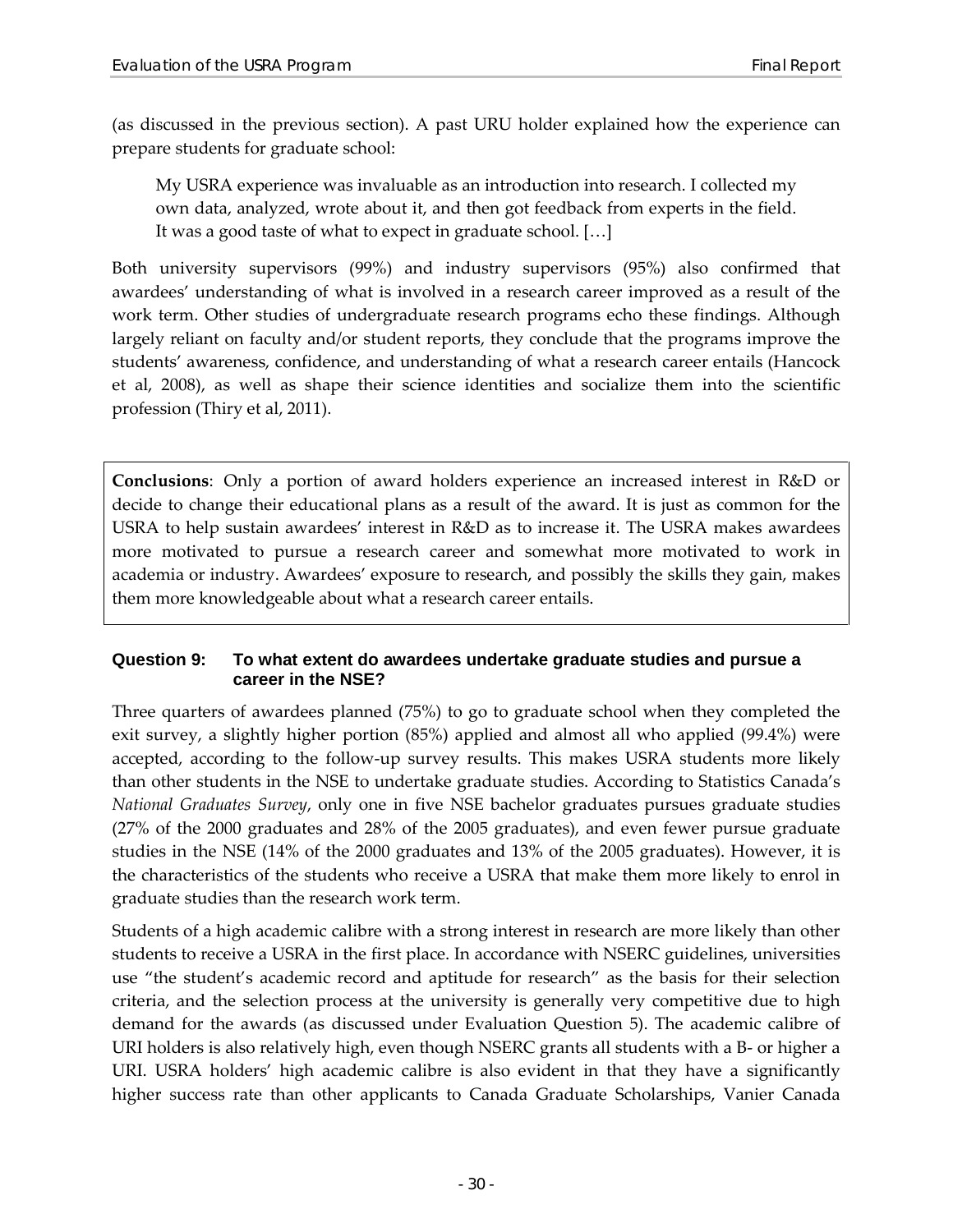(as discussed in the previous section). A past URU holder explained how the experience can prepare students for graduate school:

> My USRA experience was invaluable as an introduction into research. I collected my own data, analyzed, wrote about it, and then got feedback from experts in the field. It was a good taste of what to expect in graduate school. […]

Both university supervisors (99%) and industry supervisors (95%) also confirmed that awardees' understanding of what is involved in a research career improved as a result of the work term. Other studies of undergraduate research programs echo these findings. Although largely reliant on faculty and/or student reports, they conclude that the programs improve the students' awareness, confidence, and understanding of what a research career entails (Hancock et al, 2008), as well as shape their science identities and socialize them into the scientific profession (Thiry et al, 2011).

**Conclusions**: Only a portion of award holders experience an increased interest in R&D or decide to change their educational plans as a result of the award. It is just as common for the USRA to help sustain awardees' interest in R&D as to increase it. The USRA makes awardees more motivated to pursue a research career and somewhat more motivated to work in academia or industry. Awardees' exposure to research, and possibly the skills they gain, makes them more knowledgeable about what a research career entails.

#### Question 9: To what extent do awardees undertake graduate studies and pursue a career in the NSE?

Three quarters of awardees planned (75%) to go to graduate school when they completed the exit survey, a slightly higher portion (85%) applied and almost all who applied (99.4%) were accepted, according to the follow-up survey results. This makes USRA students more likely than other students in the NSE to undertake graduate studies. According to Statistics Canada's *National Graduates Survey*, only one in five NSE bachelor graduates pursues graduate studies (27% of the 2000 graduates and 28% of the 2005 graduates), and even fewer pursue graduate studies in the NSE (14% of the 2000 graduates and 13% of the 2005 graduates). However, it is the characteristics of the students who receive a USRA that make them more likely to enrol in graduate studies than the research work term.

Students of a high academic calibre with a strong interest in research are more likely than other students to receive a USRA in the first place. In accordance with NSERC guidelines, universities use "the student's academic record and aptitude for research" as the basis for their selection criteria, and the selection process at the university is generally very competitive due to high demand for the awards (as discussed under Evaluation Question 5). The academic calibre of URI holders is also relatively high, even though NSERC grants all students with a B- or higher a URI. USRA holders' high academic calibre is also evident in that they have a significantly higher success rate than other applicants to Canada Graduate Scholarships, Vanier Canada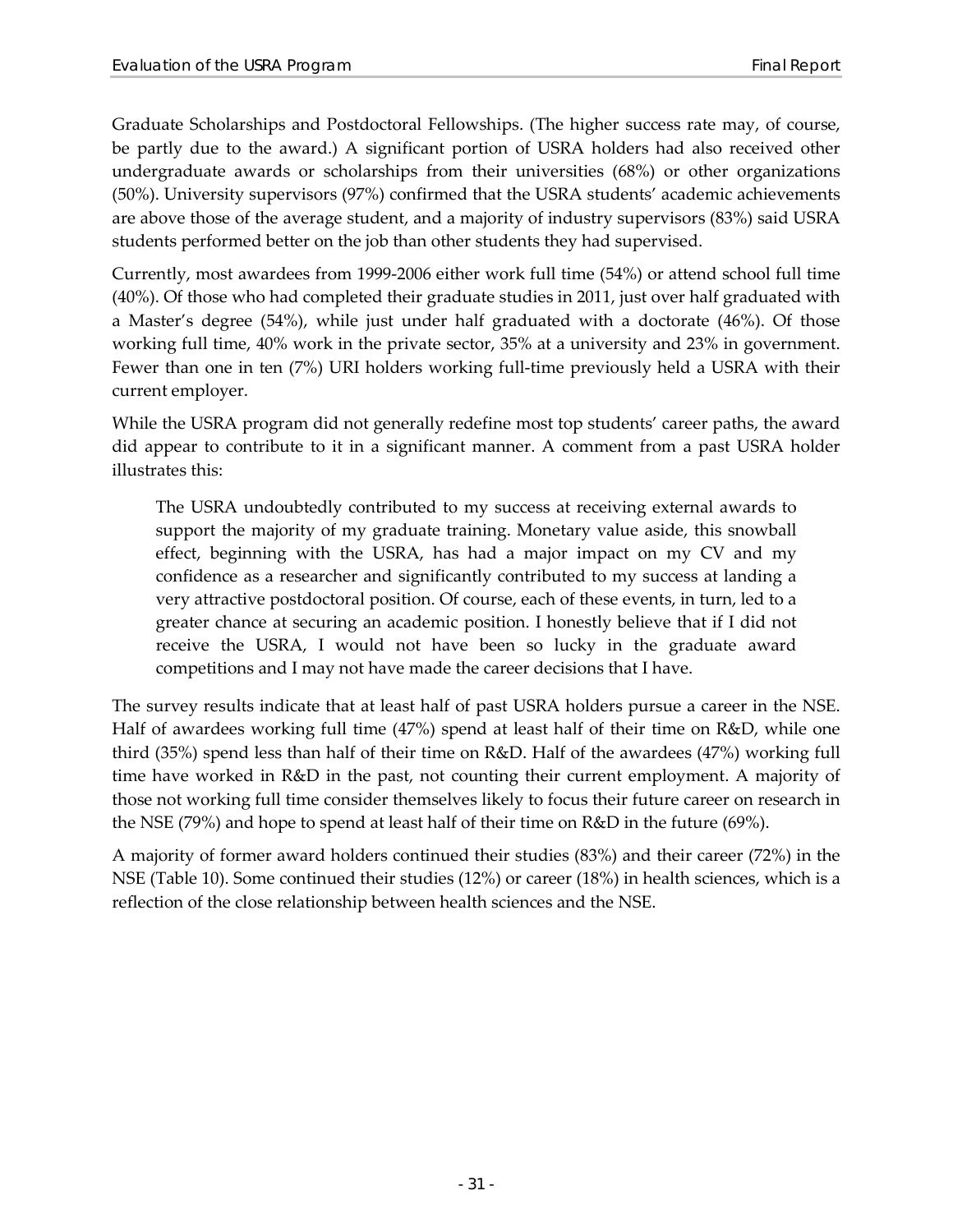Graduate Scholarships and Postdoctoral Fellowships. (The higher success rate may, of course, be partly due to the award.) A significant portion of USRA holders had also received other undergraduate awards or scholarships from their universities (68%) or other organizations (50%). University supervisors (97%) confirmed that the USRA students' academic achievements are above those of the average student, and a majority of industry supervisors (83%) said USRA students performed better on the job than other students they had supervised.

Currently, most awardees from 1999-2006 either work full time (54%) or attend school full time (40%). Of those who had completed their graduate studies in 2011, just over half graduated with a Master's degree (54%), while just under half graduated with a doctorate (46%). Of those working full time, 40% work in the private sector, 35% at a university and 23% in government. Fewer than one in ten (7%) URI holders working full-time previously held a USRA with their current employer.

While the USRA program did not generally redefine most top students' career paths, the award did appear to contribute to it in a significant manner. A comment from a past USRA holder illustrates this:

> The USRA undoubtedly contributed to my success at receiving external awards to support the majority of my graduate training. Monetary value aside, this snowball effect, beginning with the USRA, has had a major impact on my CV and my confidence as a researcher and significantly contributed to my success at landing a very attractive postdoctoral position. Of course, each of these events, in turn, led to a greater chance at securing an academic position. I honestly believe that if I did not receive the USRA, I would not have been so lucky in the graduate award competitions and I may not have made the career decisions that I have.

The survey results indicate that at least half of past USRA holders pursue a career in the NSE. Half of awardees working full time (47%) spend at least half of their time on R&D, while one third (35%) spend less than half of their time on R&D. Half of the awardees (47%) working full time have worked in R&D in the past, not counting their current employment. A majority of those not working full time consider themselves likely to focus their future career on research in the NSE (79%) and hope to spend at least half of their time on R&D in the future (69%).

A majority of former award holders continued their studies (83%) and their career (72%) in the NSE (Table 10). Some continued their studies (12%) or career (18%) in health sciences, which is a reflection of the close relationship between health sciences and the NSE.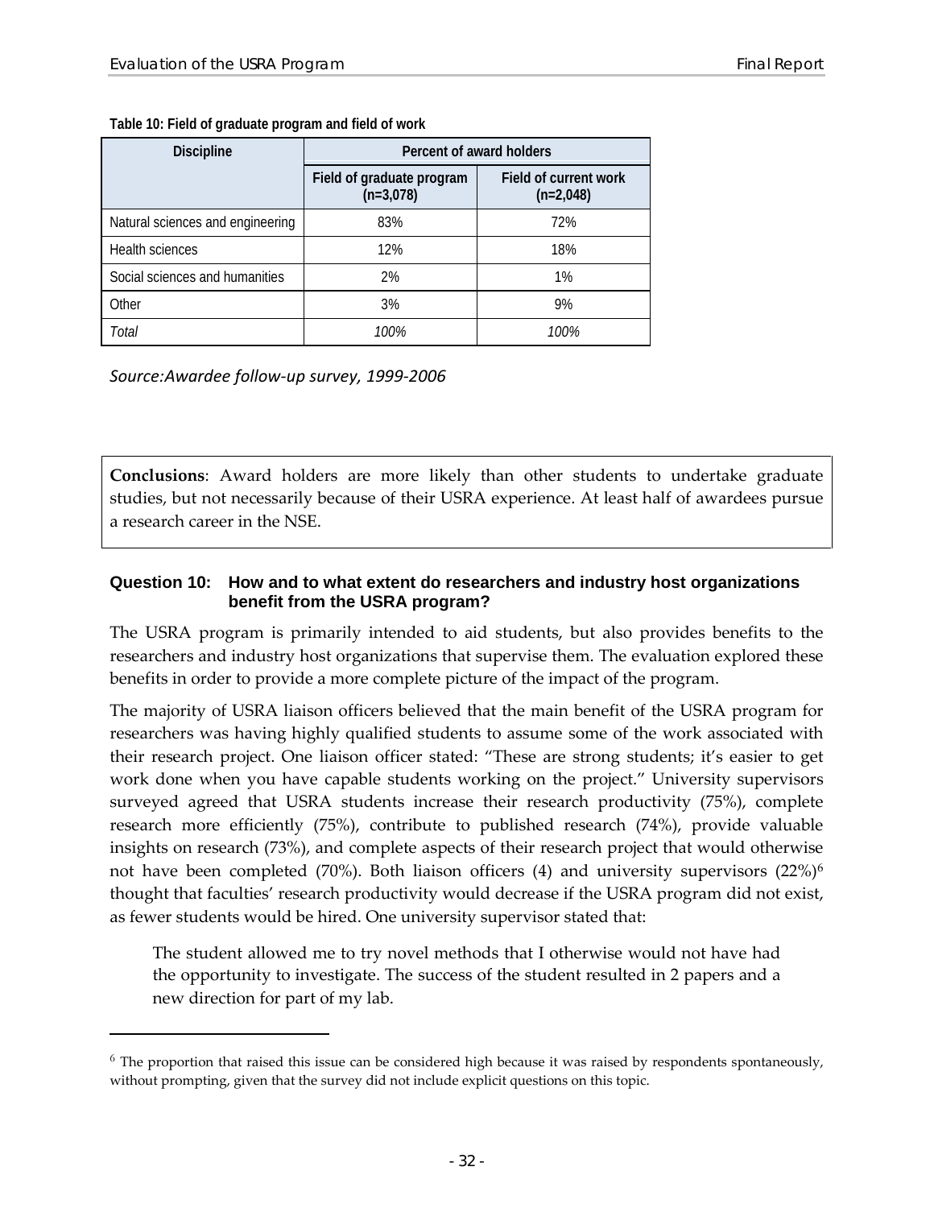**Table 10: Field of graduate program and field of work**

| Discipline | Percent of award holders | |
|---|---|---|
| | Field of graduate program (n=3,078) | Field of current work (n=2,048) |
| Natural sciences and engineering | 83% | 72% |
| Health sciences | 12% | 18% |
| Social sciences and humanities | 2% | 1% |
| Other | 3% | 9% |
| *Total* | *100%* | *100%* |

*Source:Awardee follow-up survey, 1999-2006*

**Conclusions**: Award holders are more likely than other students to undertake graduate studies, but not necessarily because of their USRA experience. At least half of awardees pursue a research career in the NSE.

### Question 10: How and to what extent do researchers and industry host organizations benefit from the USRA program?

The USRA program is primarily intended to aid students, but also provides benefits to the researchers and industry host organizations that supervise them. The evaluation explored these benefits in order to provide a more complete picture of the impact of the program.

The majority of USRA liaison officers believed that the main benefit of the USRA program for researchers was having highly qualified students to assume some of the work associated with their research project. One liaison officer stated: "These are strong students; it's easier to get work done when you have capable students working on the project." University supervisors surveyed agreed that USRA students increase their research productivity (75%), complete research more efficiently (75%), contribute to published research (74%), provide valuable insights on research (73%), and complete aspects of their research project that would otherwise not have been completed (70%). Both liaison officers (4) and university supervisors (22%)[6] thought that faculties' research productivity would decrease if the USRA program did not exist, as fewer students would be hired. One university supervisor stated that:

> The student allowed me to try novel methods that I otherwise would not have had the opportunity to investigate. The success of the student resulted in 2 papers and a new direction for part of my lab.

[6] The proportion that raised this issue can be considered high because it was raised by respondents spontaneously, without prompting, given that the survey did not include explicit questions on this topic.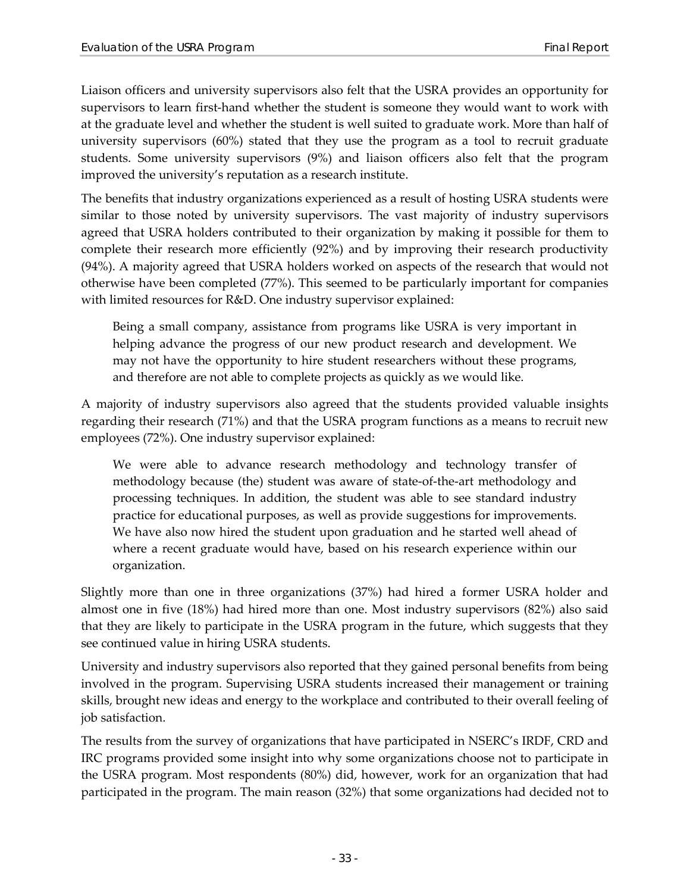Liaison officers and university supervisors also felt that the USRA provides an opportunity for supervisors to learn first-hand whether the student is someone they would want to work with at the graduate level and whether the student is well suited to graduate work. More than half of university supervisors (60%) stated that they use the program as a tool to recruit graduate students. Some university supervisors (9%) and liaison officers also felt that the program improved the university's reputation as a research institute.

The benefits that industry organizations experienced as a result of hosting USRA students were similar to those noted by university supervisors. The vast majority of industry supervisors agreed that USRA holders contributed to their organization by making it possible for them to complete their research more efficiently (92%) and by improving their research productivity (94%). A majority agreed that USRA holders worked on aspects of the research that would not otherwise have been completed (77%). This seemed to be particularly important for companies with limited resources for R&D. One industry supervisor explained:

> Being a small company, assistance from programs like USRA is very important in helping advance the progress of our new product research and development. We may not have the opportunity to hire student researchers without these programs, and therefore are not able to complete projects as quickly as we would like.

A majority of industry supervisors also agreed that the students provided valuable insights regarding their research (71%) and that the USRA program functions as a means to recruit new employees (72%). One industry supervisor explained:

> We were able to advance research methodology and technology transfer of methodology because (the) student was aware of state-of-the-art methodology and processing techniques. In addition, the student was able to see standard industry practice for educational purposes, as well as provide suggestions for improvements. We have also now hired the student upon graduation and he started well ahead of where a recent graduate would have, based on his research experience within our organization.

Slightly more than one in three organizations (37%) had hired a former USRA holder and almost one in five (18%) had hired more than one. Most industry supervisors (82%) also said that they are likely to participate in the USRA program in the future, which suggests that they see continued value in hiring USRA students.

University and industry supervisors also reported that they gained personal benefits from being involved in the program. Supervising USRA students increased their management or training skills, brought new ideas and energy to the workplace and contributed to their overall feeling of job satisfaction.

The results from the survey of organizations that have participated in NSERC's IRDF, CRD and IRC programs provided some insight into why some organizations choose not to participate in the USRA program. Most respondents (80%) did, however, work for an organization that had participated in the program. The main reason (32%) that some organizations had decided not to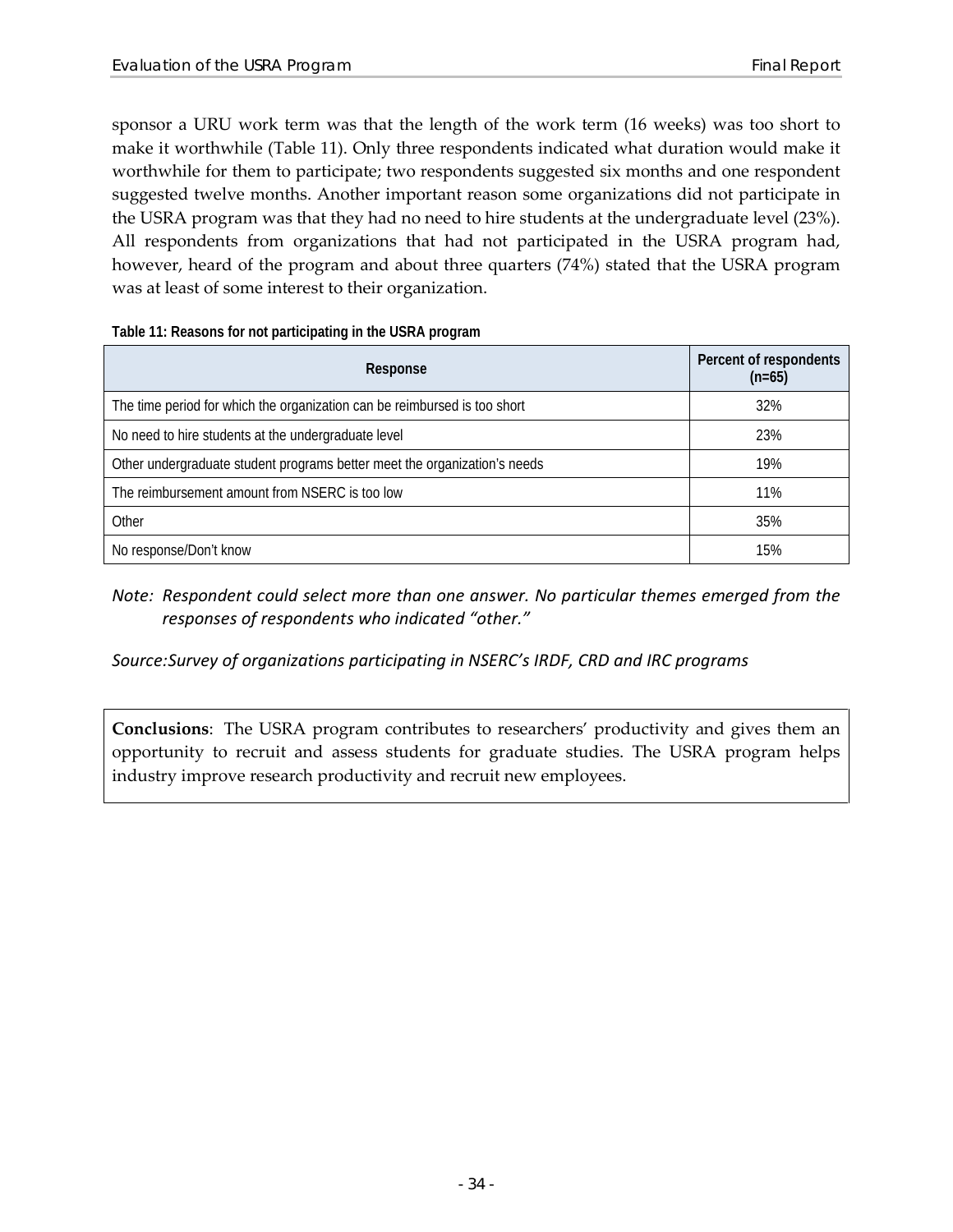sponsor a URU work term was that the length of the work term (16 weeks) was too short to make it worthwhile (Table 11). Only three respondents indicated what duration would make it worthwhile for them to participate; two respondents suggested six months and one respondent suggested twelve months. Another important reason some organizations did not participate in the USRA program was that they had no need to hire students at the undergraduate level (23%). All respondents from organizations that had not participated in the USRA program had, however, heard of the program and about three quarters (74%) stated that the USRA program was at least of some interest to their organization.

**Table 11: Reasons for not participating in the USRA program**

| Response | Percent of respondents (n=65) |
|---|---|
| The time period for which the organization can be reimbursed is too short | 32% |
| No need to hire students at the undergraduate level | 23% |
| Other undergraduate student programs better meet the organization's needs | 19% |
| The reimbursement amount from NSERC is too low | 11% |
| Other | 35% |
| No response/Don't know | 15% |

*Note: Respondent could select more than one answer. No particular themes emerged from the responses of respondents who indicated "other."*

*Source: Survey of organizations participating in NSERC's IRDF, CRD and IRC programs*

**Conclusions**: The USRA program contributes to researchers' productivity and gives them an opportunity to recruit and assess students for graduate studies. The USRA program helps industry improve research productivity and recruit new employees.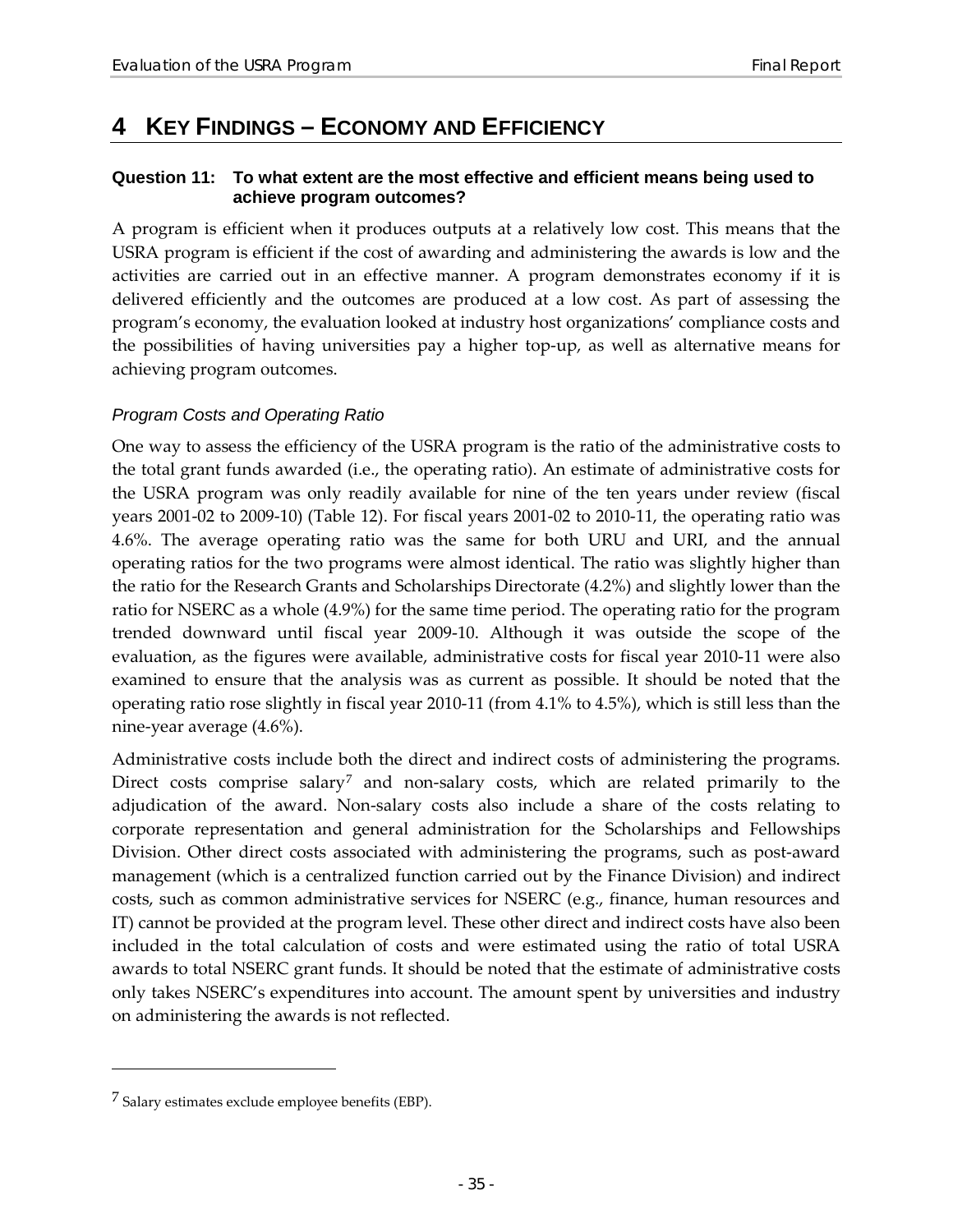# 4 Key Findings – Economy and Efficiency

**Question 11: To what extent are the most effective and efficient means being used to achieve program outcomes?**

A program is efficient when it produces outputs at a relatively low cost. This means that the USRA program is efficient if the cost of awarding and administering the awards is low and the activities are carried out in an effective manner. A program demonstrates economy if it is delivered efficiently and the outcomes are produced at a low cost. As part of assessing the program's economy, the evaluation looked at industry host organizations' compliance costs and the possibilities of having universities pay a higher top-up, as well as alternative means for achieving program outcomes.

*Program Costs and Operating Ratio*

One way to assess the efficiency of the USRA program is the ratio of the administrative costs to the total grant funds awarded (i.e., the operating ratio). An estimate of administrative costs for the USRA program was only readily available for nine of the ten years under review (fiscal years 2001-02 to 2009-10) (Table 12). For fiscal years 2001-02 to 2010-11, the operating ratio was 4.6%. The average operating ratio was the same for both URU and URI, and the annual operating ratios for the two programs were almost identical. The ratio was slightly higher than the ratio for the Research Grants and Scholarships Directorate (4.2%) and slightly lower than the ratio for NSERC as a whole (4.9%) for the same time period. The operating ratio for the program trended downward until fiscal year 2009-10. Although it was outside the scope of the evaluation, as the figures were available, administrative costs for fiscal year 2010-11 were also examined to ensure that the analysis was as current as possible. It should be noted that the operating ratio rose slightly in fiscal year 2010-11 (from 4.1% to 4.5%), which is still less than the nine-year average (4.6%).

Administrative costs include both the direct and indirect costs of administering the programs. Direct costs comprise salary[7] and non-salary costs, which are related primarily to the adjudication of the award. Non-salary costs also include a share of the costs relating to corporate representation and general administration for the Scholarships and Fellowships Division. Other direct costs associated with administering the programs, such as post-award management (which is a centralized function carried out by the Finance Division) and indirect costs, such as common administrative services for NSERC (e.g., finance, human resources and IT) cannot be provided at the program level. These other direct and indirect costs have also been included in the total calculation of costs and were estimated using the ratio of total USRA awards to total NSERC grant funds. It should be noted that the estimate of administrative costs only takes NSERC's expenditures into account. The amount spent by universities and industry on administering the awards is not reflected.

---

[7] Salary estimates exclude employee benefits (EBP).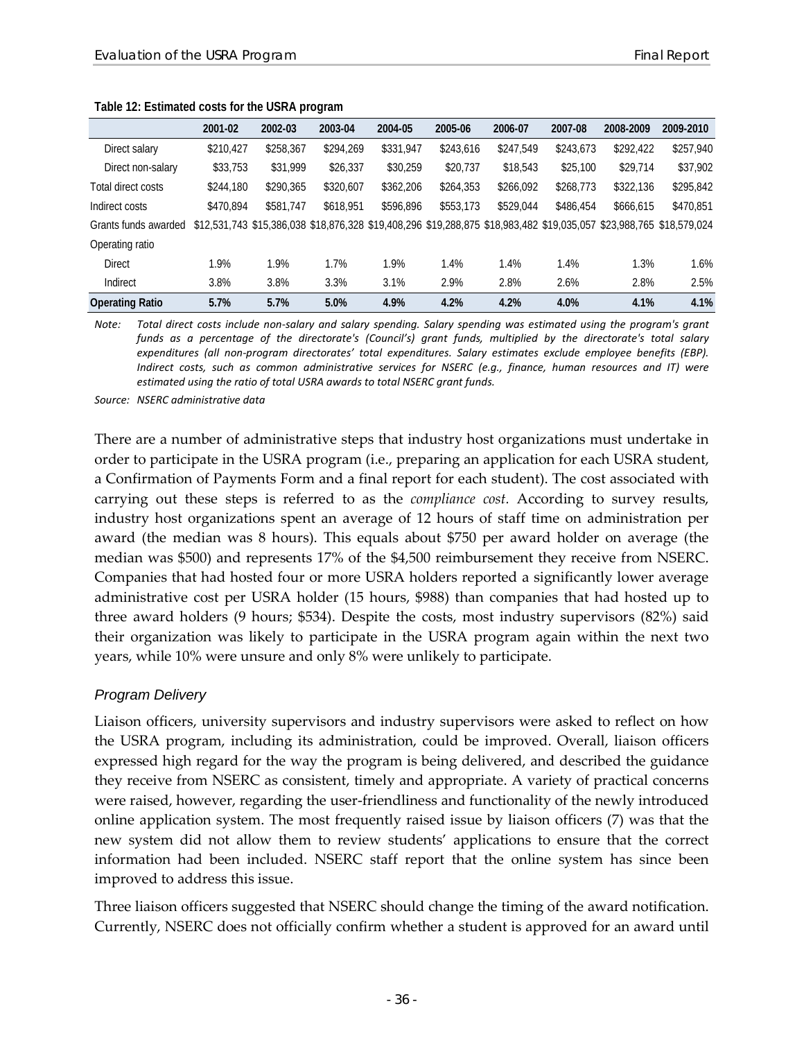**Table 12: Estimated costs for the USRA program**

| | 2001-02 | 2002-03 | 2003-04 | 2004-05 | 2005-06 | 2006-07 | 2007-08 | 2008-2009 | 2009-2010 |
|---|---|---|---|---|---|---|---|---|---|
| Direct salary | $210,427 | $258,367 | $294,269 | $331,947 | $243,616 | $247,549 | $243,673 | $292,422 | $257,940 |
| Direct non-salary | $33,753 | $31,999 | $26,337 | $30,259 | $20,737 | $18,543 | $25,100 | $29,714 | $37,902 |
| Total direct costs | $244,180 | $290,365 | $320,607 | $362,206 | $264,353 | $266,092 | $268,773 | $322,136 | $295,842 |
| Indirect costs | $470,894 | $581,747 | $618,951 | $596,896 | $553,173 | $529,044 | $486,454 | $666,615 | $470,851 |
| Grants funds awarded | $12,531,743 | $15,386,038 | $18,876,328 | $19,408,296 | $19,288,875 | $18,983,482 | $19,035,057 | $23,988,765 | $18,579,024 |
| Operating ratio | | | | | | | | | |
| Direct | 1.9% | 1.9% | 1.7% | 1.9% | 1.4% | 1.4% | 1.4% | 1.3% | 1.6% |
| Indirect | 3.8% | 3.8% | 3.3% | 3.1% | 2.9% | 2.8% | 2.6% | 2.8% | 2.5% |
| **Operating Ratio** | **5.7%** | **5.7%** | **5.0%** | **4.9%** | **4.2%** | **4.2%** | **4.0%** | **4.1%** | **4.1%** |

*Note: Total direct costs include non-salary and salary spending. Salary spending was estimated using the program's grant funds as a percentage of the directorate's (Council's) grant funds, multiplied by the directorate's total salary expenditures (all non-program directorates' total expenditures. Salary estimates exclude employee benefits (EBP). Indirect costs, such as common administrative services for NSERC (e.g., finance, human resources and IT) were estimated using the ratio of total USRA awards to total NSERC grant funds.*

*Source: NSERC administrative data*

There are a number of administrative steps that industry host organizations must undertake in order to participate in the USRA program (i.e., preparing an application for each USRA student, a Confirmation of Payments Form and a final report for each student). The cost associated with carrying out these steps is referred to as the *compliance cost*. According to survey results, industry host organizations spent an average of 12 hours of staff time on administration per award (the median was 8 hours). This equals about $750 per award holder on average (the median was $500) and represents 17% of the $4,500 reimbursement they receive from NSERC. Companies that had hosted four or more USRA holders reported a significantly lower average administrative cost per USRA holder (15 hours, $988) than companies that had hosted up to three award holders (9 hours; $534). Despite the costs, most industry supervisors (82%) said their organization was likely to participate in the USRA program again within the next two years, while 10% were unsure and only 8% were unlikely to participate.

### *Program Delivery*

Liaison officers, university supervisors and industry supervisors were asked to reflect on how the USRA program, including its administration, could be improved. Overall, liaison officers expressed high regard for the way the program is being delivered, and described the guidance they receive from NSERC as consistent, timely and appropriate. A variety of practical concerns were raised, however, regarding the user-friendliness and functionality of the newly introduced online application system. The most frequently raised issue by liaison officers (7) was that the new system did not allow them to review students' applications to ensure that the correct information had been included. NSERC staff report that the online system has since been improved to address this issue.

Three liaison officers suggested that NSERC should change the timing of the award notification. Currently, NSERC does not officially confirm whether a student is approved for an award until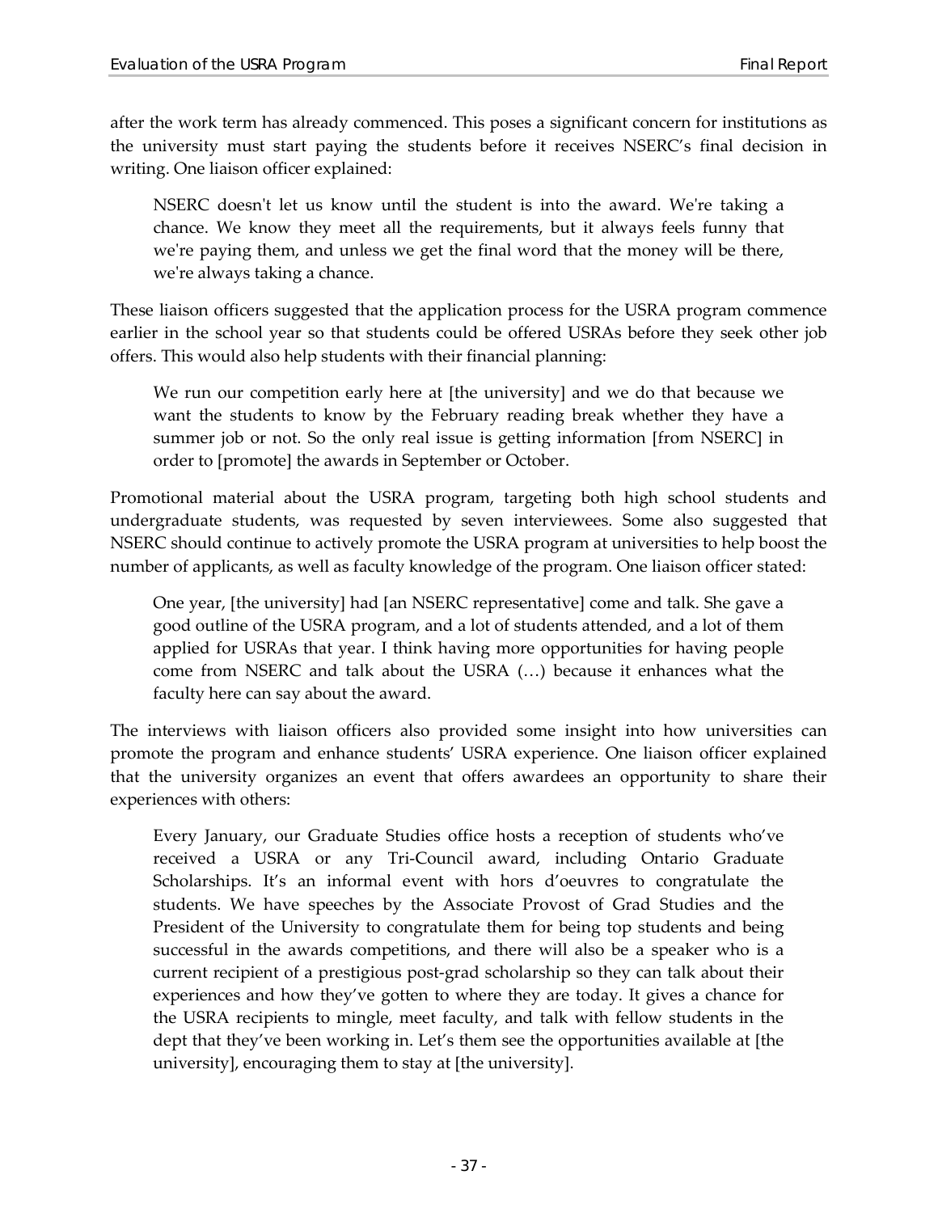after the work term has already commenced. This poses a significant concern for institutions as the university must start paying the students before it receives NSERC's final decision in writing. One liaison officer explained:

> NSERC doesn't let us know until the student is into the award. We're taking a chance. We know they meet all the requirements, but it always feels funny that we're paying them, and unless we get the final word that the money will be there, we're always taking a chance.

These liaison officers suggested that the application process for the USRA program commence earlier in the school year so that students could be offered USRAs before they seek other job offers. This would also help students with their financial planning:

> We run our competition early here at [the university] and we do that because we want the students to know by the February reading break whether they have a summer job or not. So the only real issue is getting information [from NSERC] in order to [promote] the awards in September or October.

Promotional material about the USRA program, targeting both high school students and undergraduate students, was requested by seven interviewees. Some also suggested that NSERC should continue to actively promote the USRA program at universities to help boost the number of applicants, as well as faculty knowledge of the program. One liaison officer stated:

> One year, [the university] had [an NSERC representative] come and talk. She gave a good outline of the USRA program, and a lot of students attended, and a lot of them applied for USRAs that year. I think having more opportunities for having people come from NSERC and talk about the USRA (…) because it enhances what the faculty here can say about the award.

The interviews with liaison officers also provided some insight into how universities can promote the program and enhance students' USRA experience. One liaison officer explained that the university organizes an event that offers awardees an opportunity to share their experiences with others:

> Every January, our Graduate Studies office hosts a reception of students who've received a USRA or any Tri-Council award, including Ontario Graduate Scholarships. It's an informal event with hors d'oeuvres to congratulate the students. We have speeches by the Associate Provost of Grad Studies and the President of the University to congratulate them for being top students and being successful in the awards competitions, and there will also be a speaker who is a current recipient of a prestigious post-grad scholarship so they can talk about their experiences and how they've gotten to where they are today. It gives a chance for the USRA recipients to mingle, meet faculty, and talk with fellow students in the dept that they've been working in. Let's them see the opportunities available at [the university], encouraging them to stay at [the university].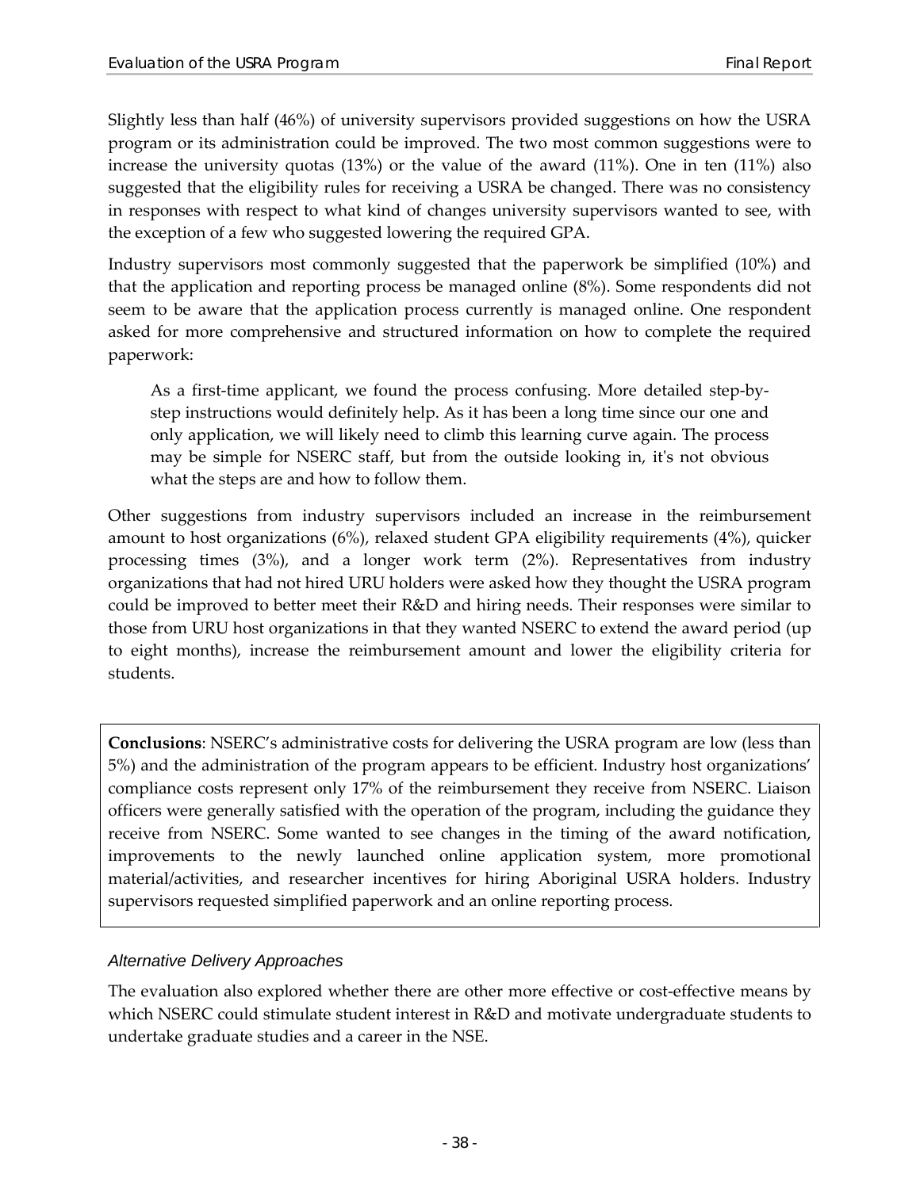Slightly less than half (46%) of university supervisors provided suggestions on how the USRA program or its administration could be improved. The two most common suggestions were to increase the university quotas (13%) or the value of the award (11%). One in ten (11%) also suggested that the eligibility rules for receiving a USRA be changed. There was no consistency in responses with respect to what kind of changes university supervisors wanted to see, with the exception of a few who suggested lowering the required GPA.

Industry supervisors most commonly suggested that the paperwork be simplified (10%) and that the application and reporting process be managed online (8%). Some respondents did not seem to be aware that the application process currently is managed online. One respondent asked for more comprehensive and structured information on how to complete the required paperwork:

> As a first-time applicant, we found the process confusing. More detailed step-by-step instructions would definitely help. As it has been a long time since our one and only application, we will likely need to climb this learning curve again. The process may be simple for NSERC staff, but from the outside looking in, it's not obvious what the steps are and how to follow them.

Other suggestions from industry supervisors included an increase in the reimbursement amount to host organizations (6%), relaxed student GPA eligibility requirements (4%), quicker processing times (3%), and a longer work term (2%). Representatives from industry organizations that had not hired URU holders were asked how they thought the USRA program could be improved to better meet their R&D and hiring needs. Their responses were similar to those from URU host organizations in that they wanted NSERC to extend the award period (up to eight months), increase the reimbursement amount and lower the eligibility criteria for students.

**Conclusions**: NSERC's administrative costs for delivering the USRA program are low (less than 5%) and the administration of the program appears to be efficient. Industry host organizations' compliance costs represent only 17% of the reimbursement they receive from NSERC. Liaison officers were generally satisfied with the operation of the program, including the guidance they receive from NSERC. Some wanted to see changes in the timing of the award notification, improvements to the newly launched online application system, more promotional material/activities, and researcher incentives for hiring Aboriginal USRA holders. Industry supervisors requested simplified paperwork and an online reporting process.

### *Alternative Delivery Approaches*

The evaluation also explored whether there are other more effective or cost-effective means by which NSERC could stimulate student interest in R&D and motivate undergraduate students to undertake graduate studies and a career in the NSE.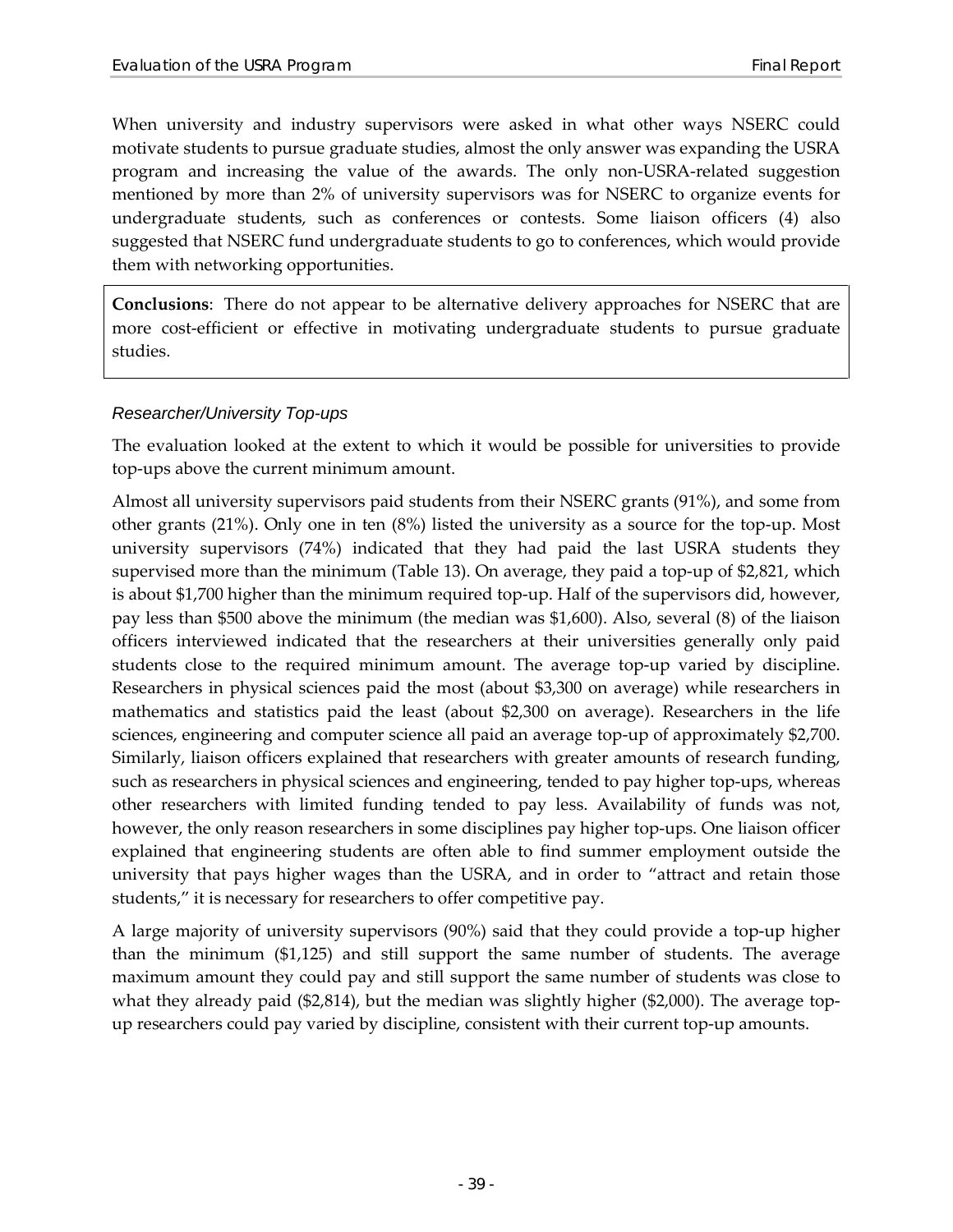When university and industry supervisors were asked in what other ways NSERC could motivate students to pursue graduate studies, almost the only answer was expanding the USRA program and increasing the value of the awards. The only non-USRA-related suggestion mentioned by more than 2% of university supervisors was for NSERC to organize events for undergraduate students, such as conferences or contests. Some liaison officers (4) also suggested that NSERC fund undergraduate students to go to conferences, which would provide them with networking opportunities.

**Conclusions**: There do not appear to be alternative delivery approaches for NSERC that are more cost-efficient or effective in motivating undergraduate students to pursue graduate studies.

### *Researcher/University Top-ups*

The evaluation looked at the extent to which it would be possible for universities to provide top-ups above the current minimum amount.

Almost all university supervisors paid students from their NSERC grants (91%), and some from other grants (21%). Only one in ten (8%) listed the university as a source for the top-up. Most university supervisors (74%) indicated that they had paid the last USRA students they supervised more than the minimum (Table 13). On average, they paid a top-up of $2,821, which is about $1,700 higher than the minimum required top-up. Half of the supervisors did, however, pay less than $500 above the minimum (the median was $1,600). Also, several (8) of the liaison officers interviewed indicated that the researchers at their universities generally only paid students close to the required minimum amount. The average top-up varied by discipline. Researchers in physical sciences paid the most (about $3,300 on average) while researchers in mathematics and statistics paid the least (about $2,300 on average). Researchers in the life sciences, engineering and computer science all paid an average top-up of approximately $2,700. Similarly, liaison officers explained that researchers with greater amounts of research funding, such as researchers in physical sciences and engineering, tended to pay higher top-ups, whereas other researchers with limited funding tended to pay less. Availability of funds was not, however, the only reason researchers in some disciplines pay higher top-ups. One liaison officer explained that engineering students are often able to find summer employment outside the university that pays higher wages than the USRA, and in order to "attract and retain those students," it is necessary for researchers to offer competitive pay.

A large majority of university supervisors (90%) said that they could provide a top-up higher than the minimum ($1,125) and still support the same number of students. The average maximum amount they could pay and still support the same number of students was close to what they already paid ($2,814), but the median was slightly higher ($2,000). The average top-up researchers could pay varied by discipline, consistent with their current top-up amounts.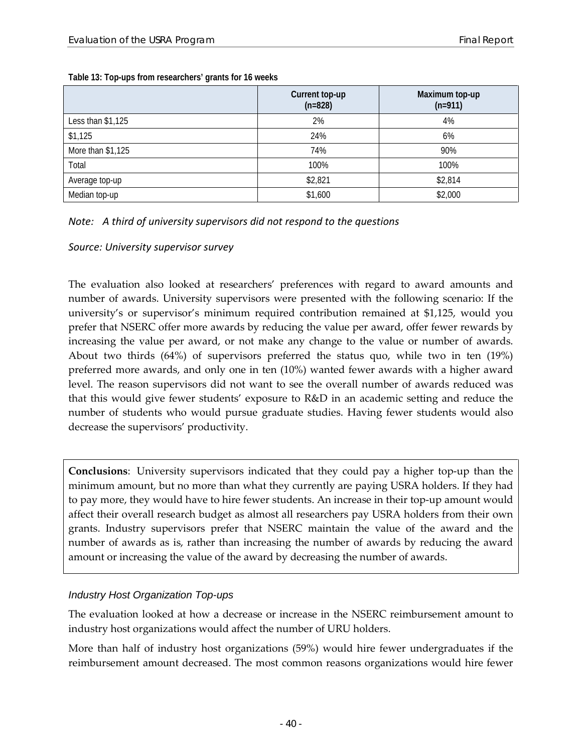**Table 13: Top-ups from researchers' grants for 16 weeks**

| | Current top-up (n=828) | Maximum top-up (n=911) |
|---|---|---|
| Less than $1,125 | 2% | 4% |
| $1,125 | 24% | 6% |
| More than $1,125 | 74% | 90% |
| Total | 100% | 100% |
| Average top-up | $2,821 | $2,814 |
| Median top-up | $1,600 | $2,000 |

*Note: A third of university supervisors did not respond to the questions*

*Source: University supervisor survey*

The evaluation also looked at researchers' preferences with regard to award amounts and number of awards. University supervisors were presented with the following scenario: If the university's or supervisor's minimum required contribution remained at $1,125, would you prefer that NSERC offer more awards by reducing the value per award, offer fewer rewards by increasing the value per award, or not make any change to the value or number of awards. About two thirds (64%) of supervisors preferred the status quo, while two in ten (19%) preferred more awards, and only one in ten (10%) wanted fewer awards with a higher award level. The reason supervisors did not want to see the overall number of awards reduced was that this would give fewer students' exposure to R&D in an academic setting and reduce the number of students who would pursue graduate studies. Having fewer students would also decrease the supervisors' productivity.

**Conclusions**: University supervisors indicated that they could pay a higher top-up than the minimum amount, but no more than what they currently are paying USRA holders. If they had to pay more, they would have to hire fewer students. An increase in their top-up amount would affect their overall research budget as almost all researchers pay USRA holders from their own grants. Industry supervisors prefer that NSERC maintain the value of the award and the number of awards as is, rather than increasing the number of awards by reducing the award amount or increasing the value of the award by decreasing the number of awards.

### *Industry Host Organization Top-ups*

The evaluation looked at how a decrease or increase in the NSERC reimbursement amount to industry host organizations would affect the number of URU holders.

More than half of industry host organizations (59%) would hire fewer undergraduates if the reimbursement amount decreased. The most common reasons organizations would hire fewer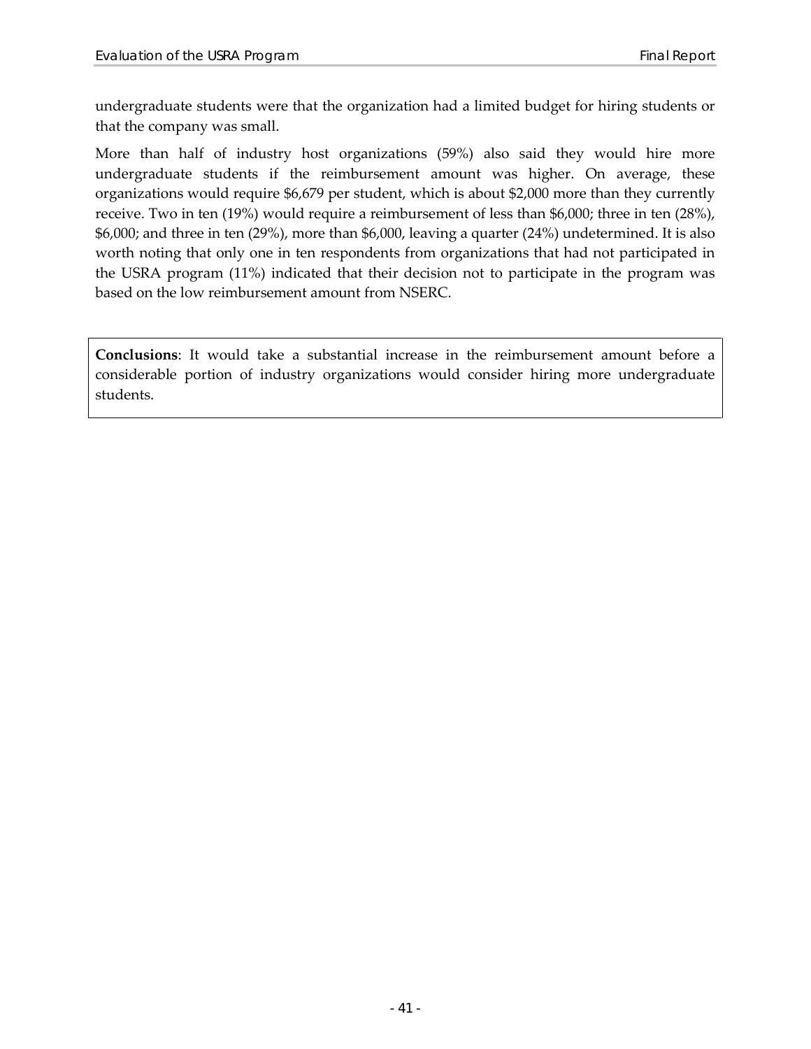undergraduate students were that the organization had a limited budget for hiring students or that the company was small.

More than half of industry host organizations (59%) also said they would hire more undergraduate students if the reimbursement amount was higher. On average, these organizations would require $6,679 per student, which is about $2,000 more than they currently receive. Two in ten (19%) would require a reimbursement of less than $6,000; three in ten (28%), $6,000; and three in ten (29%), more than $6,000, leaving a quarter (24%) undetermined. It is also worth noting that only one in ten respondents from organizations that had not participated in the USRA program (11%) indicated that their decision not to participate in the program was based on the low reimbursement amount from NSERC.

**Conclusions**: It would take a substantial increase in the reimbursement amount before a considerable portion of industry organizations would consider hiring more undergraduate students.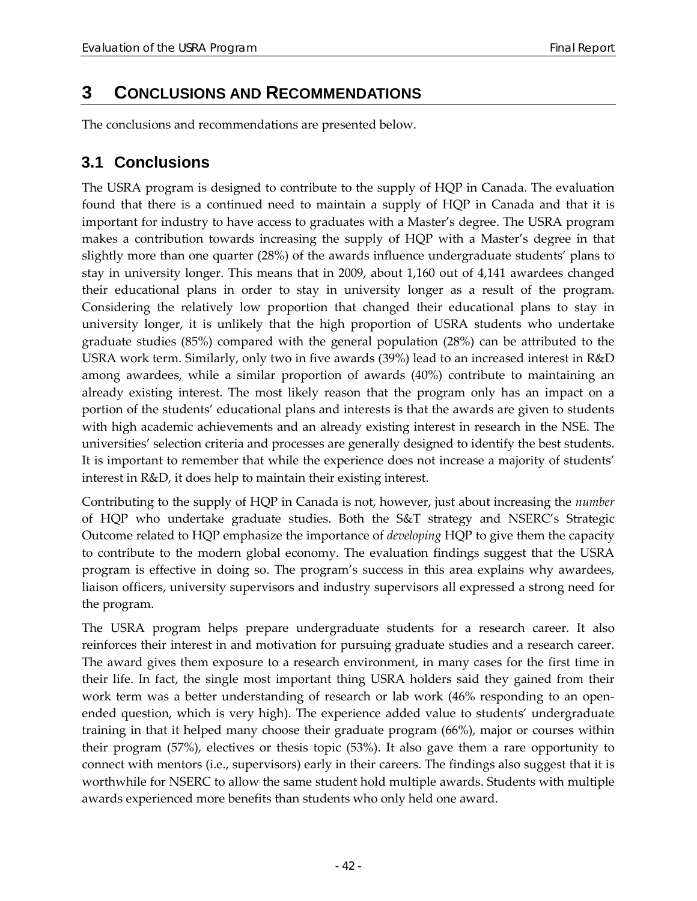# 3 CONCLUSIONS AND RECOMMENDATIONS

The conclusions and recommendations are presented below.

## 3.1 Conclusions

The USRA program is designed to contribute to the supply of HQP in Canada. The evaluation found that there is a continued need to maintain a supply of HQP in Canada and that it is important for industry to have access to graduates with a Master's degree. The USRA program makes a contribution towards increasing the supply of HQP with a Master's degree in that slightly more than one quarter (28%) of the awards influence undergraduate students' plans to stay in university longer. This means that in 2009, about 1,160 out of 4,141 awardees changed their educational plans in order to stay in university longer as a result of the program. Considering the relatively low proportion that changed their educational plans to stay in university longer, it is unlikely that the high proportion of USRA students who undertake graduate studies (85%) compared with the general population (28%) can be attributed to the USRA work term. Similarly, only two in five awards (39%) lead to an increased interest in R&D among awardees, while a similar proportion of awards (40%) contribute to maintaining an already existing interest. The most likely reason that the program only has an impact on a portion of the students' educational plans and interests is that the awards are given to students with high academic achievements and an already existing interest in research in the NSE. The universities' selection criteria and processes are generally designed to identify the best students. It is important to remember that while the experience does not increase a majority of students' interest in R&D, it does help to maintain their existing interest.

Contributing to the supply of HQP in Canada is not, however, just about increasing the *number* of HQP who undertake graduate studies. Both the S&T strategy and NSERC's Strategic Outcome related to HQP emphasize the importance of *developing* HQP to give them the capacity to contribute to the modern global economy. The evaluation findings suggest that the USRA program is effective in doing so. The program's success in this area explains why awardees, liaison officers, university supervisors and industry supervisors all expressed a strong need for the program.

The USRA program helps prepare undergraduate students for a research career. It also reinforces their interest in and motivation for pursuing graduate studies and a research career. The award gives them exposure to a research environment, in many cases for the first time in their life. In fact, the single most important thing USRA holders said they gained from their work term was a better understanding of research or lab work (46% responding to an open-ended question, which is very high). The experience added value to students' undergraduate training in that it helped many choose their graduate program (66%), major or courses within their program (57%), electives or thesis topic (53%). It also gave them a rare opportunity to connect with mentors (i.e., supervisors) early in their careers. The findings also suggest that it is worthwhile for NSERC to allow the same student hold multiple awards. Students with multiple awards experienced more benefits than students who only held one award.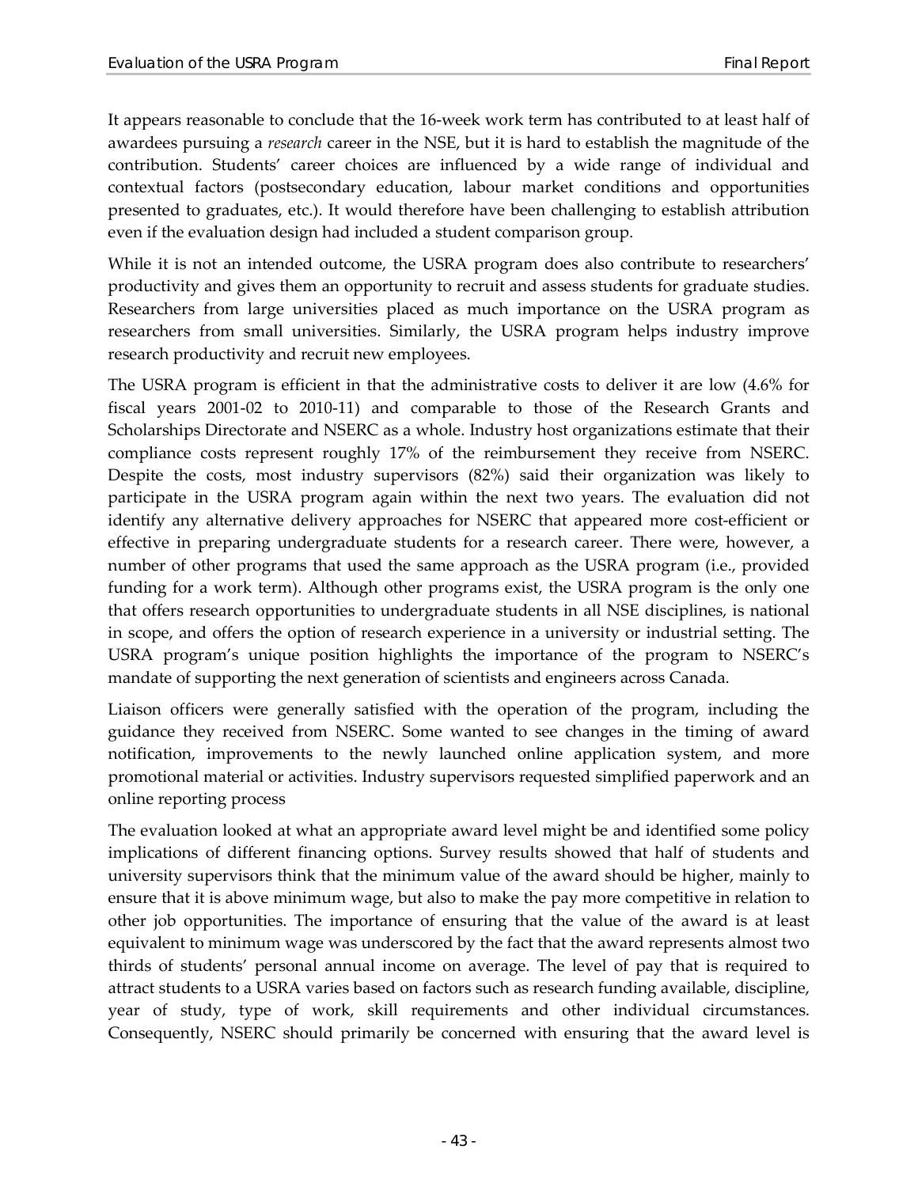It appears reasonable to conclude that the 16-week work term has contributed to at least half of awardees pursuing a *research* career in the NSE, but it is hard to establish the magnitude of the contribution. Students' career choices are influenced by a wide range of individual and contextual factors (postsecondary education, labour market conditions and opportunities presented to graduates, etc.). It would therefore have been challenging to establish attribution even if the evaluation design had included a student comparison group.

While it is not an intended outcome, the USRA program does also contribute to researchers' productivity and gives them an opportunity to recruit and assess students for graduate studies. Researchers from large universities placed as much importance on the USRA program as researchers from small universities. Similarly, the USRA program helps industry improve research productivity and recruit new employees.

The USRA program is efficient in that the administrative costs to deliver it are low (4.6% for fiscal years 2001-02 to 2010-11) and comparable to those of the Research Grants and Scholarships Directorate and NSERC as a whole. Industry host organizations estimate that their compliance costs represent roughly 17% of the reimbursement they receive from NSERC. Despite the costs, most industry supervisors (82%) said their organization was likely to participate in the USRA program again within the next two years. The evaluation did not identify any alternative delivery approaches for NSERC that appeared more cost-efficient or effective in preparing undergraduate students for a research career. There were, however, a number of other programs that used the same approach as the USRA program (i.e., provided funding for a work term). Although other programs exist, the USRA program is the only one that offers research opportunities to undergraduate students in all NSE disciplines, is national in scope, and offers the option of research experience in a university or industrial setting. The USRA program's unique position highlights the importance of the program to NSERC's mandate of supporting the next generation of scientists and engineers across Canada.

Liaison officers were generally satisfied with the operation of the program, including the guidance they received from NSERC. Some wanted to see changes in the timing of award notification, improvements to the newly launched online application system, and more promotional material or activities. Industry supervisors requested simplified paperwork and an online reporting process

The evaluation looked at what an appropriate award level might be and identified some policy implications of different financing options. Survey results showed that half of students and university supervisors think that the minimum value of the award should be higher, mainly to ensure that it is above minimum wage, but also to make the pay more competitive in relation to other job opportunities. The importance of ensuring that the value of the award is at least equivalent to minimum wage was underscored by the fact that the award represents almost two thirds of students' personal annual income on average. The level of pay that is required to attract students to a USRA varies based on factors such as research funding available, discipline, year of study, type of work, skill requirements and other individual circumstances. Consequently, NSERC should primarily be concerned with ensuring that the award level is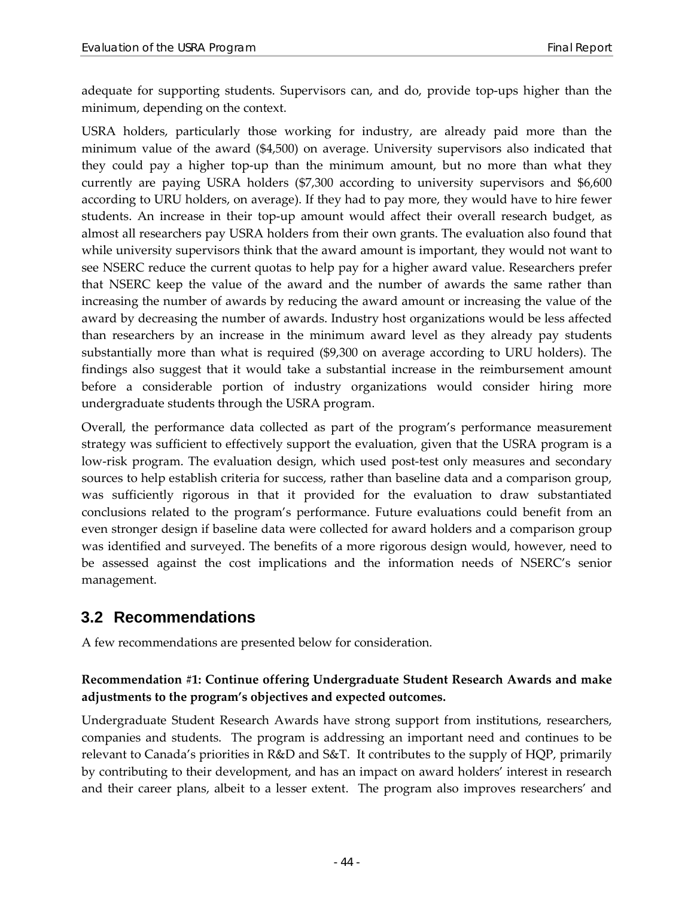adequate for supporting students. Supervisors can, and do, provide top-ups higher than the minimum, depending on the context.

USRA holders, particularly those working for industry, are already paid more than the minimum value of the award ($4,500) on average. University supervisors also indicated that they could pay a higher top-up than the minimum amount, but no more than what they currently are paying USRA holders ($7,300 according to university supervisors and $6,600 according to URU holders, on average). If they had to pay more, they would have to hire fewer students. An increase in their top-up amount would affect their overall research budget, as almost all researchers pay USRA holders from their own grants. The evaluation also found that while university supervisors think that the award amount is important, they would not want to see NSERC reduce the current quotas to help pay for a higher award value. Researchers prefer that NSERC keep the value of the award and the number of awards the same rather than increasing the number of awards by reducing the award amount or increasing the value of the award by decreasing the number of awards. Industry host organizations would be less affected than researchers by an increase in the minimum award level as they already pay students substantially more than what is required ($9,300 on average according to URU holders). The findings also suggest that it would take a substantial increase in the reimbursement amount before a considerable portion of industry organizations would consider hiring more undergraduate students through the USRA program.

Overall, the performance data collected as part of the program's performance measurement strategy was sufficient to effectively support the evaluation, given that the USRA program is a low-risk program. The evaluation design, which used post-test only measures and secondary sources to help establish criteria for success, rather than baseline data and a comparison group, was sufficiently rigorous in that it provided for the evaluation to draw substantiated conclusions related to the program's performance. Future evaluations could benefit from an even stronger design if baseline data were collected for award holders and a comparison group was identified and surveyed. The benefits of a more rigorous design would, however, need to be assessed against the cost implications and the information needs of NSERC's senior management.

## 3.2 Recommendations

A few recommendations are presented below for consideration.

**Recommendation #1: Continue offering Undergraduate Student Research Awards and make adjustments to the program's objectives and expected outcomes.**

Undergraduate Student Research Awards have strong support from institutions, researchers, companies and students. The program is addressing an important need and continues to be relevant to Canada's priorities in R&D and S&T. It contributes to the supply of HQP, primarily by contributing to their development, and has an impact on award holders' interest in research and their career plans, albeit to a lesser extent. The program also improves researchers' and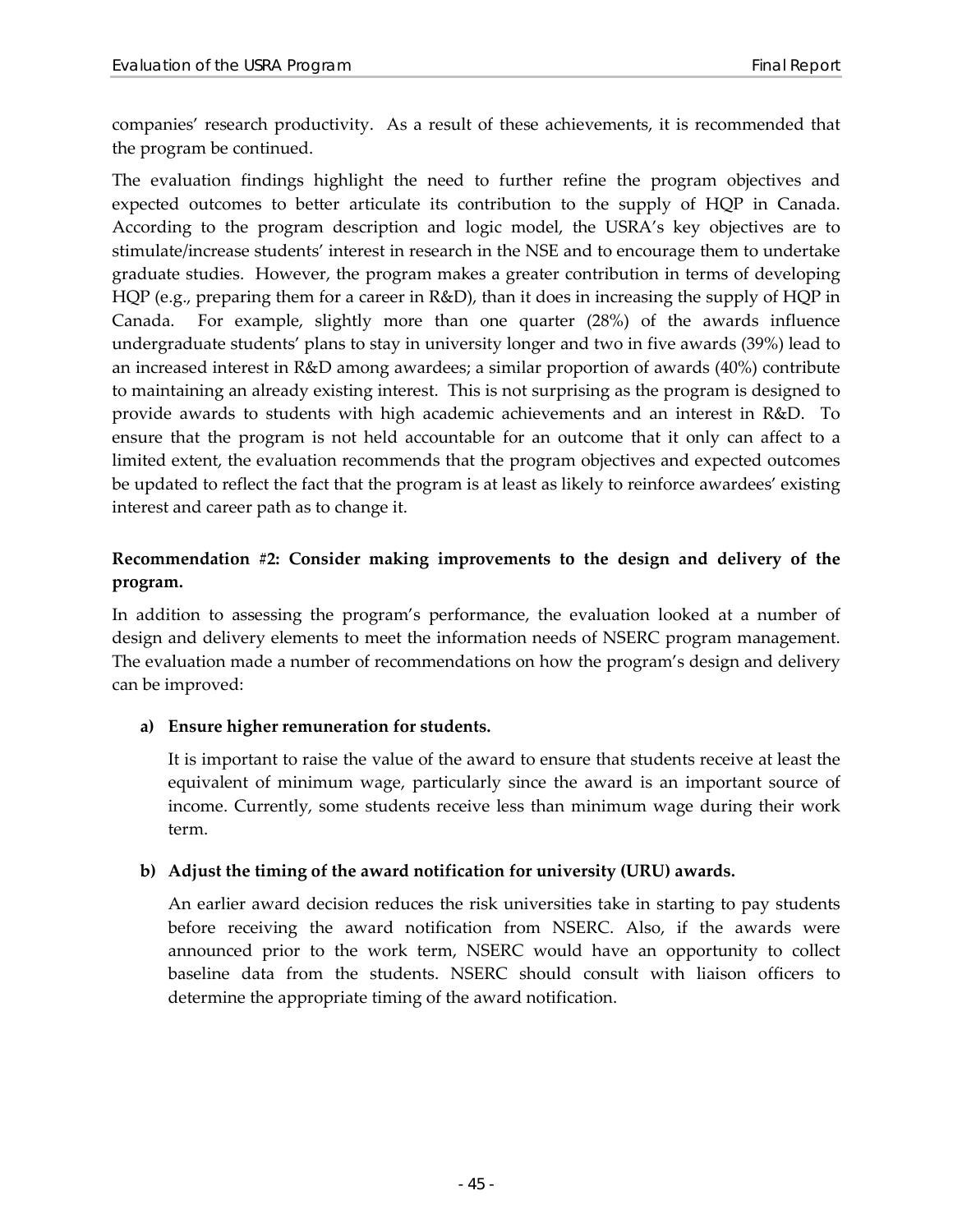companies' research productivity. As a result of these achievements, it is recommended that the program be continued.

The evaluation findings highlight the need to further refine the program objectives and expected outcomes to better articulate its contribution to the supply of HQP in Canada. According to the program description and logic model, the USRA's key objectives are to stimulate/increase students' interest in research in the NSE and to encourage them to undertake graduate studies. However, the program makes a greater contribution in terms of developing HQP (e.g., preparing them for a career in R&D), than it does in increasing the supply of HQP in Canada. For example, slightly more than one quarter (28%) of the awards influence undergraduate students' plans to stay in university longer and two in five awards (39%) lead to an increased interest in R&D among awardees; a similar proportion of awards (40%) contribute to maintaining an already existing interest. This is not surprising as the program is designed to provide awards to students with high academic achievements and an interest in R&D. To ensure that the program is not held accountable for an outcome that it only can affect to a limited extent, the evaluation recommends that the program objectives and expected outcomes be updated to reflect the fact that the program is at least as likely to reinforce awardees' existing interest and career path as to change it.

**Recommendation #2: Consider making improvements to the design and delivery of the program.**

In addition to assessing the program's performance, the evaluation looked at a number of design and delivery elements to meet the information needs of NSERC program management. The evaluation made a number of recommendations on how the program's design and delivery can be improved:

**a) Ensure higher remuneration for students.**

It is important to raise the value of the award to ensure that students receive at least the equivalent of minimum wage, particularly since the award is an important source of income. Currently, some students receive less than minimum wage during their work term.

**b) Adjust the timing of the award notification for university (URU) awards.**

An earlier award decision reduces the risk universities take in starting to pay students before receiving the award notification from NSERC. Also, if the awards were announced prior to the work term, NSERC would have an opportunity to collect baseline data from the students. NSERC should consult with liaison officers to determine the appropriate timing of the award notification.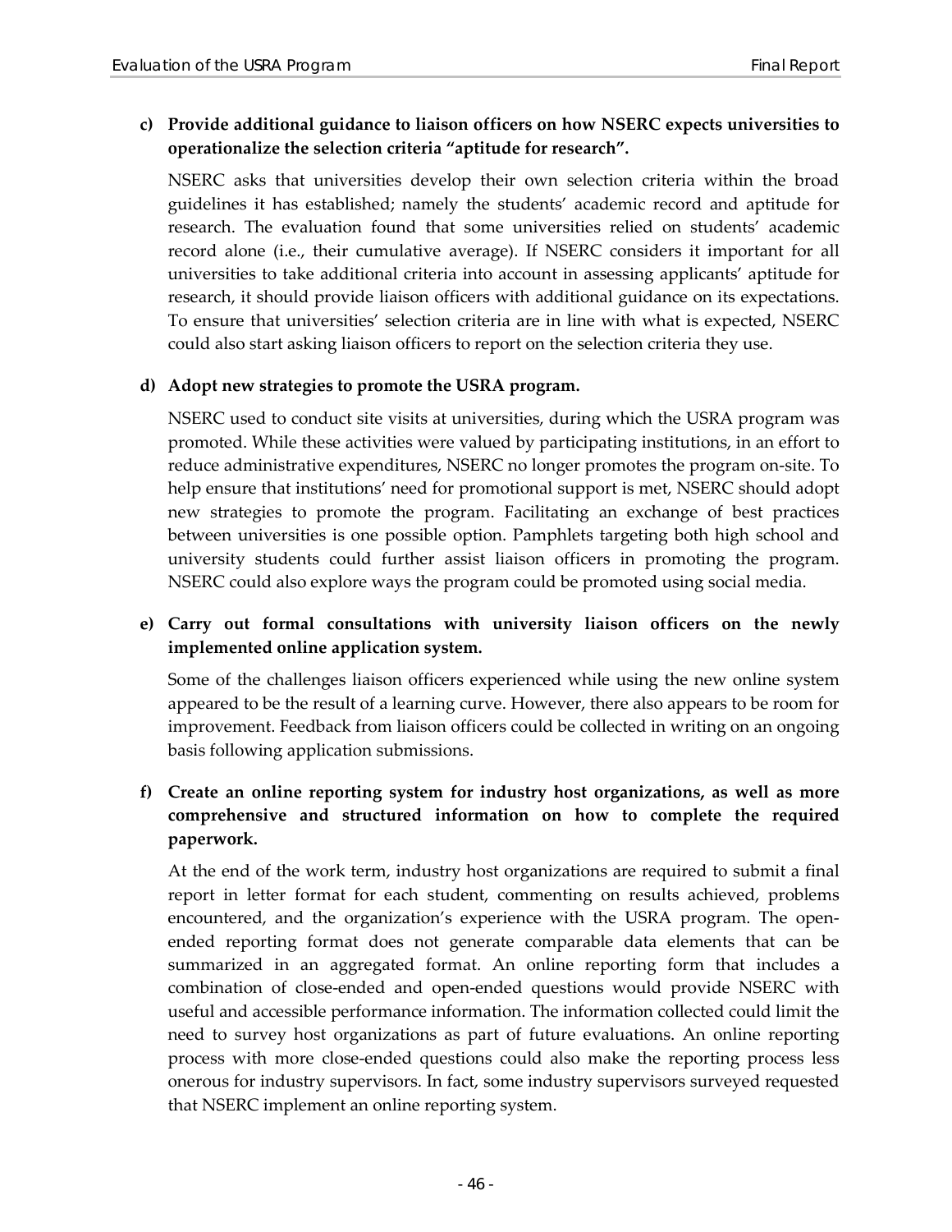**c) Provide additional guidance to liaison officers on how NSERC expects universities to operationalize the selection criteria "aptitude for research".**

NSERC asks that universities develop their own selection criteria within the broad guidelines it has established; namely the students' academic record and aptitude for research. The evaluation found that some universities relied on students' academic record alone (i.e., their cumulative average). If NSERC considers it important for all universities to take additional criteria into account in assessing applicants' aptitude for research, it should provide liaison officers with additional guidance on its expectations. To ensure that universities' selection criteria are in line with what is expected, NSERC could also start asking liaison officers to report on the selection criteria they use.

**d) Adopt new strategies to promote the USRA program.**

NSERC used to conduct site visits at universities, during which the USRA program was promoted. While these activities were valued by participating institutions, in an effort to reduce administrative expenditures, NSERC no longer promotes the program on-site. To help ensure that institutions' need for promotional support is met, NSERC should adopt new strategies to promote the program. Facilitating an exchange of best practices between universities is one possible option. Pamphlets targeting both high school and university students could further assist liaison officers in promoting the program. NSERC could also explore ways the program could be promoted using social media.

**e) Carry out formal consultations with university liaison officers on the newly implemented online application system.**

Some of the challenges liaison officers experienced while using the new online system appeared to be the result of a learning curve. However, there also appears to be room for improvement. Feedback from liaison officers could be collected in writing on an ongoing basis following application submissions.

**f) Create an online reporting system for industry host organizations, as well as more comprehensive and structured information on how to complete the required paperwork.**

At the end of the work term, industry host organizations are required to submit a final report in letter format for each student, commenting on results achieved, problems encountered, and the organization's experience with the USRA program. The open-ended reporting format does not generate comparable data elements that can be summarized in an aggregated format. An online reporting form that includes a combination of close-ended and open-ended questions would provide NSERC with useful and accessible performance information. The information collected could limit the need to survey host organizations as part of future evaluations. An online reporting process with more close-ended questions could also make the reporting process less onerous for industry supervisors. In fact, some industry supervisors surveyed requested that NSERC implement an online reporting system.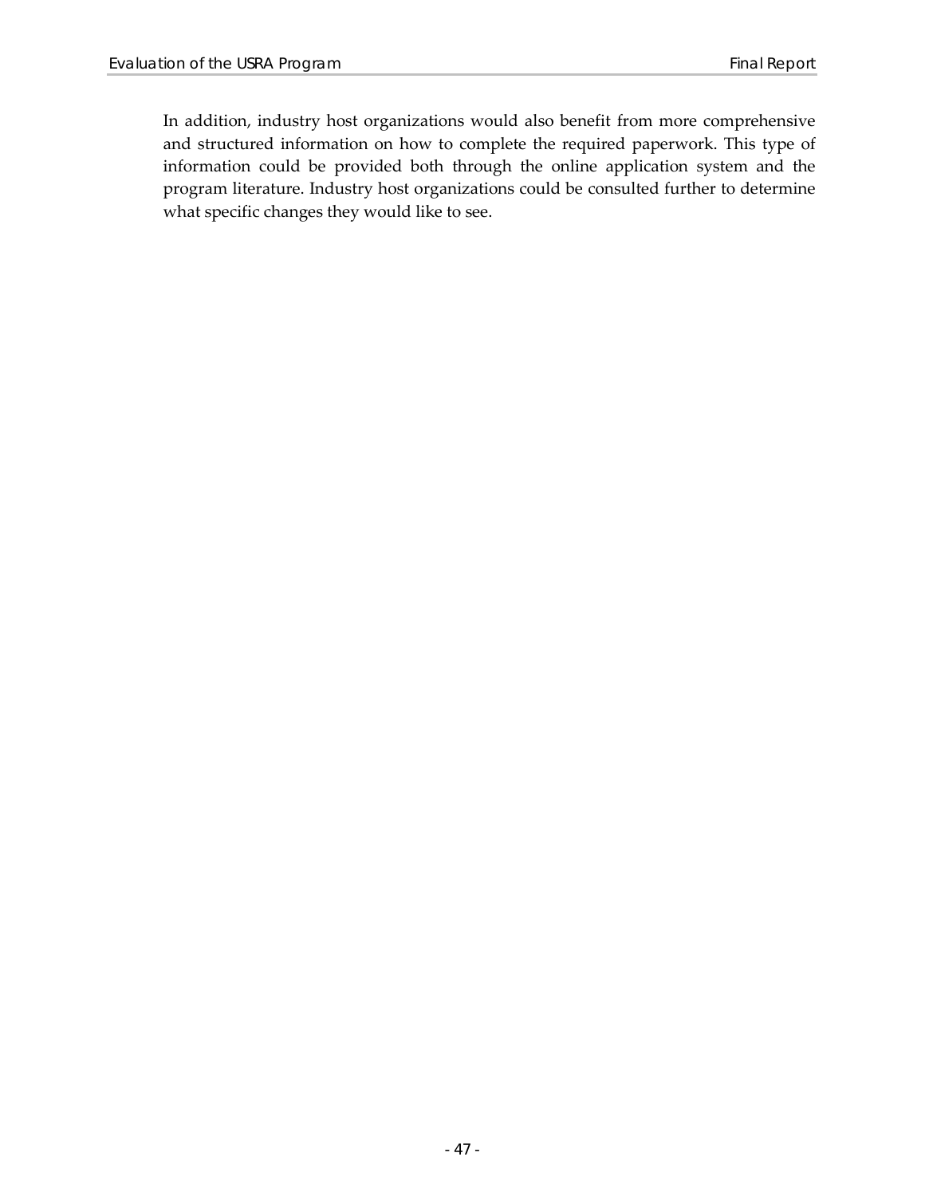In addition, industry host organizations would also benefit from more comprehensive and structured information on how to complete the required paperwork. This type of information could be provided both through the online application system and the program literature. Industry host organizations could be consulted further to determine what specific changes they would like to see.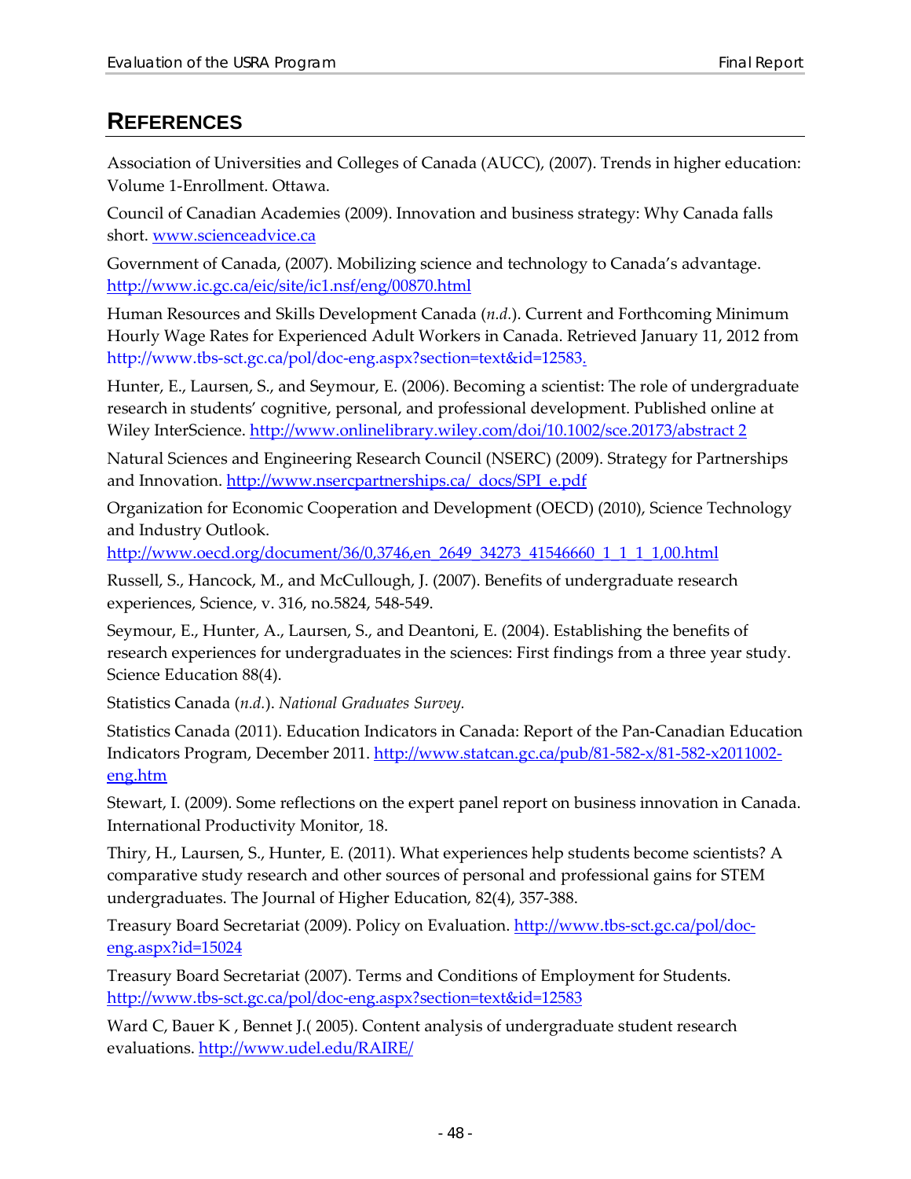# REFERENCES

Association of Universities and Colleges of Canada (AUCC), (2007). Trends in higher education: Volume 1-Enrollment. Ottawa.

Council of Canadian Academies (2009). Innovation and business strategy: Why Canada falls short. www.scienceadvice.ca

Government of Canada, (2007). Mobilizing science and technology to Canada's advantage. http://www.ic.gc.ca/eic/site/ic1.nsf/eng/00870.html

Human Resources and Skills Development Canada (*n.d.*). Current and Forthcoming Minimum Hourly Wage Rates for Experienced Adult Workers in Canada. Retrieved January 11, 2012 from http://www.tbs-sct.gc.ca/pol/doc-eng.aspx?section=text&id=12583.

Hunter, E., Laursen, S., and Seymour, E. (2006). Becoming a scientist: The role of undergraduate research in students' cognitive, personal, and professional development. Published online at Wiley InterScience. http://www.onlinelibrary.wiley.com/doi/10.1002/sce.20173/abstract 2

Natural Sciences and Engineering Research Council (NSERC) (2009). Strategy for Partnerships and Innovation. http://www.nsercpartnerships.ca/_docs/SPI_e.pdf

Organization for Economic Cooperation and Development (OECD) (2010), Science Technology and Industry Outlook. http://www.oecd.org/document/36/0,3746,en_2649_34273_41546660_1_1_1_1,00.html

Russell, S., Hancock, M., and McCullough, J. (2007). Benefits of undergraduate research experiences, Science, v. 316, no.5824, 548-549.

Seymour, E., Hunter, A., Laursen, S., and Deantoni, E. (2004). Establishing the benefits of research experiences for undergraduates in the sciences: First findings from a three year study. Science Education 88(4).

Statistics Canada (*n.d.*). *National Graduates Survey.*

Statistics Canada (2011). Education Indicators in Canada: Report of the Pan-Canadian Education Indicators Program, December 2011. http://www.statcan.gc.ca/pub/81-582-x/81-582-x2011002-eng.htm

Stewart, I. (2009). Some reflections on the expert panel report on business innovation in Canada. International Productivity Monitor, 18.

Thiry, H., Laursen, S., Hunter, E. (2011). What experiences help students become scientists? A comparative study research and other sources of personal and professional gains for STEM undergraduates. The Journal of Higher Education, 82(4), 357-388.

Treasury Board Secretariat (2009). Policy on Evaluation. http://www.tbs-sct.gc.ca/pol/doc-eng.aspx?id=15024

Treasury Board Secretariat (2007). Terms and Conditions of Employment for Students. http://www.tbs-sct.gc.ca/pol/doc-eng.aspx?section=text&id=12583

Ward C, Bauer K , Bennet J.( 2005). Content analysis of undergraduate student research evaluations. http://www.udel.edu/RAIRE/